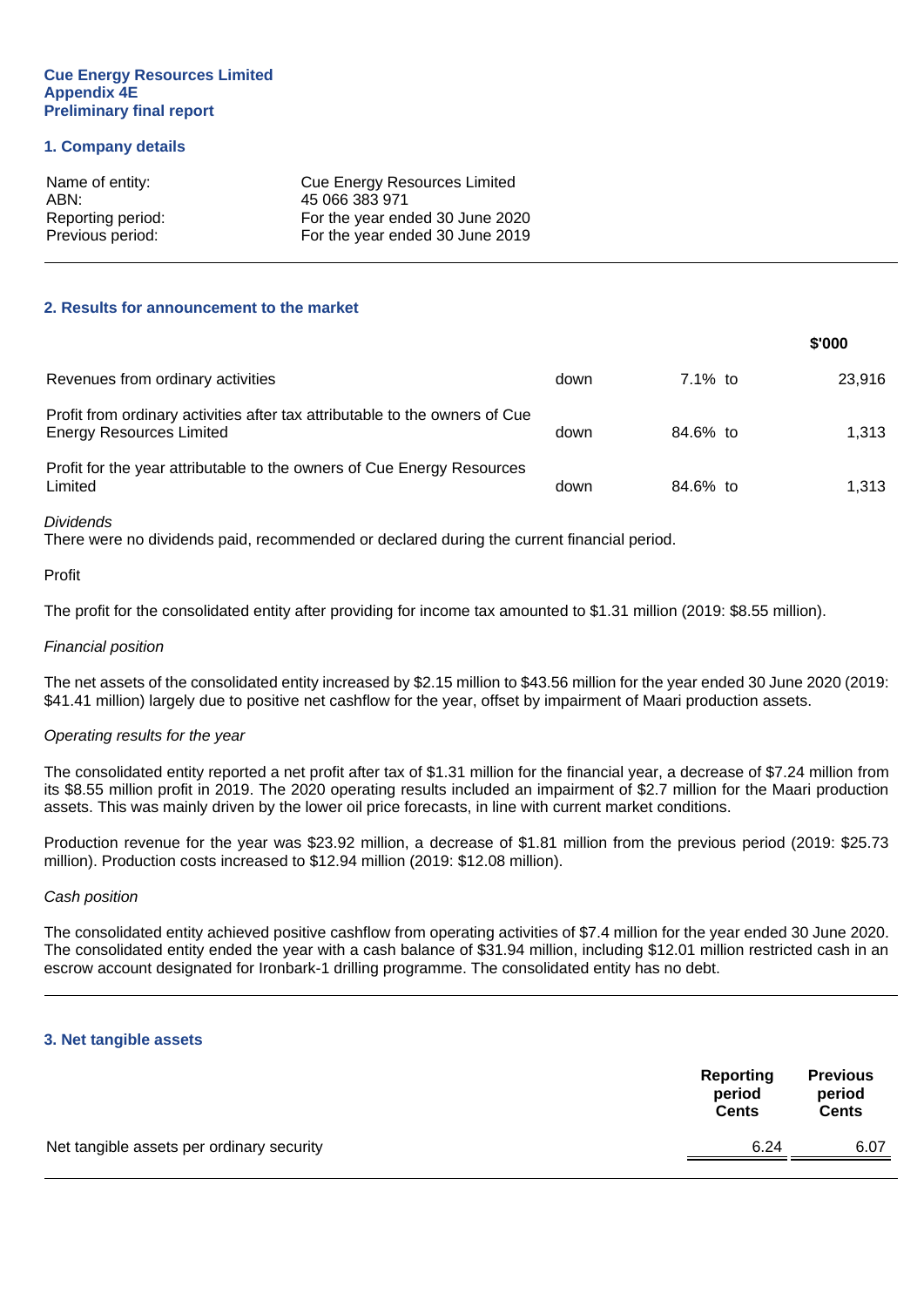**Cue Energy Resources Limited**
**Appendix 4E**
**Preliminary final report**

## 1. Company details

| | |
|---|---|
| Name of entity: | Cue Energy Resources Limited |
| ABN: | 45 066 383 971 |
| Reporting period: | For the year ended 30 June 2020 |
| Previous period: | For the year ended 30 June 2019 |

## 2. Results for announcement to the market

| | | | $'000 |
|---|---|---|---|
| Revenues from ordinary activities | down | 7.1% to | 23,916 |
| Profit from ordinary activities after tax attributable to the owners of Cue Energy Resources Limited | down | 84.6% to | 1,313 |
| Profit for the year attributable to the owners of Cue Energy Resources Limited | down | 84.6% to | 1,313 |

*Dividends*
There were no dividends paid, recommended or declared during the current financial period.

Profit

The profit for the consolidated entity after providing for income tax amounted to $1.31 million (2019: $8.55 million).

*Financial position*

The net assets of the consolidated entity increased by $2.15 million to $43.56 million for the year ended 30 June 2020 (2019: $41.41 million) largely due to positive net cashflow for the year, offset by impairment of Maari production assets.

*Operating results for the year*

The consolidated entity reported a net profit after tax of $1.31 million for the financial year, a decrease of $7.24 million from its $8.55 million profit in 2019. The 2020 operating results included an impairment of $2.7 million for the Maari production assets. This was mainly driven by the lower oil price forecasts, in line with current market conditions.

Production revenue for the year was $23.92 million, a decrease of $1.81 million from the previous period (2019: $25.73 million). Production costs increased to $12.94 million (2019: $12.08 million).

*Cash position*

The consolidated entity achieved positive cashflow from operating activities of $7.4 million for the year ended 30 June 2020. The consolidated entity ended the year with a cash balance of $31.94 million, including $12.01 million restricted cash in an escrow account designated for Ironbark-1 drilling programme. The consolidated entity has no debt.

## 3. Net tangible assets

| | Reporting period Cents | Previous period Cents |
|---|---|---|
| Net tangible assets per ordinary security | 6.24 | 6.07 |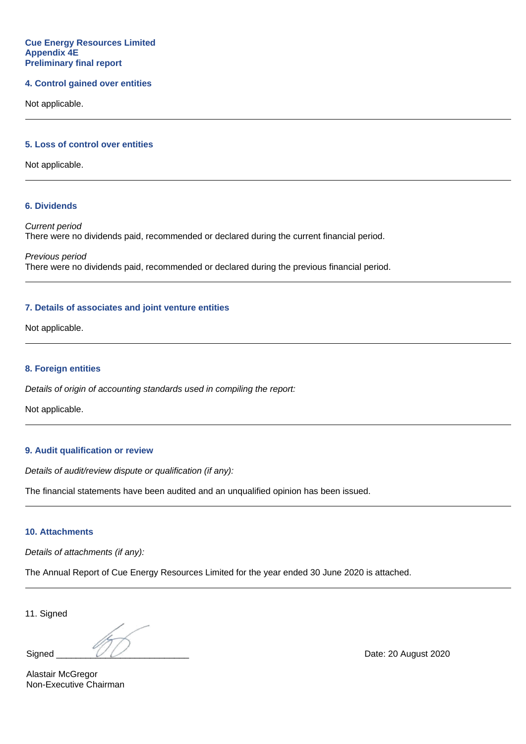**Cue Energy Resources Limited**
**Appendix 4E**
**Preliminary final report**

### 4. Control gained over entities

Not applicable.

---

### 5. Loss of control over entities

Not applicable.

---

### 6. Dividends

*Current period*
There were no dividends paid, recommended or declared during the current financial period.

*Previous period*
There were no dividends paid, recommended or declared during the previous financial period.

---

### 7. Details of associates and joint venture entities

Not applicable.

---

### 8. Foreign entities

*Details of origin of accounting standards used in compiling the report:*

Not applicable.

---

### 9. Audit qualification or review

*Details of audit/review dispute or qualification (if any):*

The financial statements have been audited and an unqualified opinion has been issued.

---

### 10. Attachments

*Details of attachments (if any):*

The Annual Report of Cue Energy Resources Limited for the year ended 30 June 2020 is attached.

---

11. Signed

Signed ___________________________ Date: 20 August 2020

Alastair McGregor
Non-Executive Chairman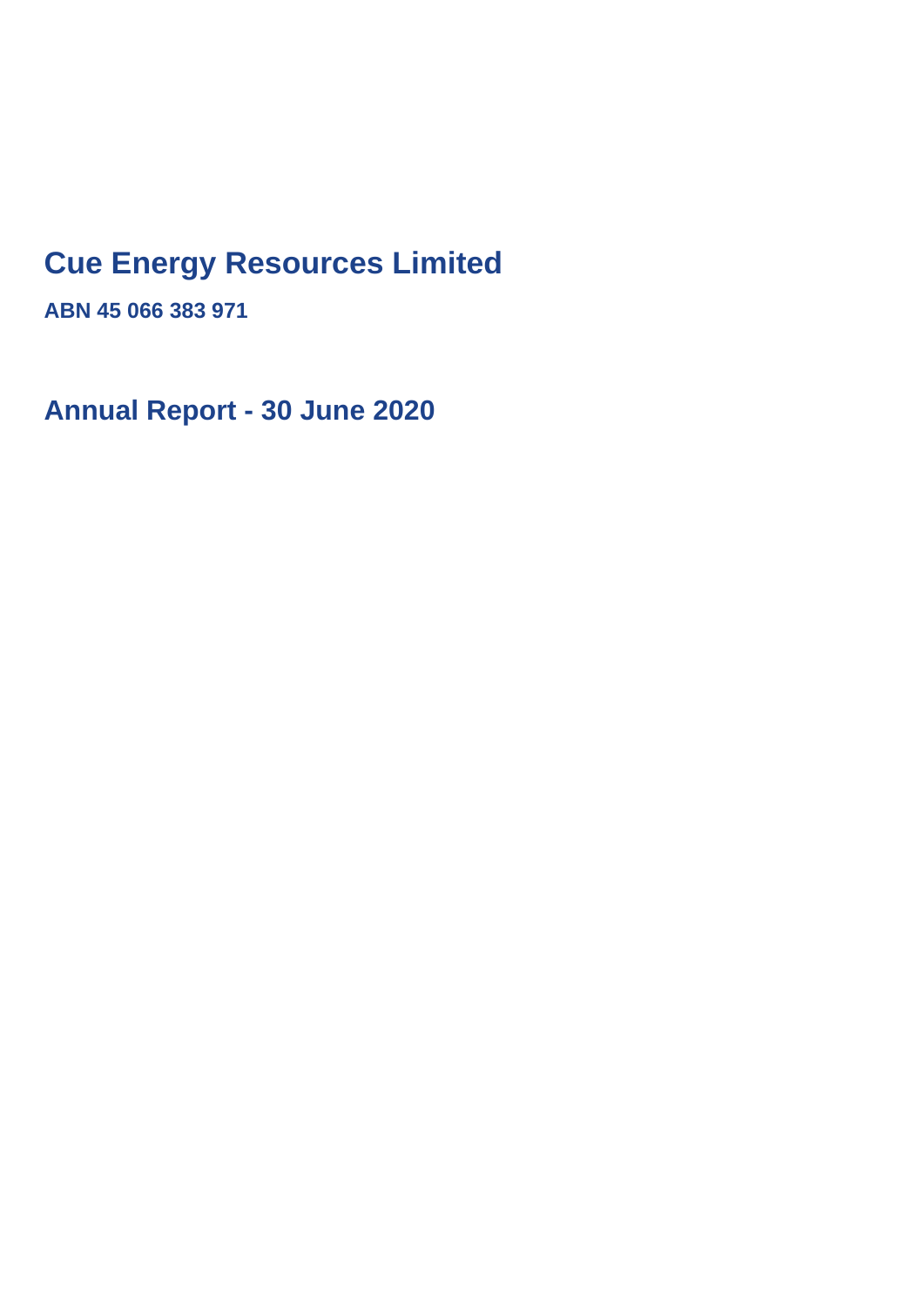# Cue Energy Resources Limited

**ABN 45 066 383 971**

## Annual Report - 30 June 2020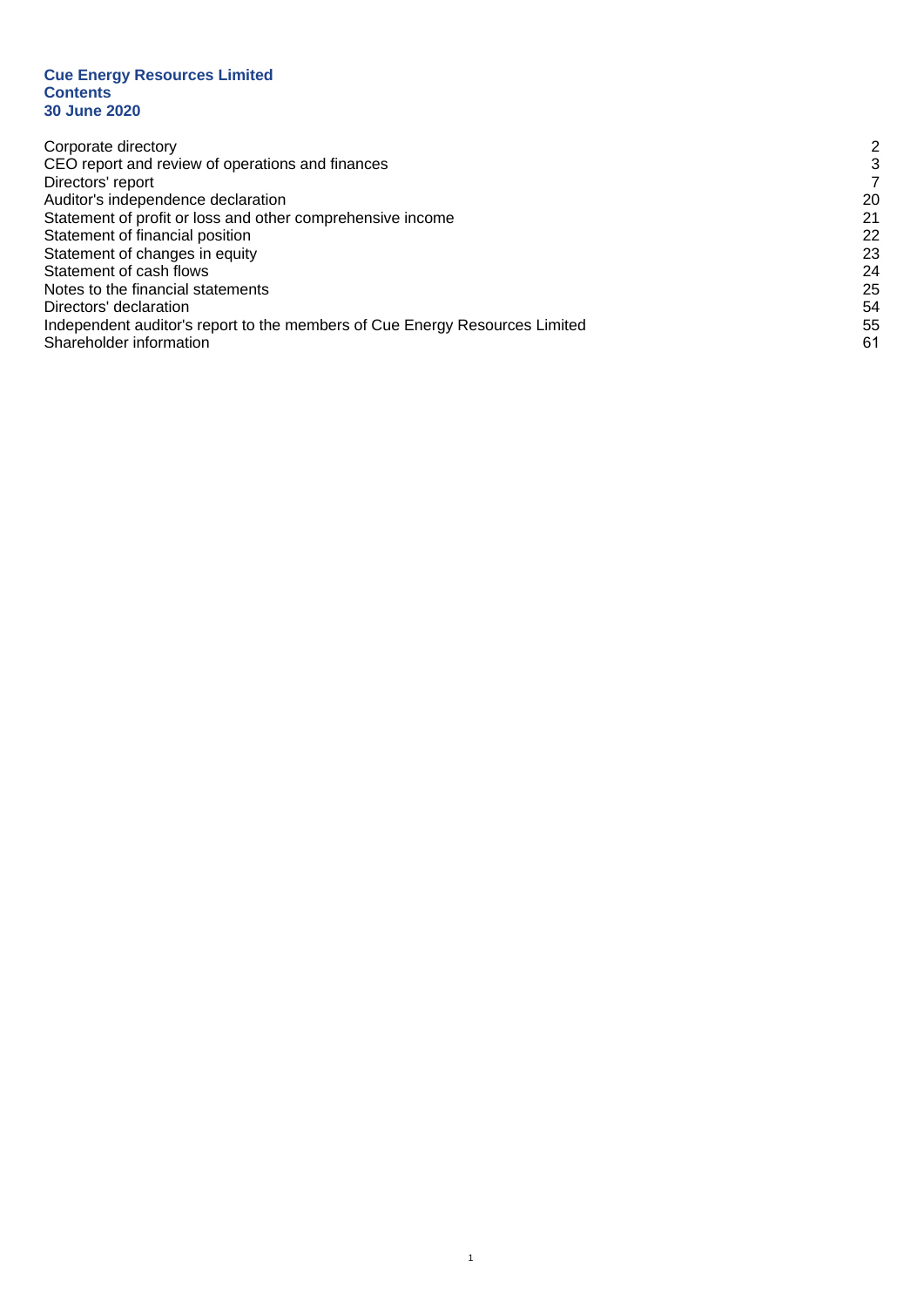**Cue Energy Resources Limited**
**Contents**
**30 June 2020**

| | |
|---|---|
| Corporate directory | 2 |
| CEO report and review of operations and finances | 3 |
| Directors' report | 7 |
| Auditor's independence declaration | 20 |
| Statement of profit or loss and other comprehensive income | 21 |
| Statement of financial position | 22 |
| Statement of changes in equity | 23 |
| Statement of cash flows | 24 |
| Notes to the financial statements | 25 |
| Directors' declaration | 54 |
| Independent auditor's report to the members of Cue Energy Resources Limited | 55 |
| Shareholder information | 61 |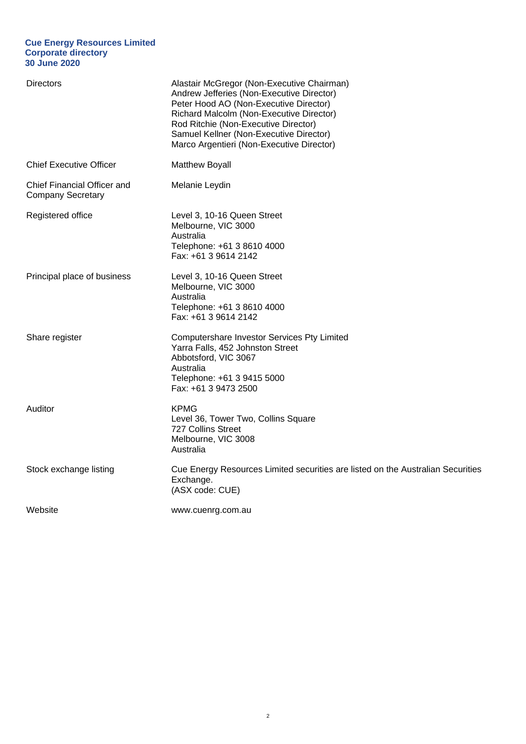**Cue Energy Resources Limited**
**Corporate directory**
**30 June 2020**

| | |
|---|---|
| Directors | Alastair McGregor (Non-Executive Chairman)<br>Andrew Jefferies (Non-Executive Director)<br>Peter Hood AO (Non-Executive Director)<br>Richard Malcolm (Non-Executive Director)<br>Rod Ritchie (Non-Executive Director)<br>Samuel Kellner (Non-Executive Director)<br>Marco Argentieri (Non-Executive Director) |
| Chief Executive Officer | Matthew Boyall |
| Chief Financial Officer and Company Secretary | Melanie Leydin |
| Registered office | Level 3, 10-16 Queen Street<br>Melbourne, VIC 3000<br>Australia<br>Telephone: +61 3 8610 4000<br>Fax: +61 3 9614 2142 |
| Principal place of business | Level 3, 10-16 Queen Street<br>Melbourne, VIC 3000<br>Australia<br>Telephone: +61 3 8610 4000<br>Fax: +61 3 9614 2142 |
| Share register | Computershare Investor Services Pty Limited<br>Yarra Falls, 452 Johnston Street<br>Abbotsford, VIC 3067<br>Australia<br>Telephone: +61 3 9415 5000<br>Fax: +61 3 9473 2500 |
| Auditor | KPMG<br>Level 36, Tower Two, Collins Square<br>727 Collins Street<br>Melbourne, VIC 3008<br>Australia |
| Stock exchange listing | Cue Energy Resources Limited securities are listed on the Australian Securities Exchange.<br>(ASX code: CUE) |
| Website | www.cuenrg.com.au |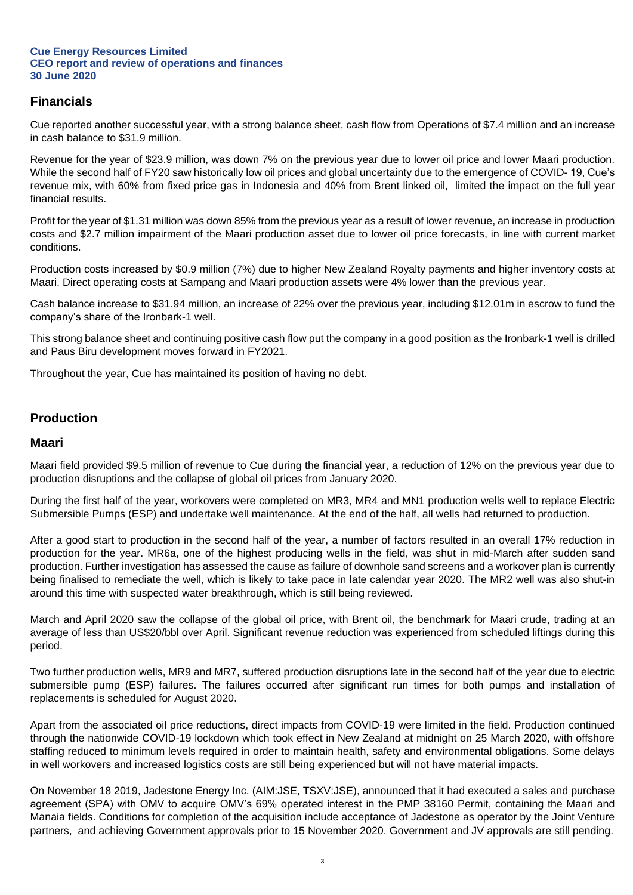## Financials

Cue reported another successful year, with a strong balance sheet, cash flow from Operations of $7.4 million and an increase in cash balance to $31.9 million.

Revenue for the year of $23.9 million, was down 7% on the previous year due to lower oil price and lower Maari production. While the second half of FY20 saw historically low oil prices and global uncertainty due to the emergence of COVID- 19, Cue's revenue mix, with 60% from fixed price gas in Indonesia and 40% from Brent linked oil, limited the impact on the full year financial results.

Profit for the year of $1.31 million was down 85% from the previous year as a result of lower revenue, an increase in production costs and $2.7 million impairment of the Maari production asset due to lower oil price forecasts, in line with current market conditions.

Production costs increased by $0.9 million (7%) due to higher New Zealand Royalty payments and higher inventory costs at Maari. Direct operating costs at Sampang and Maari production assets were 4% lower than the previous year.

Cash balance increase to $31.94 million, an increase of 22% over the previous year, including $12.01m in escrow to fund the company's share of the Ironbark-1 well.

This strong balance sheet and continuing positive cash flow put the company in a good position as the Ironbark-1 well is drilled and Paus Biru development moves forward in FY2021.

Throughout the year, Cue has maintained its position of having no debt.

## Production

### Maari

Maari field provided $9.5 million of revenue to Cue during the financial year, a reduction of 12% on the previous year due to production disruptions and the collapse of global oil prices from January 2020.

During the first half of the year, workovers were completed on MR3, MR4 and MN1 production wells well to replace Electric Submersible Pumps (ESP) and undertake well maintenance. At the end of the half, all wells had returned to production.

After a good start to production in the second half of the year, a number of factors resulted in an overall 17% reduction in production for the year. MR6a, one of the highest producing wells in the field, was shut in mid-March after sudden sand production. Further investigation has assessed the cause as failure of downhole sand screens and a workover plan is currently being finalised to remediate the well, which is likely to take pace in late calendar year 2020. The MR2 well was also shut-in around this time with suspected water breakthrough, which is still being reviewed.

March and April 2020 saw the collapse of the global oil price, with Brent oil, the benchmark for Maari crude, trading at an average of less than US$20/bbl over April. Significant revenue reduction was experienced from scheduled liftings during this period.

Two further production wells, MR9 and MR7, suffered production disruptions late in the second half of the year due to electric submersible pump (ESP) failures. The failures occurred after significant run times for both pumps and installation of replacements is scheduled for August 2020.

Apart from the associated oil price reductions, direct impacts from COVID-19 were limited in the field. Production continued through the nationwide COVID-19 lockdown which took effect in New Zealand at midnight on 25 March 2020, with offshore staffing reduced to minimum levels required in order to maintain health, safety and environmental obligations. Some delays in well workovers and increased logistics costs are still being experienced but will not have material impacts.

On November 18 2019, Jadestone Energy Inc. (AIM:JSE, TSXV:JSE), announced that it had executed a sales and purchase agreement (SPA) with OMV to acquire OMV's 69% operated interest in the PMP 38160 Permit, containing the Maari and Manaia fields. Conditions for completion of the acquisition include acceptance of Jadestone as operator by the Joint Venture partners, and achieving Government approvals prior to 15 November 2020. Government and JV approvals are still pending.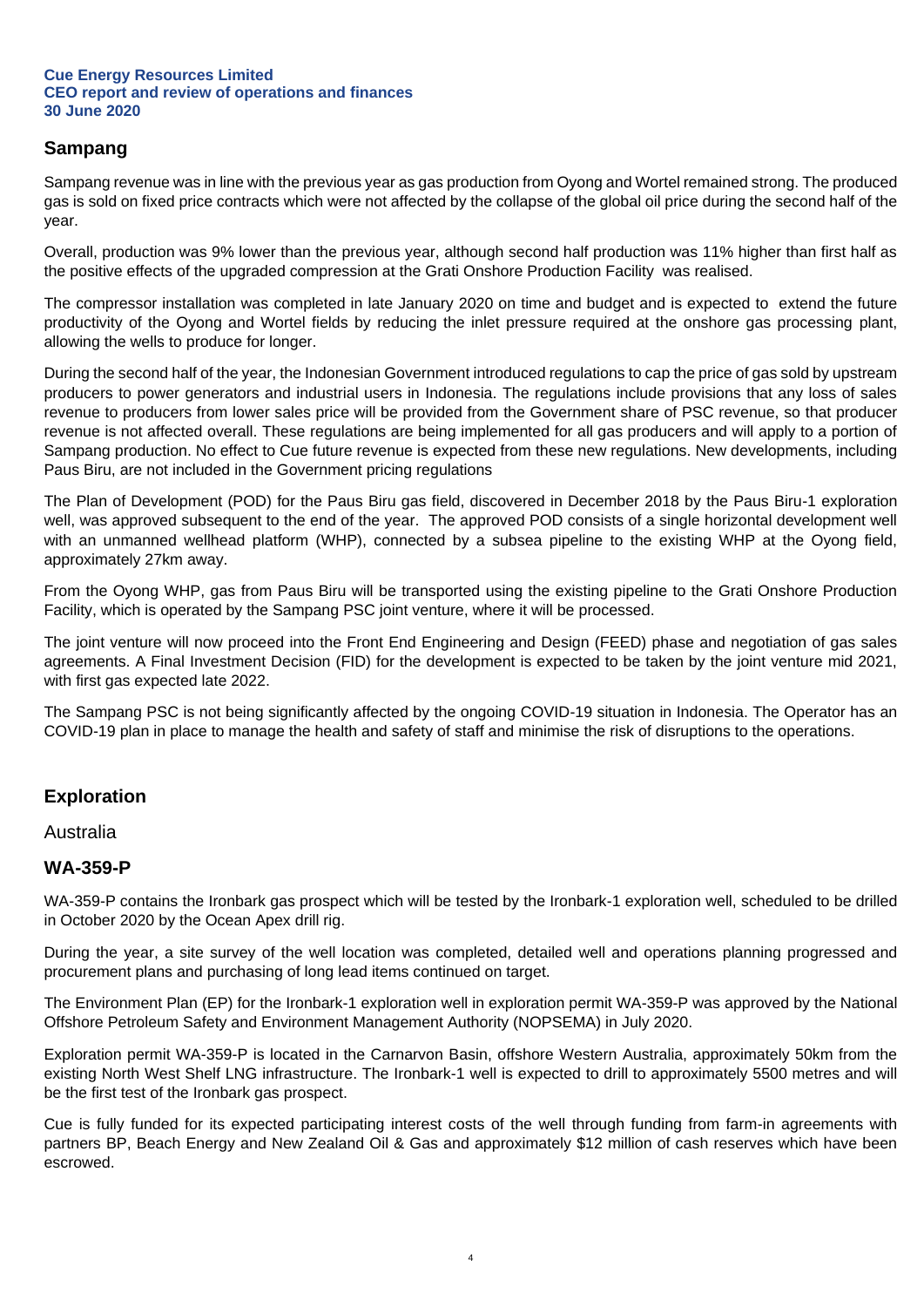## Sampang

Sampang revenue was in line with the previous year as gas production from Oyong and Wortel remained strong. The produced gas is sold on fixed price contracts which were not affected by the collapse of the global oil price during the second half of the year.

Overall, production was 9% lower than the previous year, although second half production was 11% higher than first half as the positive effects of the upgraded compression at the Grati Onshore Production Facility was realised.

The compressor installation was completed in late January 2020 on time and budget and is expected to extend the future productivity of the Oyong and Wortel fields by reducing the inlet pressure required at the onshore gas processing plant, allowing the wells to produce for longer.

During the second half of the year, the Indonesian Government introduced regulations to cap the price of gas sold by upstream producers to power generators and industrial users in Indonesia. The regulations include provisions that any loss of sales revenue to producers from lower sales price will be provided from the Government share of PSC revenue, so that producer revenue is not affected overall. These regulations are being implemented for all gas producers and will apply to a portion of Sampang production. No effect to Cue future revenue is expected from these new regulations. New developments, including Paus Biru, are not included in the Government pricing regulations

The Plan of Development (POD) for the Paus Biru gas field, discovered in December 2018 by the Paus Biru-1 exploration well, was approved subsequent to the end of the year. The approved POD consists of a single horizontal development well with an unmanned wellhead platform (WHP), connected by a subsea pipeline to the existing WHP at the Oyong field, approximately 27km away.

From the Oyong WHP, gas from Paus Biru will be transported using the existing pipeline to the Grati Onshore Production Facility, which is operated by the Sampang PSC joint venture, where it will be processed.

The joint venture will now proceed into the Front End Engineering and Design (FEED) phase and negotiation of gas sales agreements. A Final Investment Decision (FID) for the development is expected to be taken by the joint venture mid 2021, with first gas expected late 2022.

The Sampang PSC is not being significantly affected by the ongoing COVID-19 situation in Indonesia. The Operator has an COVID-19 plan in place to manage the health and safety of staff and minimise the risk of disruptions to the operations.

## Exploration

### Australia

## WA-359-P

WA-359-P contains the Ironbark gas prospect which will be tested by the Ironbark-1 exploration well, scheduled to be drilled in October 2020 by the Ocean Apex drill rig.

During the year, a site survey of the well location was completed, detailed well and operations planning progressed and procurement plans and purchasing of long lead items continued on target.

The Environment Plan (EP) for the Ironbark-1 exploration well in exploration permit WA-359-P was approved by the National Offshore Petroleum Safety and Environment Management Authority (NOPSEMA) in July 2020.

Exploration permit WA-359-P is located in the Carnarvon Basin, offshore Western Australia, approximately 50km from the existing North West Shelf LNG infrastructure. The Ironbark-1 well is expected to drill to approximately 5500 metres and will be the first test of the Ironbark gas prospect.

Cue is fully funded for its expected participating interest costs of the well through funding from farm-in agreements with partners BP, Beach Energy and New Zealand Oil & Gas and approximately $12 million of cash reserves which have been escrowed.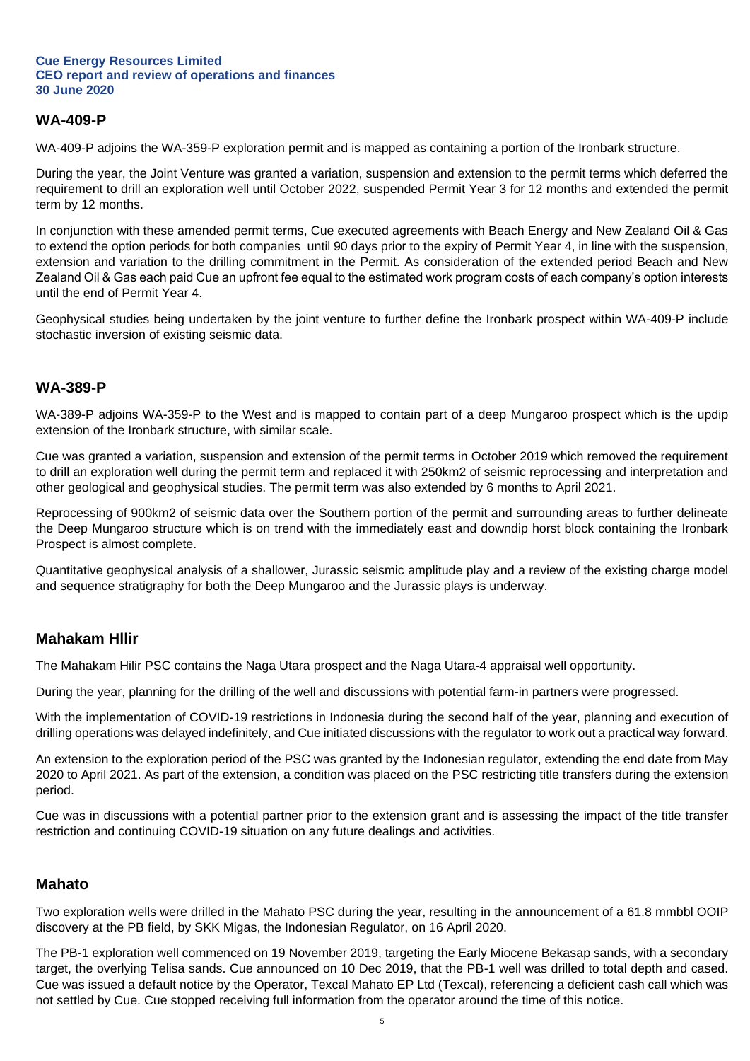## WA-409-P

WA-409-P adjoins the WA-359-P exploration permit and is mapped as containing a portion of the Ironbark structure.

During the year, the Joint Venture was granted a variation, suspension and extension to the permit terms which deferred the requirement to drill an exploration well until October 2022, suspended Permit Year 3 for 12 months and extended the permit term by 12 months.

In conjunction with these amended permit terms, Cue executed agreements with Beach Energy and New Zealand Oil & Gas to extend the option periods for both companies until 90 days prior to the expiry of Permit Year 4, in line with the suspension, extension and variation to the drilling commitment in the Permit. As consideration of the extended period Beach and New Zealand Oil & Gas each paid Cue an upfront fee equal to the estimated work program costs of each company's option interests until the end of Permit Year 4.

Geophysical studies being undertaken by the joint venture to further define the Ironbark prospect within WA-409-P include stochastic inversion of existing seismic data.

## WA-389-P

WA-389-P adjoins WA-359-P to the West and is mapped to contain part of a deep Mungaroo prospect which is the updip extension of the Ironbark structure, with similar scale.

Cue was granted a variation, suspension and extension of the permit terms in October 2019 which removed the requirement to drill an exploration well during the permit term and replaced it with 250km2 of seismic reprocessing and interpretation and other geological and geophysical studies. The permit term was also extended by 6 months to April 2021.

Reprocessing of 900km2 of seismic data over the Southern portion of the permit and surrounding areas to further delineate the Deep Mungaroo structure which is on trend with the immediately east and downdip horst block containing the Ironbark Prospect is almost complete.

Quantitative geophysical analysis of a shallower, Jurassic seismic amplitude play and a review of the existing charge model and sequence stratigraphy for both the Deep Mungaroo and the Jurassic plays is underway.

## Mahakam Hllir

The Mahakam Hilir PSC contains the Naga Utara prospect and the Naga Utara-4 appraisal well opportunity.

During the year, planning for the drilling of the well and discussions with potential farm-in partners were progressed.

With the implementation of COVID-19 restrictions in Indonesia during the second half of the year, planning and execution of drilling operations was delayed indefinitely, and Cue initiated discussions with the regulator to work out a practical way forward.

An extension to the exploration period of the PSC was granted by the Indonesian regulator, extending the end date from May 2020 to April 2021. As part of the extension, a condition was placed on the PSC restricting title transfers during the extension period.

Cue was in discussions with a potential partner prior to the extension grant and is assessing the impact of the title transfer restriction and continuing COVID-19 situation on any future dealings and activities.

## Mahato

Two exploration wells were drilled in the Mahato PSC during the year, resulting in the announcement of a 61.8 mmbbl OOIP discovery at the PB field, by SKK Migas, the Indonesian Regulator, on 16 April 2020.

The PB-1 exploration well commenced on 19 November 2019, targeting the Early Miocene Bekasap sands, with a secondary target, the overlying Telisa sands. Cue announced on 10 Dec 2019, that the PB-1 well was drilled to total depth and cased. Cue was issued a default notice by the Operator, Texcal Mahato EP Ltd (Texcal), referencing a deficient cash call which was not settled by Cue. Cue stopped receiving full information from the operator around the time of this notice.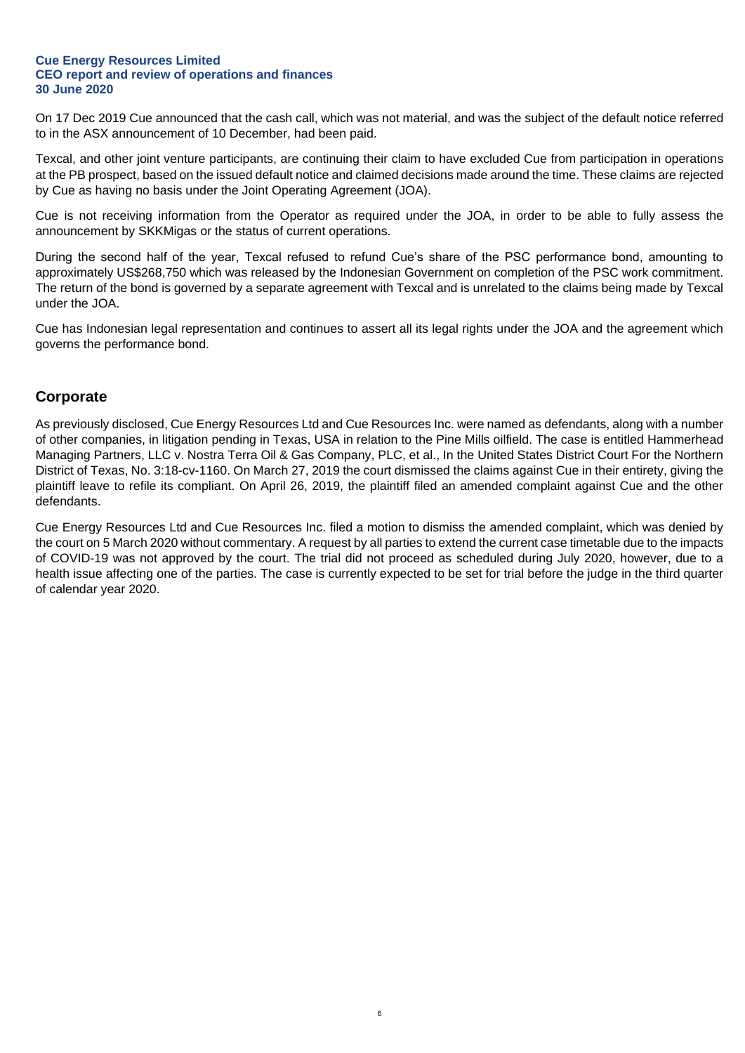On 17 Dec 2019 Cue announced that the cash call, which was not material, and was the subject of the default notice referred to in the ASX announcement of 10 December, had been paid.

Texcal, and other joint venture participants, are continuing their claim to have excluded Cue from participation in operations at the PB prospect, based on the issued default notice and claimed decisions made around the time. These claims are rejected by Cue as having no basis under the Joint Operating Agreement (JOA).

Cue is not receiving information from the Operator as required under the JOA, in order to be able to fully assess the announcement by SKKMigas or the status of current operations.

During the second half of the year, Texcal refused to refund Cue's share of the PSC performance bond, amounting to approximately US$268,750 which was released by the Indonesian Government on completion of the PSC work commitment. The return of the bond is governed by a separate agreement with Texcal and is unrelated to the claims being made by Texcal under the JOA.

Cue has Indonesian legal representation and continues to assert all its legal rights under the JOA and the agreement which governs the performance bond.

## Corporate

As previously disclosed, Cue Energy Resources Ltd and Cue Resources Inc. were named as defendants, along with a number of other companies, in litigation pending in Texas, USA in relation to the Pine Mills oilfield. The case is entitled Hammerhead Managing Partners, LLC v. Nostra Terra Oil & Gas Company, PLC, et al., In the United States District Court For the Northern District of Texas, No. 3:18-cv-1160. On March 27, 2019 the court dismissed the claims against Cue in their entirety, giving the plaintiff leave to refile its compliant. On April 26, 2019, the plaintiff filed an amended complaint against Cue and the other defendants.

Cue Energy Resources Ltd and Cue Resources Inc. filed a motion to dismiss the amended complaint, which was denied by the court on 5 March 2020 without commentary. A request by all parties to extend the current case timetable due to the impacts of COVID-19 was not approved by the court. The trial did not proceed as scheduled during July 2020, however, due to a health issue affecting one of the parties. The case is currently expected to be set for trial before the judge in the third quarter of calendar year 2020.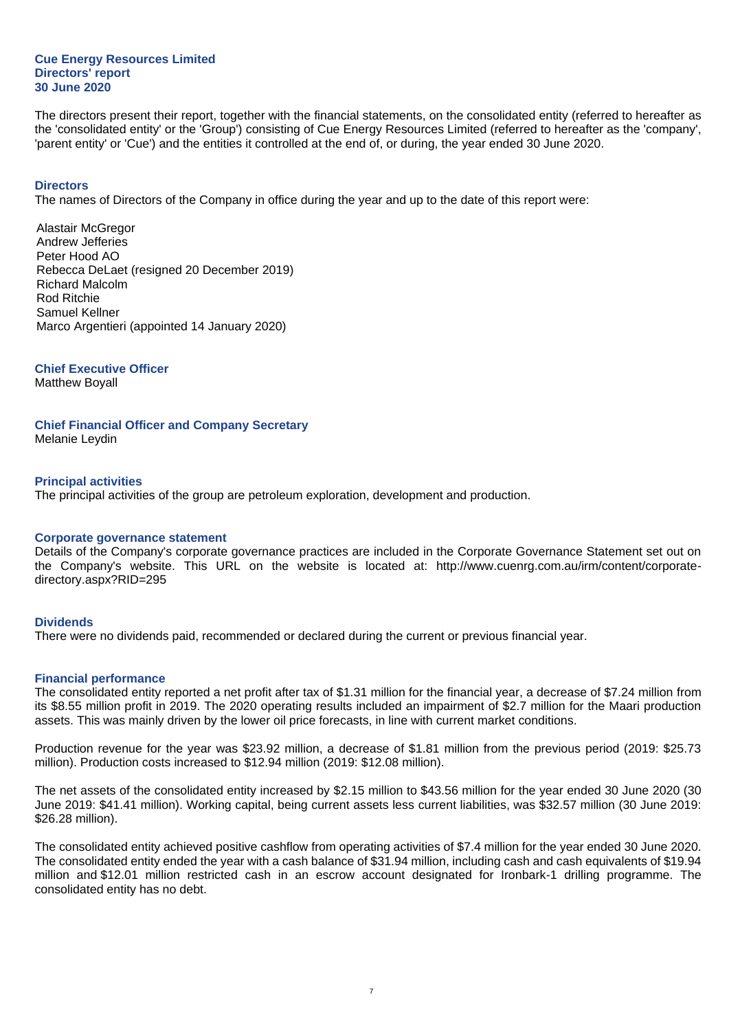**Cue Energy Resources Limited**
**Directors' report**
**30 June 2020**

The directors present their report, together with the financial statements, on the consolidated entity (referred to hereafter as the 'consolidated entity' or the 'Group') consisting of Cue Energy Resources Limited (referred to hereafter as the 'company', 'parent entity' or 'Cue') and the entities it controlled at the end of, or during, the year ended 30 June 2020.

## Directors

The names of Directors of the Company in office during the year and up to the date of this report were:

Alastair McGregor
Andrew Jefferies
Peter Hood AO
Rebecca DeLaet (resigned 20 December 2019)
Richard Malcolm
Rod Ritchie
Samuel Kellner
Marco Argentieri (appointed 14 January 2020)

## Chief Executive Officer

Matthew Boyall

## Chief Financial Officer and Company Secretary

Melanie Leydin

## Principal activities

The principal activities of the group are petroleum exploration, development and production.

## Corporate governance statement

Details of the Company's corporate governance practices are included in the Corporate Governance Statement set out on the Company's website. This URL on the website is located at: http://www.cuenrg.com.au/irm/content/corporate-directory.aspx?RID=295

## Dividends

There were no dividends paid, recommended or declared during the current or previous financial year.

## Financial performance

The consolidated entity reported a net profit after tax of $1.31 million for the financial year, a decrease of $7.24 million from its $8.55 million profit in 2019. The 2020 operating results included an impairment of $2.7 million for the Maari production assets. This was mainly driven by the lower oil price forecasts, in line with current market conditions.

Production revenue for the year was $23.92 million, a decrease of $1.81 million from the previous period (2019: $25.73 million). Production costs increased to $12.94 million (2019: $12.08 million).

The net assets of the consolidated entity increased by $2.15 million to $43.56 million for the year ended 30 June 2020 (30 June 2019: $41.41 million). Working capital, being current assets less current liabilities, was $32.57 million (30 June 2019: $26.28 million).

The consolidated entity achieved positive cashflow from operating activities of $7.4 million for the year ended 30 June 2020. The consolidated entity ended the year with a cash balance of $31.94 million, including cash and cash equivalents of $19.94 million and $12.01 million restricted cash in an escrow account designated for Ironbark-1 drilling programme. The consolidated entity has no debt.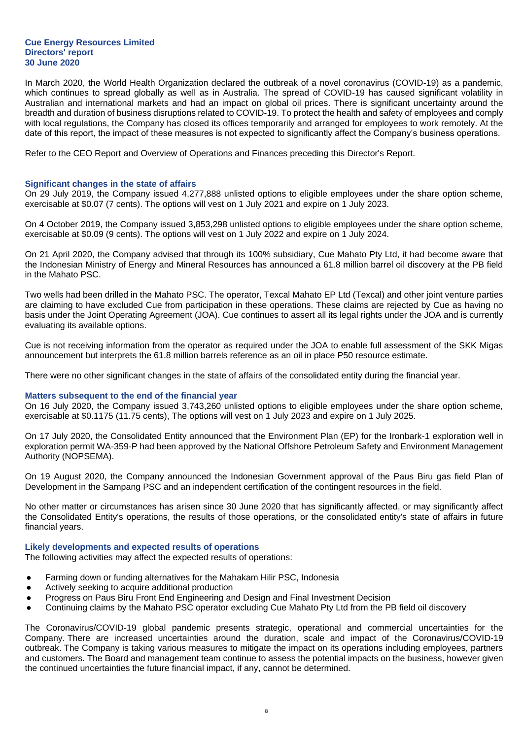# Cue Energy Resources Limited
# Directors' report
# 30 June 2020

In March 2020, the World Health Organization declared the outbreak of a novel coronavirus (COVID-19) as a pandemic, which continues to spread globally as well as in Australia. The spread of COVID-19 has caused significant volatility in Australian and international markets and had an impact on global oil prices. There is significant uncertainty around the breadth and duration of business disruptions related to COVID-19. To protect the health and safety of employees and comply with local regulations, the Company has closed its offices temporarily and arranged for employees to work remotely. At the date of this report, the impact of these measures is not expected to significantly affect the Company's business operations.

Refer to the CEO Report and Overview of Operations and Finances preceding this Director's Report.

## Significant changes in the state of affairs

On 29 July 2019, the Company issued 4,277,888 unlisted options to eligible employees under the share option scheme, exercisable at $0.07 (7 cents). The options will vest on 1 July 2021 and expire on 1 July 2023.

On 4 October 2019, the Company issued 3,853,298 unlisted options to eligible employees under the share option scheme, exercisable at $0.09 (9 cents). The options will vest on 1 July 2022 and expire on 1 July 2024.

On 21 April 2020, the Company advised that through its 100% subsidiary, Cue Mahato Pty Ltd, it had become aware that the Indonesian Ministry of Energy and Mineral Resources has announced a 61.8 million barrel oil discovery at the PB field in the Mahato PSC.

Two wells had been drilled in the Mahato PSC. The operator, Texcal Mahato EP Ltd (Texcal) and other joint venture parties are claiming to have excluded Cue from participation in these operations. These claims are rejected by Cue as having no basis under the Joint Operating Agreement (JOA). Cue continues to assert all its legal rights under the JOA and is currently evaluating its available options.

Cue is not receiving information from the operator as required under the JOA to enable full assessment of the SKK Migas announcement but interprets the 61.8 million barrels reference as an oil in place P50 resource estimate.

There were no other significant changes in the state of affairs of the consolidated entity during the financial year.

## Matters subsequent to the end of the financial year

On 16 July 2020, the Company issued 3,743,260 unlisted options to eligible employees under the share option scheme, exercisable at $0.1175 (11.75 cents), The options will vest on 1 July 2023 and expire on 1 July 2025.

On 17 July 2020, the Consolidated Entity announced that the Environment Plan (EP) for the Ironbark-1 exploration well in exploration permit WA-359-P had been approved by the National Offshore Petroleum Safety and Environment Management Authority (NOPSEMA).

On 19 August 2020, the Company announced the Indonesian Government approval of the Paus Biru gas field Plan of Development in the Sampang PSC and an independent certification of the contingent resources in the field.

No other matter or circumstances has arisen since 30 June 2020 that has significantly affected, or may significantly affect the Consolidated Entity's operations, the results of those operations, or the consolidated entity's state of affairs in future financial years.

## Likely developments and expected results of operations

The following activities may affect the expected results of operations:

- Farming down or funding alternatives for the Mahakam Hilir PSC, Indonesia
- Actively seeking to acquire additional production
- Progress on Paus Biru Front End Engineering and Design and Final Investment Decision
- Continuing claims by the Mahato PSC operator excluding Cue Mahato Pty Ltd from the PB field oil discovery

The Coronavirus/COVID-19 global pandemic presents strategic, operational and commercial uncertainties for the Company. There are increased uncertainties around the duration, scale and impact of the Coronavirus/COVID-19 outbreak. The Company is taking various measures to mitigate the impact on its operations including employees, partners and customers. The Board and management team continue to assess the potential impacts on the business, however given the continued uncertainties the future financial impact, if any, cannot be determined.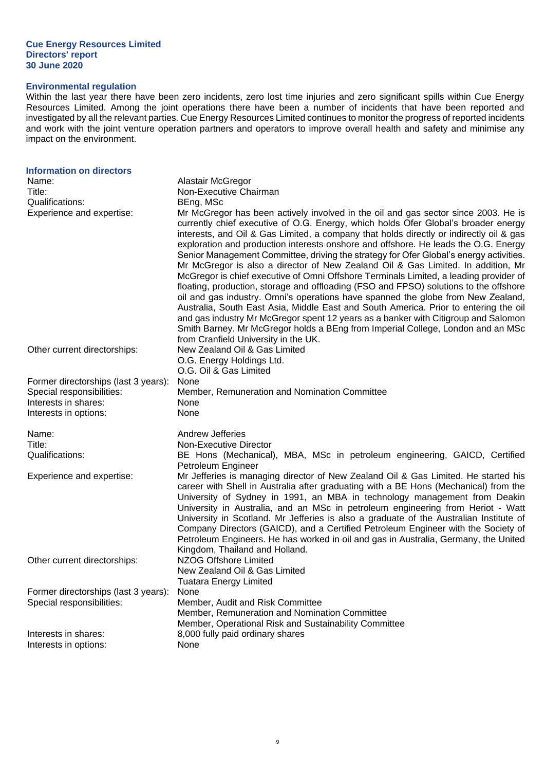**Cue Energy Resources Limited**
**Directors' report**
**30 June 2020**

## Environmental regulation

Within the last year there have been zero incidents, zero lost time injuries and zero significant spills within Cue Energy Resources Limited. Among the joint operations there have been a number of incidents that have been reported and investigated by all the relevant parties. Cue Energy Resources Limited continues to monitor the progress of reported incidents and work with the joint venture operation partners and operators to improve overall health and safety and minimise any impact on the environment.

## Information on directors

| | |
|---|---|
| Name: | Alastair McGregor |
| Title: | Non-Executive Chairman |
| Qualifications: | BEng, MSc |
| Experience and expertise: | Mr McGregor has been actively involved in the oil and gas sector since 2003. He is currently chief executive of O.G. Energy, which holds Ofer Global's broader energy interests, and Oil & Gas Limited, a company that holds directly or indirectly oil & gas exploration and production interests onshore and offshore. He leads the O.G. Energy Senior Management Committee, driving the strategy for Ofer Global's energy activities. Mr McGregor is also a director of New Zealand Oil & Gas Limited. In addition, Mr McGregor is chief executive of Omni Offshore Terminals Limited, a leading provider of floating, production, storage and offloading (FSO and FPSO) solutions to the offshore oil and gas industry. Omni's operations have spanned the globe from New Zealand, Australia, South East Asia, Middle East and South America. Prior to entering the oil and gas industry Mr McGregor spent 12 years as a banker with Citigroup and Salomon Smith Barney. Mr McGregor holds a BEng from Imperial College, London and an MSc from Cranfield University in the UK. |
| Other current directorships: | New Zealand Oil & Gas Limited<br>O.G. Energy Holdings Ltd.<br>O.G. Oil & Gas Limited |
| Former directorships (last 3 years): | None |
| Special responsibilities: | Member, Remuneration and Nomination Committee |
| Interests in shares: | None |
| Interests in options: | None |

| | |
|---|---|
| Name: | Andrew Jefferies |
| Title: | Non-Executive Director |
| Qualifications: | BE Hons (Mechanical), MBA, MSc in petroleum engineering, GAICD, Certified Petroleum Engineer |
| Experience and expertise: | Mr Jefferies is managing director of New Zealand Oil & Gas Limited. He started his career with Shell in Australia after graduating with a BE Hons (Mechanical) from the University of Sydney in 1991, an MBA in technology management from Deakin University in Australia, and an MSc in petroleum engineering from Heriot - Watt University in Scotland. Mr Jefferies is also a graduate of the Australian Institute of Company Directors (GAICD), and a Certified Petroleum Engineer with the Society of Petroleum Engineers. He has worked in oil and gas in Australia, Germany, the United Kingdom, Thailand and Holland. |
| Other current directorships: | NZOG Offshore Limited<br>New Zealand Oil & Gas Limited<br>Tuatara Energy Limited |
| Former directorships (last 3 years): | None |
| Special responsibilities: | Member, Audit and Risk Committee<br>Member, Remuneration and Nomination Committee<br>Member, Operational Risk and Sustainability Committee |
| Interests in shares: | 8,000 fully paid ordinary shares |
| Interests in options: | None |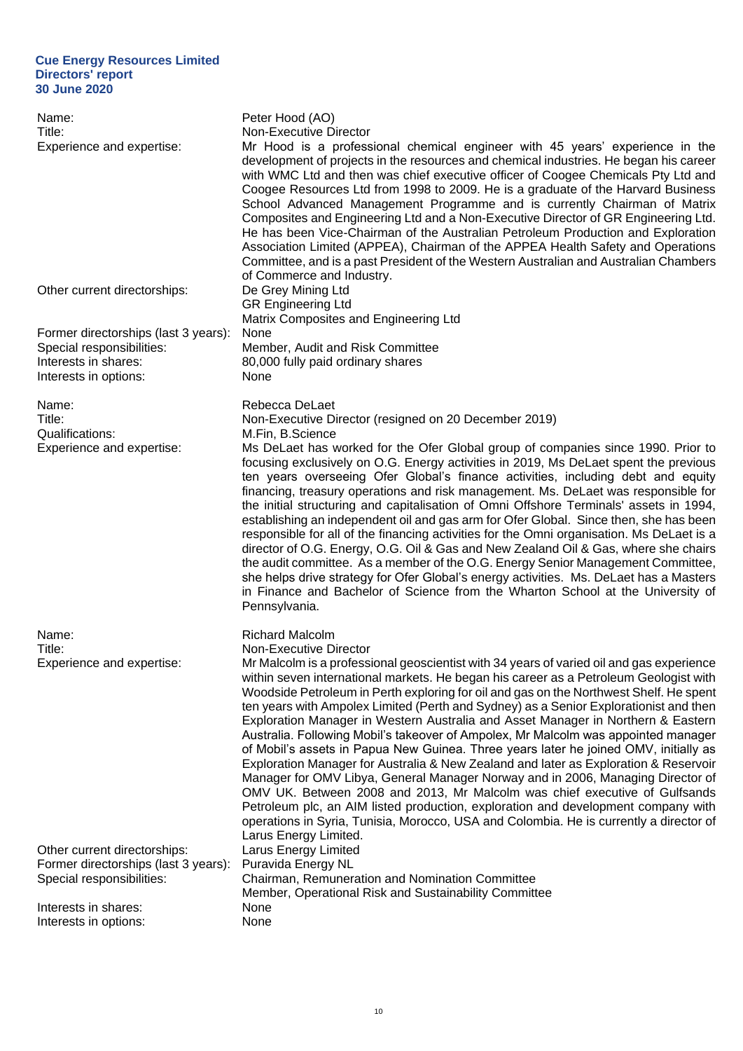| | |
|---|---|
| Name: | Peter Hood (AO) |
| Title: | Non-Executive Director |
| Experience and expertise: | Mr Hood is a professional chemical engineer with 45 years' experience in the development of projects in the resources and chemical industries. He began his career with WMC Ltd and then was chief executive officer of Coogee Chemicals Pty Ltd and Coogee Resources Ltd from 1998 to 2009. He is a graduate of the Harvard Business School Advanced Management Programme and is currently Chairman of Matrix Composites and Engineering Ltd and a Non-Executive Director of GR Engineering Ltd. He has been Vice-Chairman of the Australian Petroleum Production and Exploration Association Limited (APPEA), Chairman of the APPEA Health Safety and Operations Committee, and is a past President of the Western Australian and Australian Chambers of Commerce and Industry. |
| Other current directorships: | De Grey Mining Ltd<br>GR Engineering Ltd<br>Matrix Composites and Engineering Ltd |
| Former directorships (last 3 years): | None |
| Special responsibilities: | Member, Audit and Risk Committee |
| Interests in shares: | 80,000 fully paid ordinary shares |
| Interests in options: | None |

| | |
|---|---|
| Name: | Rebecca DeLaet |
| Title: | Non-Executive Director (resigned on 20 December 2019) |
| Qualifications: | M.Fin, B.Science |
| Experience and expertise: | Ms DeLaet has worked for the Ofer Global group of companies since 1990. Prior to focusing exclusively on O.G. Energy activities in 2019, Ms DeLaet spent the previous ten years overseeing Ofer Global's finance activities, including debt and equity financing, treasury operations and risk management. Ms. DeLaet was responsible for the initial structuring and capitalisation of Omni Offshore Terminals' assets in 1994, establishing an independent oil and gas arm for Ofer Global. Since then, she has been responsible for all of the financing activities for the Omni organisation. Ms DeLaet is a director of O.G. Energy, O.G. Oil & Gas and New Zealand Oil & Gas, where she chairs the audit committee. As a member of the O.G. Energy Senior Management Committee, she helps drive strategy for Ofer Global's energy activities. Ms. DeLaet has a Masters in Finance and Bachelor of Science from the Wharton School at the University of Pennsylvania. |

| | |
|---|---|
| Name: | Richard Malcolm |
| Title: | Non-Executive Director |
| Experience and expertise: | Mr Malcolm is a professional geoscientist with 34 years of varied oil and gas experience within seven international markets. He began his career as a Petroleum Geologist with Woodside Petroleum in Perth exploring for oil and gas on the Northwest Shelf. He spent ten years with Ampolex Limited (Perth and Sydney) as a Senior Explorationist and then Exploration Manager in Western Australia and Asset Manager in Northern & Eastern Australia. Following Mobil's takeover of Ampolex, Mr Malcolm was appointed manager of Mobil's assets in Papua New Guinea. Three years later he joined OMV, initially as Exploration Manager for Australia & New Zealand and later as Exploration & Reservoir Manager for OMV Libya, General Manager Norway and in 2006, Managing Director of OMV UK. Between 2008 and 2013, Mr Malcolm was chief executive of Gulfsands Petroleum plc, an AIM listed production, exploration and development company with operations in Syria, Tunisia, Morocco, USA and Colombia. He is currently a director of Larus Energy Limited. |
| Other current directorships: | Larus Energy Limited |
| Former directorships (last 3 years): | Puravida Energy NL |
| Special responsibilities: | Chairman, Remuneration and Nomination Committee<br>Member, Operational Risk and Sustainability Committee |
| Interests in shares: | None |
| Interests in options: | None |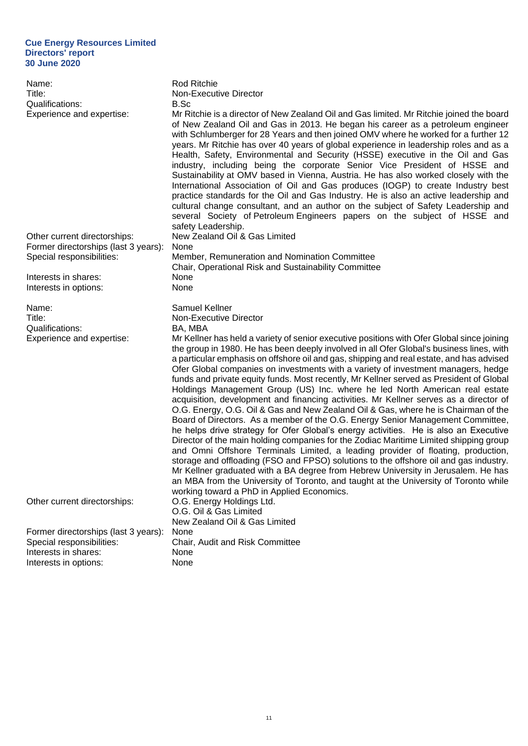Name: Rod Ritchie
Title: Non-Executive Director
Qualifications: B.Sc
Experience and expertise: Mr Ritchie is a director of New Zealand Oil and Gas limited. Mr Ritchie joined the board of New Zealand Oil and Gas in 2013. He began his career as a petroleum engineer with Schlumberger for 28 Years and then joined OMV where he worked for a further 12 years. Mr Ritchie has over 40 years of global experience in leadership roles and as a Health, Safety, Environmental and Security (HSSE) executive in the Oil and Gas industry, including being the corporate Senior Vice President of HSSE and Sustainability at OMV based in Vienna, Austria. He has also worked closely with the International Association of Oil and Gas produces (IOGP) to create Industry best practice standards for the Oil and Gas Industry. He is also an active leadership and cultural change consultant, and an author on the subject of Safety Leadership and several Society of Petroleum Engineers papers on the subject of HSSE and safety Leadership.
Other current directorships: New Zealand Oil & Gas Limited
Former directorships (last 3 years): None
Special responsibilities: Member, Remuneration and Nomination Committee
Chair, Operational Risk and Sustainability Committee
Interests in shares: None
Interests in options: None

Name: Samuel Kellner
Title: Non-Executive Director
Qualifications: BA, MBA
Experience and expertise: Mr Kellner has held a variety of senior executive positions with Ofer Global since joining the group in 1980. He has been deeply involved in all Ofer Global's business lines, with a particular emphasis on offshore oil and gas, shipping and real estate, and has advised Ofer Global companies on investments with a variety of investment managers, hedge funds and private equity funds. Most recently, Mr Kellner served as President of Global Holdings Management Group (US) Inc. where he led North American real estate acquisition, development and financing activities. Mr Kellner serves as a director of O.G. Energy, O.G. Oil & Gas and New Zealand Oil & Gas, where he is Chairman of the Board of Directors. As a member of the O.G. Energy Senior Management Committee, he helps drive strategy for Ofer Global's energy activities. He is also an Executive Director of the main holding companies for the Zodiac Maritime Limited shipping group and Omni Offshore Terminals Limited, a leading provider of floating, production, storage and offloading (FSO and FPSO) solutions to the offshore oil and gas industry. Mr Kellner graduated with a BA degree from Hebrew University in Jerusalem. He has an MBA from the University of Toronto, and taught at the University of Toronto while working toward a PhD in Applied Economics.
Other current directorships: O.G. Energy Holdings Ltd.
O.G. Oil & Gas Limited
New Zealand Oil & Gas Limited
Former directorships (last 3 years): None
Special responsibilities: Chair, Audit and Risk Committee
Interests in shares: None
Interests in options: None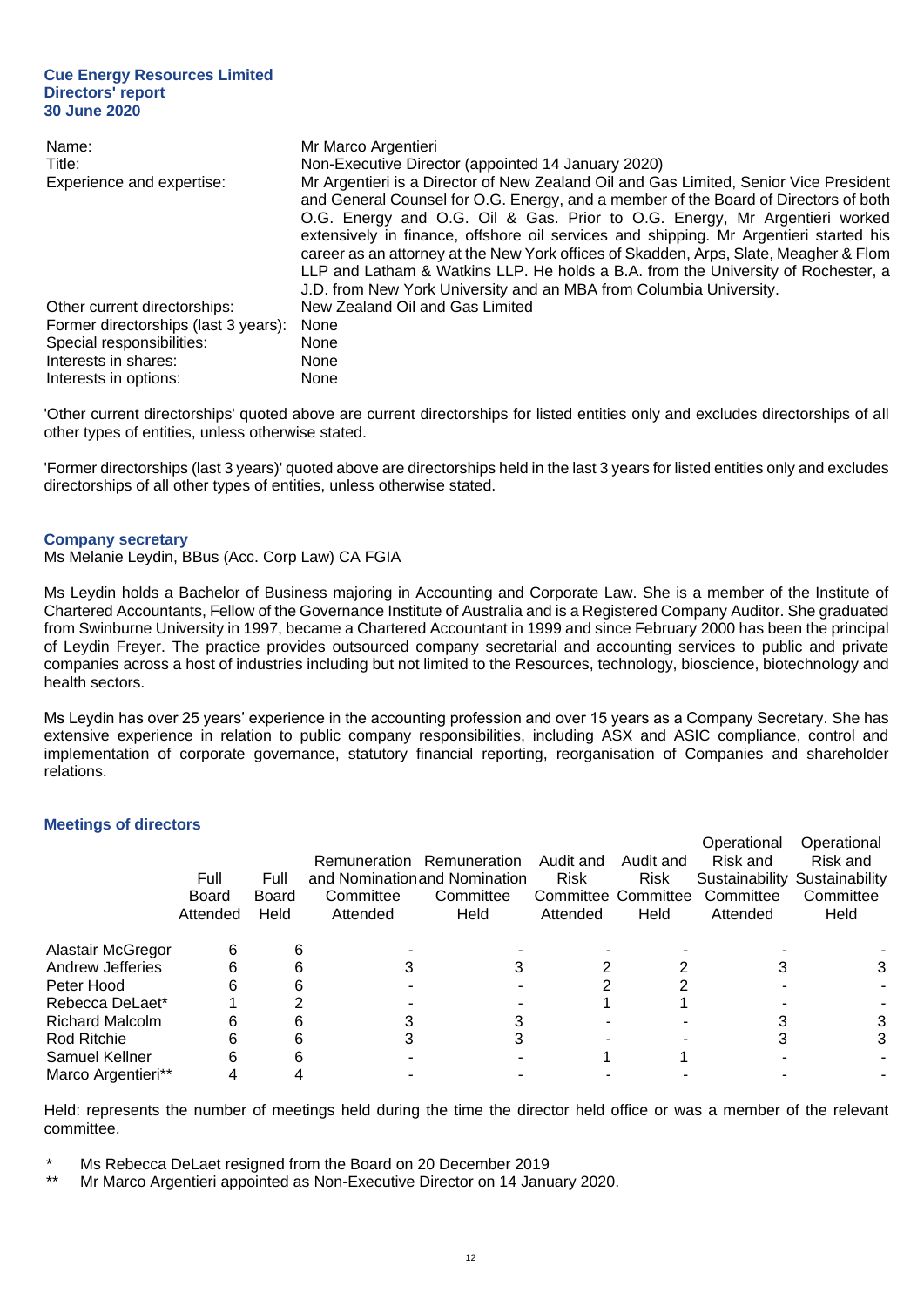| | |
|---|---|
| Name: | Mr Marco Argentieri |
| Title: | Non-Executive Director (appointed 14 January 2020) |
| Experience and expertise: | Mr Argentieri is a Director of New Zealand Oil and Gas Limited, Senior Vice President and General Counsel for O.G. Energy, and a member of the Board of Directors of both O.G. Energy and O.G. Oil & Gas. Prior to O.G. Energy, Mr Argentieri worked extensively in finance, offshore oil services and shipping. Mr Argentieri started his career as an attorney at the New York offices of Skadden, Arps, Slate, Meagher & Flom LLP and Latham & Watkins LLP. He holds a B.A. from the University of Rochester, a J.D. from New York University and an MBA from Columbia University. |
| Other current directorships: | New Zealand Oil and Gas Limited |
| Former directorships (last 3 years): | None |
| Special responsibilities: | None |
| Interests in shares: | None |
| Interests in options: | None |

'Other current directorships' quoted above are current directorships for listed entities only and excludes directorships of all other types of entities, unless otherwise stated.

'Former directorships (last 3 years)' quoted above are directorships held in the last 3 years for listed entities only and excludes directorships of all other types of entities, unless otherwise stated.

## Company secretary

Ms Melanie Leydin, BBus (Acc. Corp Law) CA FGIA

Ms Leydin holds a Bachelor of Business majoring in Accounting and Corporate Law. She is a member of the Institute of Chartered Accountants, Fellow of the Governance Institute of Australia and is a Registered Company Auditor. She graduated from Swinburne University in 1997, became a Chartered Accountant in 1999 and since February 2000 has been the principal of Leydin Freyer. The practice provides outsourced company secretarial and accounting services to public and private companies across a host of industries including but not limited to the Resources, technology, bioscience, biotechnology and health sectors.

Ms Leydin has over 25 years' experience in the accounting profession and over 15 years as a Company Secretary. She has extensive experience in relation to public company responsibilities, including ASX and ASIC compliance, control and implementation of corporate governance, statutory financial reporting, reorganisation of Companies and shareholder relations.

## Meetings of directors

| | Full Board Attended | Full Board Held | Remuneration and Nomination Committee Attended | Remuneration and Nomination Committee Held | Audit and Risk Committee Attended | Audit and Risk Committee Held | Operational Risk and Sustainability Committee Attended | Operational Risk and Sustainability Committee Held |
|---|---|---|---|---|---|---|---|---|
| Alastair McGregor | 6 | 6 | - | - | - | - | - | - |
| Andrew Jefferies | 6 | 6 | 3 | 3 | 2 | 2 | 3 | 3 |
| Peter Hood | 6 | 6 | - | - | 2 | 2 | - | - |
| Rebecca DeLaet* | 1 | 2 | - | - | 1 | 1 | - | - |
| Richard Malcolm | 6 | 6 | 3 | 3 | - | - | 3 | 3 |
| Rod Ritchie | 6 | 6 | 3 | 3 | - | - | 3 | 3 |
| Samuel Kellner | 6 | 6 | - | - | 1 | 1 | - | - |
| Marco Argentieri** | 4 | 4 | - | - | - | - | - | - |

Held: represents the number of meetings held during the time the director held office or was a member of the relevant committee.

\* Ms Rebecca DeLaet resigned from the Board on 20 December 2019

\*\* Mr Marco Argentieri appointed as Non-Executive Director on 14 January 2020.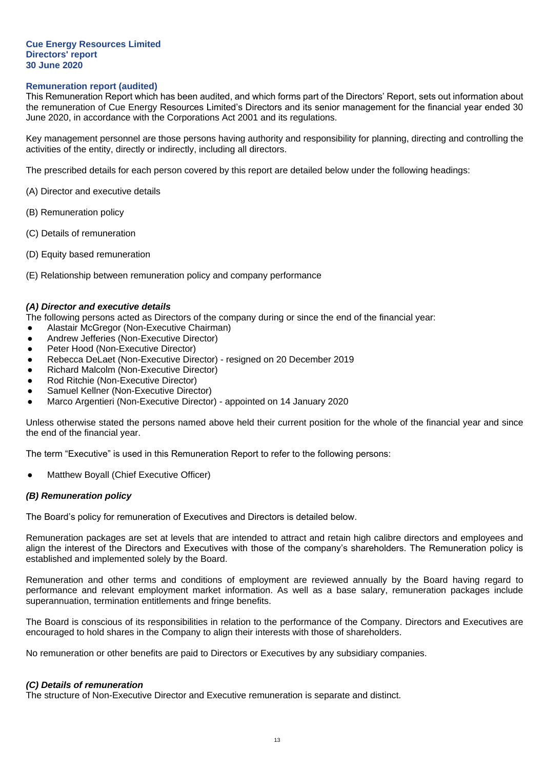**Cue Energy Resources Limited**
**Directors' report**
**30 June 2020**

## Remuneration report (audited)

This Remuneration Report which has been audited, and which forms part of the Directors' Report, sets out information about the remuneration of Cue Energy Resources Limited's Directors and its senior management for the financial year ended 30 June 2020, in accordance with the Corporations Act 2001 and its regulations.

Key management personnel are those persons having authority and responsibility for planning, directing and controlling the activities of the entity, directly or indirectly, including all directors.

The prescribed details for each person covered by this report are detailed below under the following headings:

(A) Director and executive details

(B) Remuneration policy

(C) Details of remuneration

(D) Equity based remuneration

(E) Relationship between remuneration policy and company performance

### *(A) Director and executive details*

The following persons acted as Directors of the company during or since the end of the financial year:

- Alastair McGregor (Non-Executive Chairman)
- Andrew Jefferies (Non-Executive Director)
- Peter Hood (Non-Executive Director)
- Rebecca DeLaet (Non-Executive Director) - resigned on 20 December 2019
- Richard Malcolm (Non-Executive Director)
- Rod Ritchie (Non-Executive Director)
- Samuel Kellner (Non-Executive Director)
- Marco Argentieri (Non-Executive Director) - appointed on 14 January 2020

Unless otherwise stated the persons named above held their current position for the whole of the financial year and since the end of the financial year.

The term "Executive" is used in this Remuneration Report to refer to the following persons:

- Matthew Boyall (Chief Executive Officer)

### *(B) Remuneration policy*

The Board's policy for remuneration of Executives and Directors is detailed below.

Remuneration packages are set at levels that are intended to attract and retain high calibre directors and employees and align the interest of the Directors and Executives with those of the company's shareholders. The Remuneration policy is established and implemented solely by the Board.

Remuneration and other terms and conditions of employment are reviewed annually by the Board having regard to performance and relevant employment market information. As well as a base salary, remuneration packages include superannuation, termination entitlements and fringe benefits.

The Board is conscious of its responsibilities in relation to the performance of the Company. Directors and Executives are encouraged to hold shares in the Company to align their interests with those of shareholders.

No remuneration or other benefits are paid to Directors or Executives by any subsidiary companies.

### *(C) Details of remuneration*

The structure of Non-Executive Director and Executive remuneration is separate and distinct.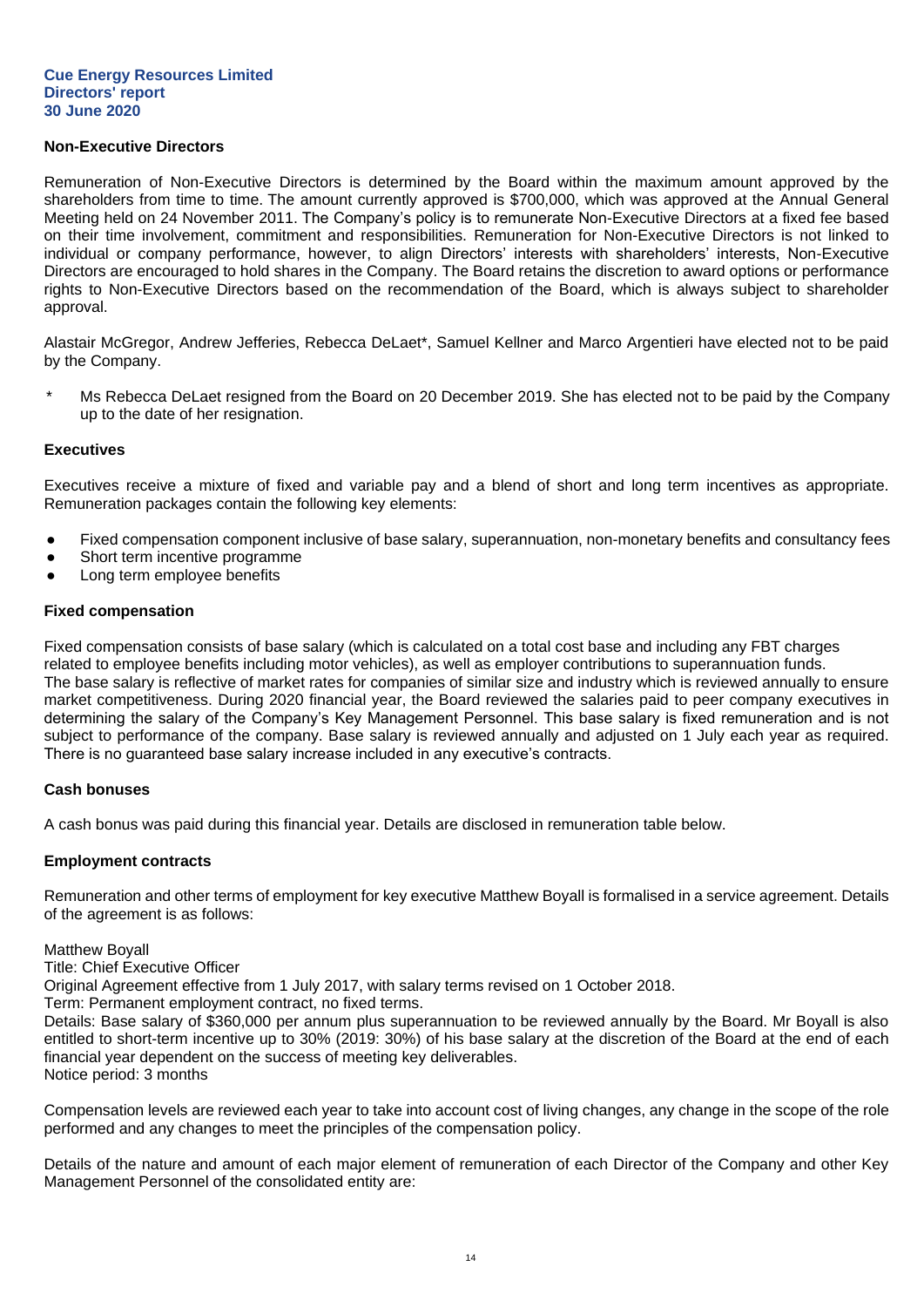### Non-Executive Directors

Remuneration of Non-Executive Directors is determined by the Board within the maximum amount approved by the shareholders from time to time. The amount currently approved is $700,000, which was approved at the Annual General Meeting held on 24 November 2011. The Company's policy is to remunerate Non-Executive Directors at a fixed fee based on their time involvement, commitment and responsibilities. Remuneration for Non-Executive Directors is not linked to individual or company performance, however, to align Directors' interests with shareholders' interests, Non-Executive Directors are encouraged to hold shares in the Company. The Board retains the discretion to award options or performance rights to Non-Executive Directors based on the recommendation of the Board, which is always subject to shareholder approval.

Alastair McGregor, Andrew Jefferies, Rebecca DeLaet*, Samuel Kellner and Marco Argentieri have elected not to be paid by the Company.

\* Ms Rebecca DeLaet resigned from the Board on 20 December 2019. She has elected not to be paid by the Company up to the date of her resignation.

### Executives

Executives receive a mixture of fixed and variable pay and a blend of short and long term incentives as appropriate. Remuneration packages contain the following key elements:

- Fixed compensation component inclusive of base salary, superannuation, non-monetary benefits and consultancy fees
- Short term incentive programme
- Long term employee benefits

### Fixed compensation

Fixed compensation consists of base salary (which is calculated on a total cost base and including any FBT charges related to employee benefits including motor vehicles), as well as employer contributions to superannuation funds. The base salary is reflective of market rates for companies of similar size and industry which is reviewed annually to ensure market competitiveness. During 2020 financial year, the Board reviewed the salaries paid to peer company executives in determining the salary of the Company's Key Management Personnel. This base salary is fixed remuneration and is not subject to performance of the company. Base salary is reviewed annually and adjusted on 1 July each year as required. There is no guaranteed base salary increase included in any executive's contracts.

### Cash bonuses

A cash bonus was paid during this financial year. Details are disclosed in remuneration table below.

### Employment contracts

Remuneration and other terms of employment for key executive Matthew Boyall is formalised in a service agreement. Details of the agreement is as follows:

Matthew Boyall
Title: Chief Executive Officer
Original Agreement effective from 1 July 2017, with salary terms revised on 1 October 2018.
Term: Permanent employment contract, no fixed terms.
Details: Base salary of $360,000 per annum plus superannuation to be reviewed annually by the Board. Mr Boyall is also entitled to short-term incentive up to 30% (2019: 30%) of his base salary at the discretion of the Board at the end of each financial year dependent on the success of meeting key deliverables.
Notice period: 3 months

Compensation levels are reviewed each year to take into account cost of living changes, any change in the scope of the role performed and any changes to meet the principles of the compensation policy.

Details of the nature and amount of each major element of remuneration of each Director of the Company and other Key Management Personnel of the consolidated entity are: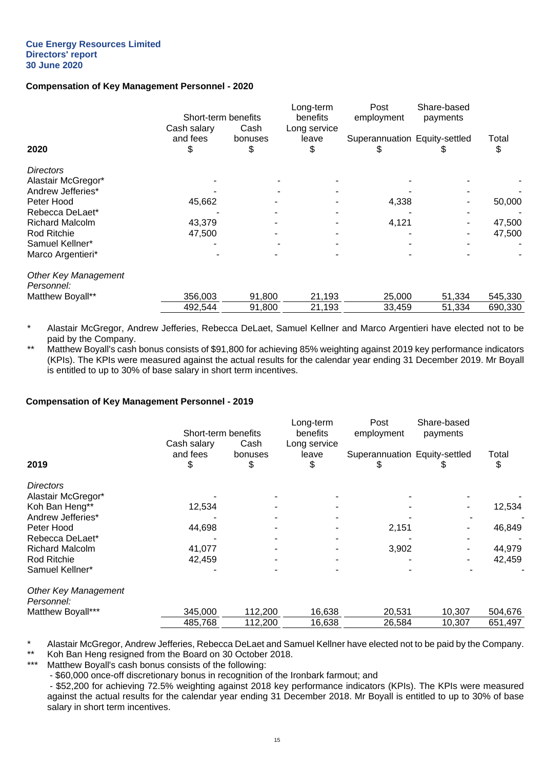**Cue Energy Resources Limited**
**Directors' report**
**30 June 2020**

### Compensation of Key Management Personnel - 2020

| 2020 | Short-term benefits Cash salary and fees $ | Short-term benefits Cash bonuses $ | Long-term benefits Long service leave $ | Post employment Superannuation $ | Share-based payments Equity-settled $ | Total $ |
|---|---|---|---|---|---|---|
| *Directors* | | | | | | |
| Alastair McGregor* | - | - | - | - | - | - |
| Andrew Jefferies* | - | - | - | - | - | - |
| Peter Hood | 45,662 | - | - | 4,338 | - | 50,000 |
| Rebecca DeLaet* | - | - | - | - | - | - |
| Richard Malcolm | 43,379 | - | - | 4,121 | - | 47,500 |
| Rod Ritchie | 47,500 | - | - | - | - | 47,500 |
| Samuel Kellner* | - | - | - | - | - | - |
| Marco Argentieri* | - | - | - | - | - | - |
| *Other Key Management Personnel:* | | | | | | |
| Matthew Boyall** | 356,003 | 91,800 | 21,193 | 25,000 | 51,334 | 545,330 |
| | 492,544 | 91,800 | 21,193 | 33,459 | 51,334 | 690,330 |

\* Alastair McGregor, Andrew Jefferies, Rebecca DeLaet, Samuel Kellner and Marco Argentieri have elected not to be paid by the Company.

\** Matthew Boyall's cash bonus consists of $91,800 for achieving 85% weighting against 2019 key performance indicators (KPIs). The KPIs were measured against the actual results for the calendar year ending 31 December 2019. Mr Boyall is entitled to up to 30% of base salary in short term incentives.

### Compensation of Key Management Personnel - 2019

| 2019 | Short-term benefits Cash salary and fees $ | Short-term benefits Cash bonuses $ | Long-term benefits Long service leave $ | Post employment Superannuation $ | Share-based payments Equity-settled $ | Total $ |
|---|---|---|---|---|---|---|
| *Directors* | | | | | | |
| Alastair McGregor* | - | - | - | - | - | - |
| Koh Ban Heng** | 12,534 | - | - | - | - | 12,534 |
| Andrew Jefferies* | - | - | - | - | - | - |
| Peter Hood | 44,698 | - | - | 2,151 | - | 46,849 |
| Rebecca DeLaet* | - | - | - | - | - | - |
| Richard Malcolm | 41,077 | - | - | 3,902 | - | 44,979 |
| Rod Ritchie | 42,459 | - | - | - | - | 42,459 |
| Samuel Kellner* | - | - | - | - | - | - |
| *Other Key Management Personnel:* | | | | | | |
| Matthew Boyall*** | 345,000 | 112,200 | 16,638 | 20,531 | 10,307 | 504,676 |
| | 485,768 | 112,200 | 16,638 | 26,584 | 10,307 | 651,497 |

\* Alastair McGregor, Andrew Jefferies, Rebecca DeLaet and Samuel Kellner have elected not to be paid by the Company.

\** Koh Ban Heng resigned from the Board on 30 October 2018.

\*** Matthew Boyall's cash bonus consists of the following:
- $60,000 once-off discretionary bonus in recognition of the Ironbark farmout; and
- $52,200 for achieving 72.5% weighting against 2018 key performance indicators (KPIs). The KPIs were measured against the actual results for the calendar year ending 31 December 2018. Mr Boyall is entitled to up to 30% of base salary in short term incentives.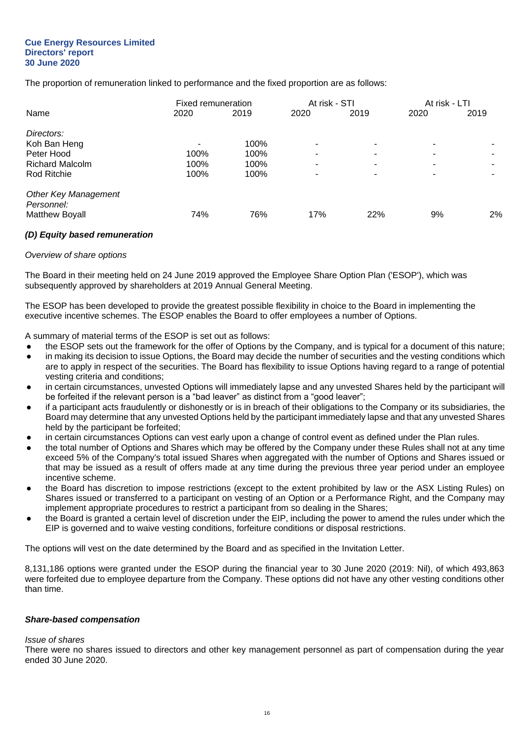The proportion of remuneration linked to performance and the fixed proportion are as follows:

| Name | Fixed remuneration | | At risk - STI | | At risk - LTI | |
|---|---|---|---|---|---|---|
| | 2020 | 2019 | 2020 | 2019 | 2020 | 2019 |
| *Directors:* | | | | | | |
| Koh Ban Heng | - | 100% | - | - | - | - |
| Peter Hood | 100% | 100% | - | - | - | - |
| Richard Malcolm | 100% | 100% | - | - | - | - |
| Rod Ritchie | 100% | 100% | - | - | - | - |
| *Other Key Management Personnel:* | | | | | | |
| Matthew Boyall | 74% | 76% | 17% | 22% | 9% | 2% |

***(D) Equity based remuneration***

*Overview of share options*

The Board in their meeting held on 24 June 2019 approved the Employee Share Option Plan ('ESOP'), which was subsequently approved by shareholders at 2019 Annual General Meeting.

The ESOP has been developed to provide the greatest possible flexibility in choice to the Board in implementing the executive incentive schemes. The ESOP enables the Board to offer employees a number of Options.

A summary of material terms of the ESOP is set out as follows:

- the ESOP sets out the framework for the offer of Options by the Company, and is typical for a document of this nature;
- in making its decision to issue Options, the Board may decide the number of securities and the vesting conditions which are to apply in respect of the securities. The Board has flexibility to issue Options having regard to a range of potential vesting criteria and conditions;
- in certain circumstances, unvested Options will immediately lapse and any unvested Shares held by the participant will be forfeited if the relevant person is a "bad leaver" as distinct from a "good leaver";
- if a participant acts fraudulently or dishonestly or is in breach of their obligations to the Company or its subsidiaries, the Board may determine that any unvested Options held by the participant immediately lapse and that any unvested Shares held by the participant be forfeited;
- in certain circumstances Options can vest early upon a change of control event as defined under the Plan rules.
- the total number of Options and Shares which may be offered by the Company under these Rules shall not at any time exceed 5% of the Company's total issued Shares when aggregated with the number of Options and Shares issued or that may be issued as a result of offers made at any time during the previous three year period under an employee incentive scheme.
- the Board has discretion to impose restrictions (except to the extent prohibited by law or the ASX Listing Rules) on Shares issued or transferred to a participant on vesting of an Option or a Performance Right, and the Company may implement appropriate procedures to restrict a participant from so dealing in the Shares;
- the Board is granted a certain level of discretion under the EIP, including the power to amend the rules under which the EIP is governed and to waive vesting conditions, forfeiture conditions or disposal restrictions.

The options will vest on the date determined by the Board and as specified in the Invitation Letter.

8,131,186 options were granted under the ESOP during the financial year to 30 June 2020 (2019: Nil), of which 493,863 were forfeited due to employee departure from the Company. These options did not have any other vesting conditions other than time.

***Share-based compensation***

*Issue of shares*

There were no shares issued to directors and other key management personnel as part of compensation during the year ended 30 June 2020.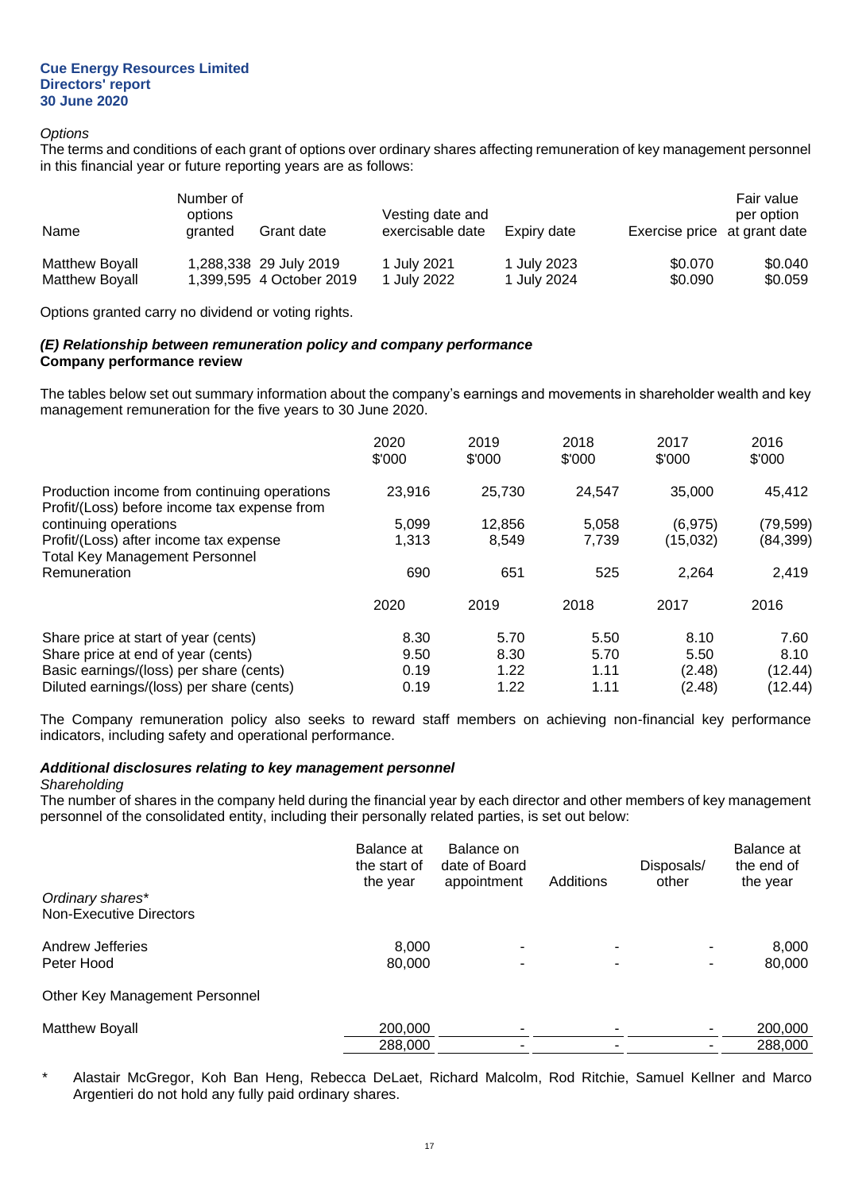**Cue Energy Resources Limited**
**Directors' report**
**30 June 2020**

*Options*

The terms and conditions of each grant of options over ordinary shares affecting remuneration of key management personnel in this financial year or future reporting years are as follows:

| Name | Number of options granted | Grant date | Vesting date and exercisable date | Expiry date | Exercise price | Fair value per option at grant date |
|---|---|---|---|---|---|---|
| Matthew Boyall | 1,288,338 | 29 July 2019 | 1 July 2021 | 1 July 2023 | $0.070 | $0.040 |
| Matthew Boyall | 1,399,595 | 4 October 2019 | 1 July 2022 | 1 July 2024 | $0.090 | $0.059 |

Options granted carry no dividend or voting rights.

***(E) Relationship between remuneration policy and company performance***

**Company performance review**

The tables below set out summary information about the company's earnings and movements in shareholder wealth and key management remuneration for the five years to 30 June 2020.

| | 2020 $'000 | 2019 $'000 | 2018 $'000 | 2017 $'000 | 2016 $'000 |
|---|---|---|---|---|---|
| Production income from continuing operations | 23,916 | 25,730 | 24,547 | 35,000 | 45,412 |
| Profit/(Loss) before income tax expense from continuing operations | 5,099 | 12,856 | 5,058 | (6,975) | (79,599) |
| Profit/(Loss) after income tax expense | 1,313 | 8,549 | 7,739 | (15,032) | (84,399) |
| Total Key Management Personnel Remuneration | 690 | 651 | 525 | 2,264 | 2,419 |

| | 2020 | 2019 | 2018 | 2017 | 2016 |
|---|---|---|---|---|---|
| Share price at start of year (cents) | 8.30 | 5.70 | 5.50 | 8.10 | 7.60 |
| Share price at end of year (cents) | 9.50 | 8.30 | 5.70 | 5.50 | 8.10 |
| Basic earnings/(loss) per share (cents) | 0.19 | 1.22 | 1.11 | (2.48) | (12.44) |
| Diluted earnings/(loss) per share (cents) | 0.19 | 1.22 | 1.11 | (2.48) | (12.44) |

The Company remuneration policy also seeks to reward staff members on achieving non-financial key performance indicators, including safety and operational performance.

***Additional disclosures relating to key management personnel***

*Shareholding*

The number of shares in the company held during the financial year by each director and other members of key management personnel of the consolidated entity, including their personally related parties, is set out below:

| *Ordinary shares** | Balance at the start of the year | Balance on date of Board appointment | Additions | Disposals/ other | Balance at the end of the year |
|---|---|---|---|---|---|
| Non-Executive Directors | | | | | |
| Andrew Jefferies | 8,000 | - | - | - | 8,000 |
| Peter Hood | 80,000 | - | - | - | 80,000 |
| Other Key Management Personnel | | | | | |
| Matthew Boyall | 200,000 | - | - | - | 200,000 |
| | 288,000 | - | - | - | 288,000 |

\* Alastair McGregor, Koh Ban Heng, Rebecca DeLaet, Richard Malcolm, Rod Ritchie, Samuel Kellner and Marco Argentieri do not hold any fully paid ordinary shares.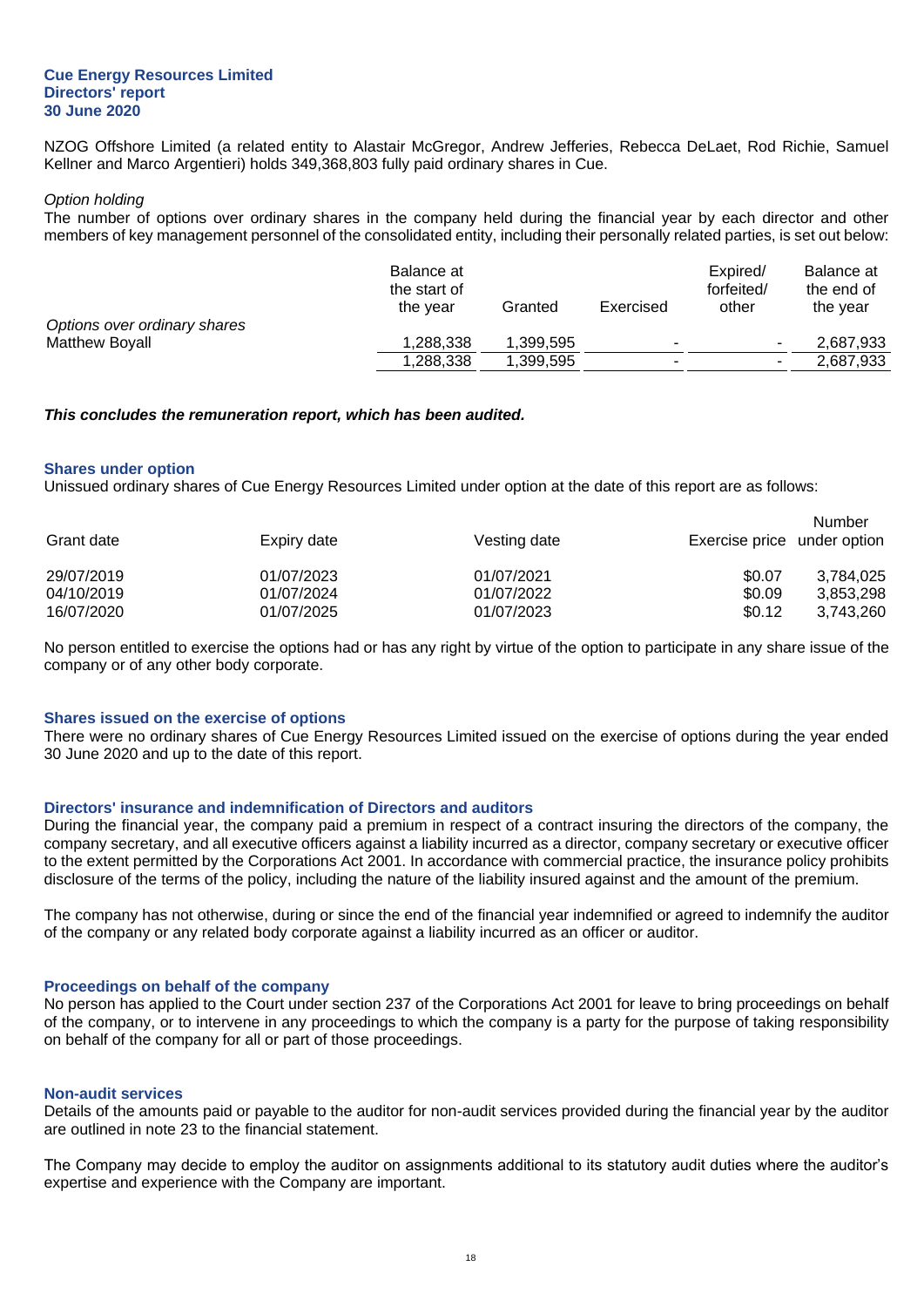**Cue Energy Resources Limited**
**Directors' report**
**30 June 2020**

NZOG Offshore Limited (a related entity to Alastair McGregor, Andrew Jefferies, Rebecca DeLaet, Rod Richie, Samuel Kellner and Marco Argentieri) holds 349,368,803 fully paid ordinary shares in Cue.

*Option holding*

The number of options over ordinary shares in the company held during the financial year by each director and other members of key management personnel of the consolidated entity, including their personally related parties, is set out below:

| | Balance at the start of the year | Granted | Exercised | Expired/ forfeited/ other | Balance at the end of the year |
|---|---|---|---|---|---|
| *Options over ordinary shares* | | | | | |
| Matthew Boyall | 1,288,338 | 1,399,595 | - | - | 2,687,933 |
| | 1,288,338 | 1,399,595 | - | - | 2,687,933 |

***This concludes the remuneration report, which has been audited.***

## Shares under option

Unissued ordinary shares of Cue Energy Resources Limited under option at the date of this report are as follows:

| Grant date | Expiry date | Vesting date | Exercise price | Number under option |
|---|---|---|---|---|
| 29/07/2019 | 01/07/2023 | 01/07/2021 | $0.07 | 3,784,025 |
| 04/10/2019 | 01/07/2024 | 01/07/2022 | $0.09 | 3,853,298 |
| 16/07/2020 | 01/07/2025 | 01/07/2023 | $0.12 | 3,743,260 |

No person entitled to exercise the options had or has any right by virtue of the option to participate in any share issue of the company or of any other body corporate.

## Shares issued on the exercise of options

There were no ordinary shares of Cue Energy Resources Limited issued on the exercise of options during the year ended 30 June 2020 and up to the date of this report.

## Directors' insurance and indemnification of Directors and auditors

During the financial year, the company paid a premium in respect of a contract insuring the directors of the company, the company secretary, and all executive officers against a liability incurred as a director, company secretary or executive officer to the extent permitted by the Corporations Act 2001. In accordance with commercial practice, the insurance policy prohibits disclosure of the terms of the policy, including the nature of the liability insured against and the amount of the premium.

The company has not otherwise, during or since the end of the financial year indemnified or agreed to indemnify the auditor of the company or any related body corporate against a liability incurred as an officer or auditor.

## Proceedings on behalf of the company

No person has applied to the Court under section 237 of the Corporations Act 2001 for leave to bring proceedings on behalf of the company, or to intervene in any proceedings to which the company is a party for the purpose of taking responsibility on behalf of the company for all or part of those proceedings.

## Non-audit services

Details of the amounts paid or payable to the auditor for non-audit services provided during the financial year by the auditor are outlined in note 23 to the financial statement.

The Company may decide to employ the auditor on assignments additional to its statutory audit duties where the auditor's expertise and experience with the Company are important.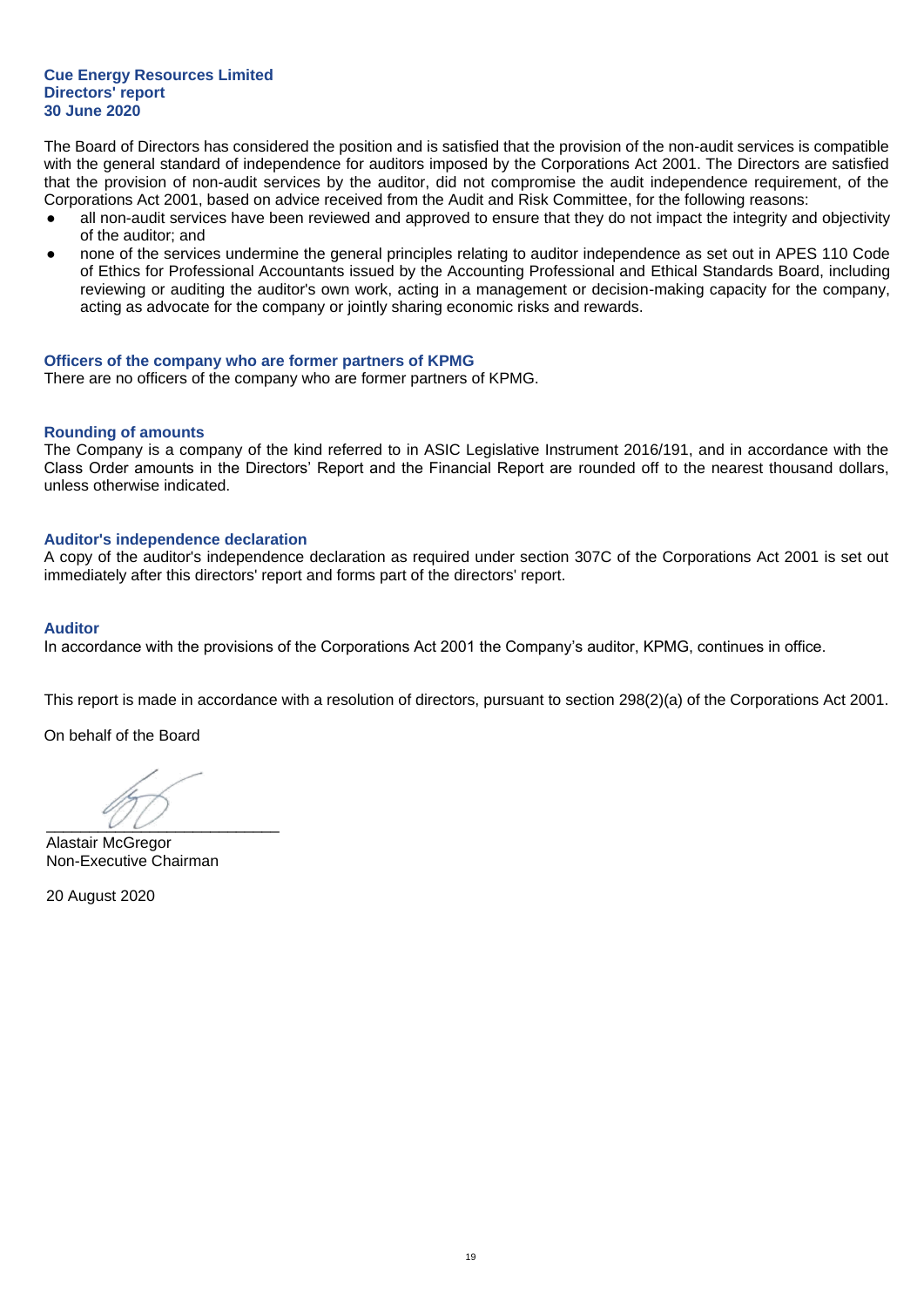**Cue Energy Resources Limited**
**Directors' report**
**30 June 2020**

The Board of Directors has considered the position and is satisfied that the provision of the non-audit services is compatible with the general standard of independence for auditors imposed by the Corporations Act 2001. The Directors are satisfied that the provision of non-audit services by the auditor, did not compromise the audit independence requirement, of the Corporations Act 2001, based on advice received from the Audit and Risk Committee, for the following reasons:

- all non-audit services have been reviewed and approved to ensure that they do not impact the integrity and objectivity of the auditor; and
- none of the services undermine the general principles relating to auditor independence as set out in APES 110 Code of Ethics for Professional Accountants issued by the Accounting Professional and Ethical Standards Board, including reviewing or auditing the auditor's own work, acting in a management or decision-making capacity for the company, acting as advocate for the company or jointly sharing economic risks and rewards.

## Officers of the company who are former partners of KPMG

There are no officers of the company who are former partners of KPMG.

## Rounding of amounts

The Company is a company of the kind referred to in ASIC Legislative Instrument 2016/191, and in accordance with the Class Order amounts in the Directors' Report and the Financial Report are rounded off to the nearest thousand dollars, unless otherwise indicated.

## Auditor's independence declaration

A copy of the auditor's independence declaration as required under section 307C of the Corporations Act 2001 is set out immediately after this directors' report and forms part of the directors' report.

## Auditor

In accordance with the provisions of the Corporations Act 2001 the Company's auditor, KPMG, continues in office.

This report is made in accordance with a resolution of directors, pursuant to section 298(2)(a) of the Corporations Act 2001.

On behalf of the Board

\_\_\_\_\_\_\_\_\_\_\_\_\_\_\_\_\_\_\_\_\_\_\_\_\_\_\_

Alastair McGregor
Non-Executive Chairman

20 August 2020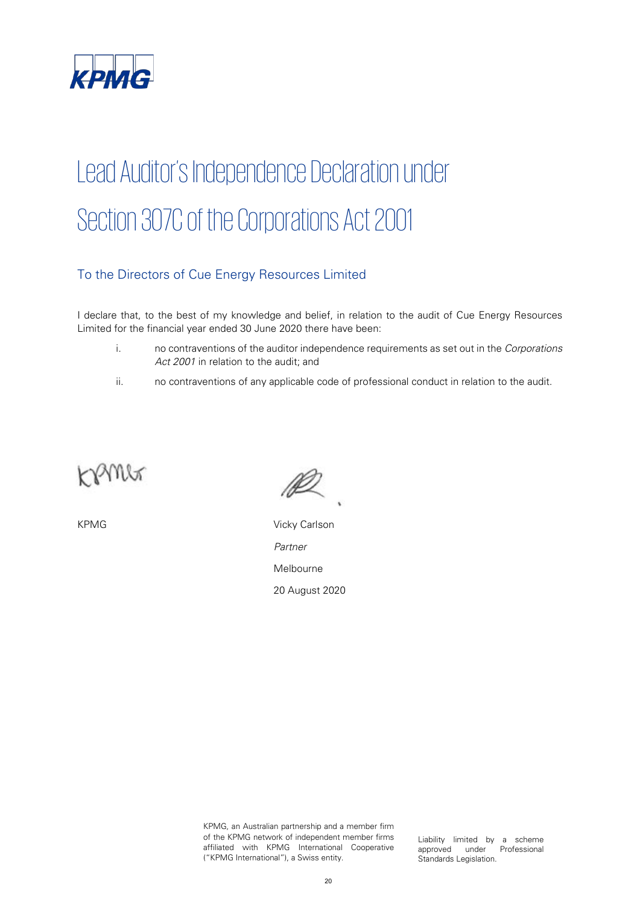# Lead Auditor's Independence Declaration under Section 307C of the Corporations Act 2001

## To the Directors of Cue Energy Resources Limited

I declare that, to the best of my knowledge and belief, in relation to the audit of Cue Energy Resources Limited for the financial year ended 30 June 2020 there have been:

i. no contraventions of the auditor independence requirements as set out in the *Corporations Act 2001* in relation to the audit; and

ii. no contraventions of any applicable code of professional conduct in relation to the audit.

KPMG

Vicky Carlson

*Partner*

Melbourne

20 August 2020

KPMG, an Australian partnership and a member firm of the KPMG network of independent member firms affiliated with KPMG International Cooperative ("KPMG International"), a Swiss entity.

Liability limited by a scheme approved under Professional Standards Legislation.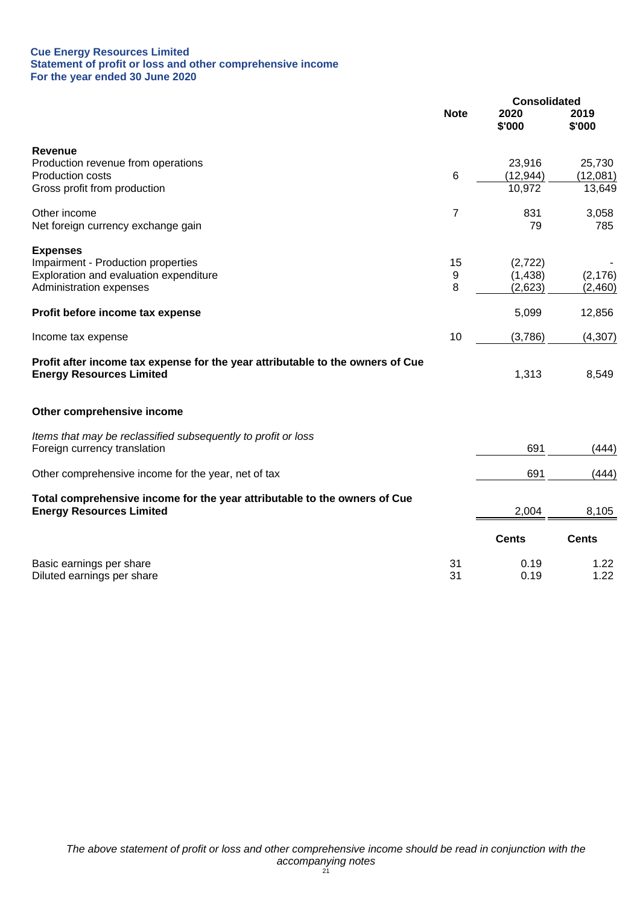**Cue Energy Resources Limited**
**Statement of profit or loss and other comprehensive income**
**For the year ended 30 June 2020**

| | Note | Consolidated 2020 $'000 | Consolidated 2019 $'000 |
|---|---|---|---|
| **Revenue** | | | |
| Production revenue from operations | | 23,916 | 25,730 |
| Production costs | 6 | (12,944) | (12,081) |
| Gross profit from production | | 10,972 | 13,649 |
| | | | |
| Other income | 7 | 831 | 3,058 |
| Net foreign currency exchange gain | | 79 | 785 |
| | | | |
| **Expenses** | | | |
| Impairment - Production properties | 15 | (2,722) | - |
| Exploration and evaluation expenditure | 9 | (1,438) | (2,176) |
| Administration expenses | 8 | (2,623) | (2,460) |
| | | | |
| **Profit before income tax expense** | | 5,099 | 12,856 |
| | | | |
| Income tax expense | 10 | (3,786) | (4,307) |
| | | | |
| **Profit after income tax expense for the year attributable to the owners of Cue Energy Resources Limited** | | 1,313 | 8,549 |
| | | | |
| **Other comprehensive income** | | | |
| | | | |
| *Items that may be reclassified subsequently to profit or loss* | | | |
| Foreign currency translation | | 691 | (444) |
| | | | |
| Other comprehensive income for the year, net of tax | | 691 | (444) |
| | | | |
| **Total comprehensive income for the year attributable to the owners of Cue Energy Resources Limited** | | 2,004 | 8,105 |
| | | **Cents** | **Cents** |
| Basic earnings per share | 31 | 0.19 | 1.22 |
| Diluted earnings per share | 31 | 0.19 | 1.22 |

*The above statement of profit or loss and other comprehensive income should be read in conjunction with the accompanying notes*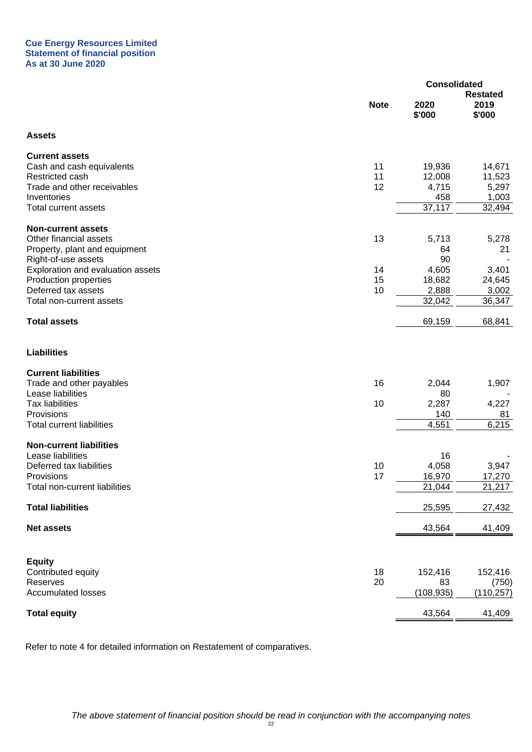**Cue Energy Resources Limited**
**Statement of financial position**
**As at 30 June 2020**

| | Note | Consolidated 2020 $'000 | Consolidated Restated 2019 $'000 |
|---|---|---|---|
| **Assets** | | | |
| **Current assets** | | | |
| Cash and cash equivalents | 11 | 19,936 | 14,671 |
| Restricted cash | 11 | 12,008 | 11,523 |
| Trade and other receivables | 12 | 4,715 | 5,297 |
| Inventories | | 458 | 1,003 |
| Total current assets | | 37,117 | 32,494 |
| **Non-current assets** | | | |
| Other financial assets | 13 | 5,713 | 5,278 |
| Property, plant and equipment | | 64 | 21 |
| Right-of-use assets | | 90 | - |
| Exploration and evaluation assets | 14 | 4,605 | 3,401 |
| Production properties | 15 | 18,682 | 24,645 |
| Deferred tax assets | 10 | 2,888 | 3,002 |
| Total non-current assets | | 32,042 | 36,347 |
| **Total assets** | | 69,159 | 68,841 |
| **Liabilities** | | | |
| **Current liabilities** | | | |
| Trade and other payables | 16 | 2,044 | 1,907 |
| Lease liabilities | | 80 | - |
| Tax liabilities | 10 | 2,287 | 4,227 |
| Provisions | | 140 | 81 |
| Total current liabilities | | 4,551 | 6,215 |
| **Non-current liabilities** | | | |
| Lease liabilities | | 16 | - |
| Deferred tax liabilities | 10 | 4,058 | 3,947 |
| Provisions | 17 | 16,970 | 17,270 |
| Total non-current liabilities | | 21,044 | 21,217 |
| **Total liabilities** | | 25,595 | 27,432 |
| **Net assets** | | 43,564 | 41,409 |
| **Equity** | | | |
| Contributed equity | 18 | 152,416 | 152,416 |
| Reserves | 20 | 83 | (750) |
| Accumulated losses | | (108,935) | (110,257) |
| **Total equity** | | 43,564 | 41,409 |

Refer to note 4 for detailed information on Restatement of comparatives.

*The above statement of financial position should be read in conjunction with the accompanying notes*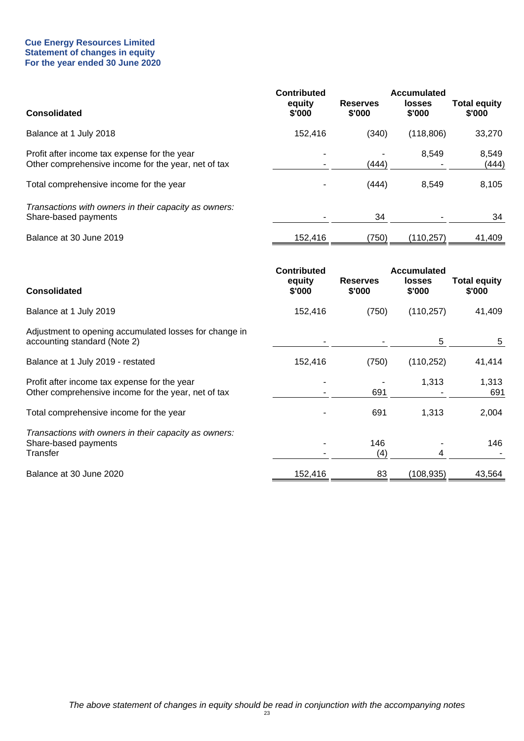**Cue Energy Resources Limited**
**Statement of changes in equity**
**For the year ended 30 June 2020**

| Consolidated | Contributed equity $'000 | Reserves $'000 | Accumulated losses $'000 | Total equity $'000 |
|---|---|---|---|---|
| Balance at 1 July 2018 | 152,416 | (340) | (118,806) | 33,270 |
| Profit after income tax expense for the year | - | - | 8,549 | 8,549 |
| Other comprehensive income for the year, net of tax | - | (444) | - | (444) |
| Total comprehensive income for the year | - | (444) | 8,549 | 8,105 |
| *Transactions with owners in their capacity as owners:* | | | | |
| Share-based payments | - | 34 | - | 34 |
| Balance at 30 June 2019 | 152,416 | (750) | (110,257) | 41,409 |

| Consolidated | Contributed equity $'000 | Reserves $'000 | Accumulated losses $'000 | Total equity $'000 |
|---|---|---|---|---|
| Balance at 1 July 2019 | 152,416 | (750) | (110,257) | 41,409 |
| Adjustment to opening accumulated losses for change in accounting standard (Note 2) | - | - | 5 | 5 |
| Balance at 1 July 2019 - restated | 152,416 | (750) | (110,252) | 41,414 |
| Profit after income tax expense for the year | - | - | 1,313 | 1,313 |
| Other comprehensive income for the year, net of tax | - | 691 | - | 691 |
| Total comprehensive income for the year | - | 691 | 1,313 | 2,004 |
| *Transactions with owners in their capacity as owners:* | | | | |
| Share-based payments | - | 146 | - | 146 |
| Transfer | - | (4) | 4 | - |
| Balance at 30 June 2020 | 152,416 | 83 | (108,935) | 43,564 |

*The above statement of changes in equity should be read in conjunction with the accompanying notes*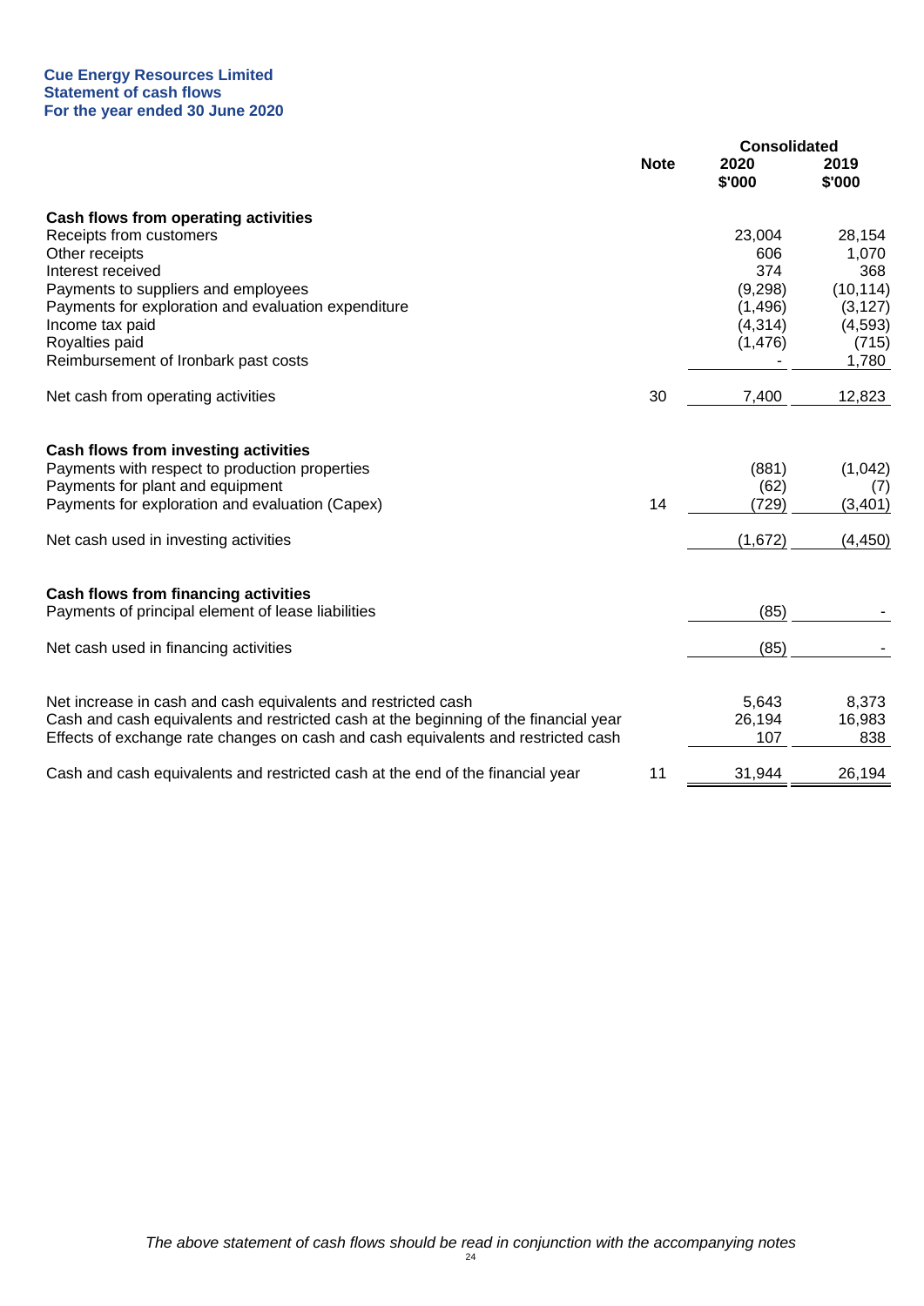**Cue Energy Resources Limited**
**Statement of cash flows**
**For the year ended 30 June 2020**

| | Note | Consolidated 2020 $'000 | 2019 $'000 |
|---|---|---|---|
| **Cash flows from operating activities** | | | |
| Receipts from customers | | 23,004 | 28,154 |
| Other receipts | | 606 | 1,070 |
| Interest received | | 374 | 368 |
| Payments to suppliers and employees | | (9,298) | (10,114) |
| Payments for exploration and evaluation expenditure | | (1,496) | (3,127) |
| Income tax paid | | (4,314) | (4,593) |
| Royalties paid | | (1,476) | (715) |
| Reimbursement of Ironbark past costs | | - | 1,780 |
| Net cash from operating activities | 30 | 7,400 | 12,823 |
| **Cash flows from investing activities** | | | |
| Payments with respect to production properties | | (881) | (1,042) |
| Payments for plant and equipment | | (62) | (7) |
| Payments for exploration and evaluation (Capex) | 14 | (729) | (3,401) |
| Net cash used in investing activities | | (1,672) | (4,450) |
| **Cash flows from financing activities** | | | |
| Payments of principal element of lease liabilities | | (85) | - |
| Net cash used in financing activities | | (85) | - |
| Net increase in cash and cash equivalents and restricted cash | | 5,643 | 8,373 |
| Cash and cash equivalents and restricted cash at the beginning of the financial year | | 26,194 | 16,983 |
| Effects of exchange rate changes on cash and cash equivalents and restricted cash | | 107 | 838 |
| Cash and cash equivalents and restricted cash at the end of the financial year | 11 | 31,944 | 26,194 |

*The above statement of cash flows should be read in conjunction with the accompanying notes*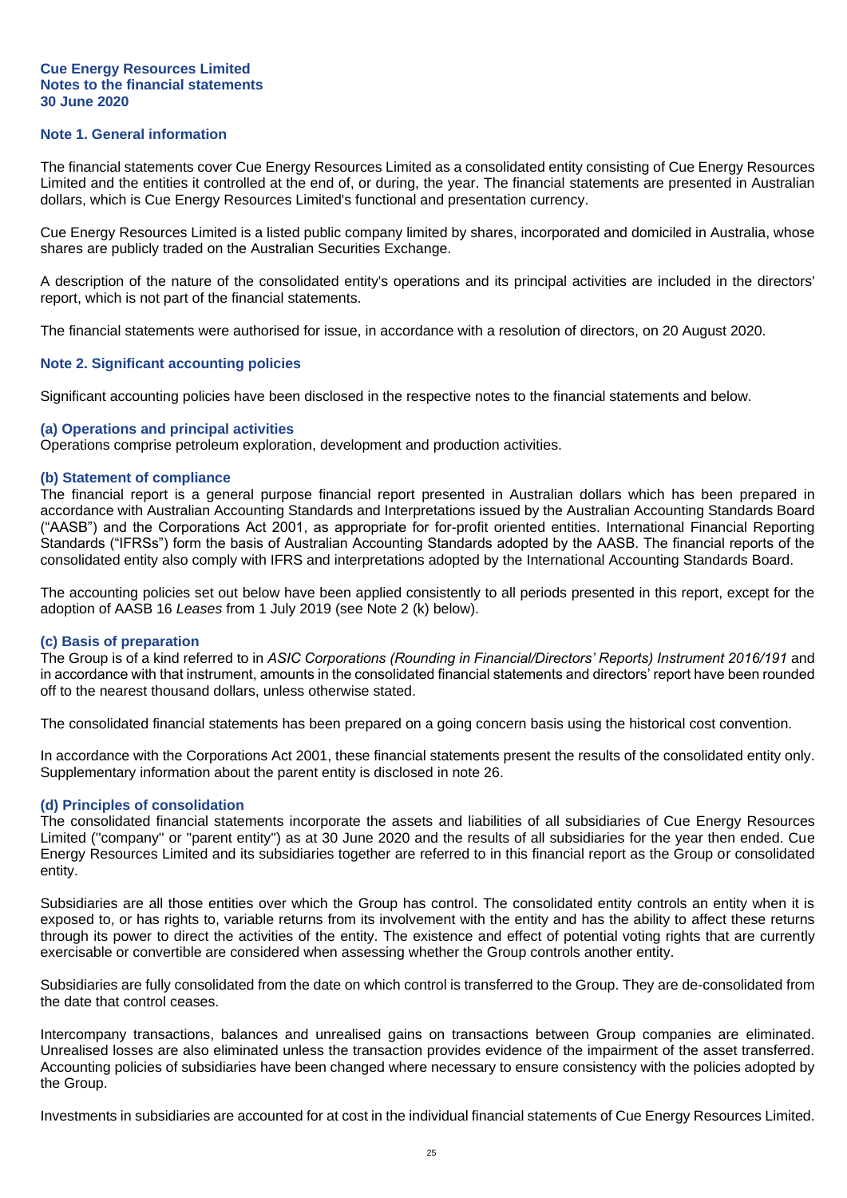**Cue Energy Resources Limited**
**Notes to the financial statements**
**30 June 2020**

## Note 1. General information

The financial statements cover Cue Energy Resources Limited as a consolidated entity consisting of Cue Energy Resources Limited and the entities it controlled at the end of, or during, the year. The financial statements are presented in Australian dollars, which is Cue Energy Resources Limited's functional and presentation currency.

Cue Energy Resources Limited is a listed public company limited by shares, incorporated and domiciled in Australia, whose shares are publicly traded on the Australian Securities Exchange.

A description of the nature of the consolidated entity's operations and its principal activities are included in the directors' report, which is not part of the financial statements.

The financial statements were authorised for issue, in accordance with a resolution of directors, on 20 August 2020.

## Note 2. Significant accounting policies

Significant accounting policies have been disclosed in the respective notes to the financial statements and below.

### (a) Operations and principal activities

Operations comprise petroleum exploration, development and production activities.

### (b) Statement of compliance

The financial report is a general purpose financial report presented in Australian dollars which has been prepared in accordance with Australian Accounting Standards and Interpretations issued by the Australian Accounting Standards Board ("AASB") and the Corporations Act 2001, as appropriate for for-profit oriented entities. International Financial Reporting Standards ("IFRSs") form the basis of Australian Accounting Standards adopted by the AASB. The financial reports of the consolidated entity also comply with IFRS and interpretations adopted by the International Accounting Standards Board.

The accounting policies set out below have been applied consistently to all periods presented in this report, except for the adoption of AASB 16 *Leases* from 1 July 2019 (see Note 2 (k) below).

### (c) Basis of preparation

The Group is of a kind referred to in *ASIC Corporations (Rounding in Financial/Directors' Reports) Instrument 2016/191* and in accordance with that instrument, amounts in the consolidated financial statements and directors' report have been rounded off to the nearest thousand dollars, unless otherwise stated.

The consolidated financial statements has been prepared on a going concern basis using the historical cost convention.

In accordance with the Corporations Act 2001, these financial statements present the results of the consolidated entity only. Supplementary information about the parent entity is disclosed in note 26.

### (d) Principles of consolidation

The consolidated financial statements incorporate the assets and liabilities of all subsidiaries of Cue Energy Resources Limited (''company'' or ''parent entity'') as at 30 June 2020 and the results of all subsidiaries for the year then ended. Cue Energy Resources Limited and its subsidiaries together are referred to in this financial report as the Group or consolidated entity.

Subsidiaries are all those entities over which the Group has control. The consolidated entity controls an entity when it is exposed to, or has rights to, variable returns from its involvement with the entity and has the ability to affect these returns through its power to direct the activities of the entity. The existence and effect of potential voting rights that are currently exercisable or convertible are considered when assessing whether the Group controls another entity.

Subsidiaries are fully consolidated from the date on which control is transferred to the Group. They are de-consolidated from the date that control ceases.

Intercompany transactions, balances and unrealised gains on transactions between Group companies are eliminated. Unrealised losses are also eliminated unless the transaction provides evidence of the impairment of the asset transferred. Accounting policies of subsidiaries have been changed where necessary to ensure consistency with the policies adopted by the Group.

Investments in subsidiaries are accounted for at cost in the individual financial statements of Cue Energy Resources Limited.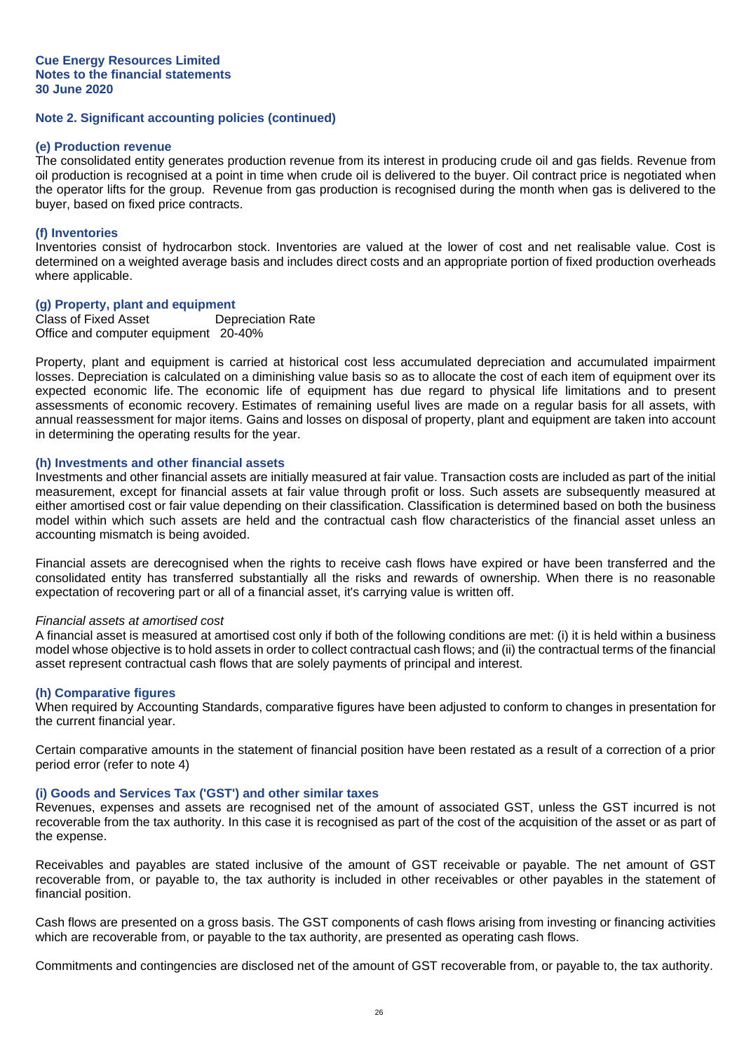**Cue Energy Resources Limited**
**Notes to the financial statements**
**30 June 2020**

## Note 2. Significant accounting policies (continued)

### (e) Production revenue

The consolidated entity generates production revenue from its interest in producing crude oil and gas fields. Revenue from oil production is recognised at a point in time when crude oil is delivered to the buyer. Oil contract price is negotiated when the operator lifts for the group. Revenue from gas production is recognised during the month when gas is delivered to the buyer, based on fixed price contracts.

### (f) Inventories

Inventories consist of hydrocarbon stock. Inventories are valued at the lower of cost and net realisable value. Cost is determined on a weighted average basis and includes direct costs and an appropriate portion of fixed production overheads where applicable.

### (g) Property, plant and equipment

| Class of Fixed Asset | Depreciation Rate |
|---|---|
| Office and computer equipment | 20-40% |

Property, plant and equipment is carried at historical cost less accumulated depreciation and accumulated impairment losses. Depreciation is calculated on a diminishing value basis so as to allocate the cost of each item of equipment over its expected economic life. The economic life of equipment has due regard to physical life limitations and to present assessments of economic recovery. Estimates of remaining useful lives are made on a regular basis for all assets, with annual reassessment for major items. Gains and losses on disposal of property, plant and equipment are taken into account in determining the operating results for the year.

### (h) Investments and other financial assets

Investments and other financial assets are initially measured at fair value. Transaction costs are included as part of the initial measurement, except for financial assets at fair value through profit or loss. Such assets are subsequently measured at either amortised cost or fair value depending on their classification. Classification is determined based on both the business model within which such assets are held and the contractual cash flow characteristics of the financial asset unless an accounting mismatch is being avoided.

Financial assets are derecognised when the rights to receive cash flows have expired or have been transferred and the consolidated entity has transferred substantially all the risks and rewards of ownership. When there is no reasonable expectation of recovering part or all of a financial asset, it's carrying value is written off.

*Financial assets at amortised cost*

A financial asset is measured at amortised cost only if both of the following conditions are met: (i) it is held within a business model whose objective is to hold assets in order to collect contractual cash flows; and (ii) the contractual terms of the financial asset represent contractual cash flows that are solely payments of principal and interest.

### (h) Comparative figures

When required by Accounting Standards, comparative figures have been adjusted to conform to changes in presentation for the current financial year.

Certain comparative amounts in the statement of financial position have been restated as a result of a correction of a prior period error (refer to note 4)

### (i) Goods and Services Tax ('GST') and other similar taxes

Revenues, expenses and assets are recognised net of the amount of associated GST, unless the GST incurred is not recoverable from the tax authority. In this case it is recognised as part of the cost of the acquisition of the asset or as part of the expense.

Receivables and payables are stated inclusive of the amount of GST receivable or payable. The net amount of GST recoverable from, or payable to, the tax authority is included in other receivables or other payables in the statement of financial position.

Cash flows are presented on a gross basis. The GST components of cash flows arising from investing or financing activities which are recoverable from, or payable to the tax authority, are presented as operating cash flows.

Commitments and contingencies are disclosed net of the amount of GST recoverable from, or payable to, the tax authority.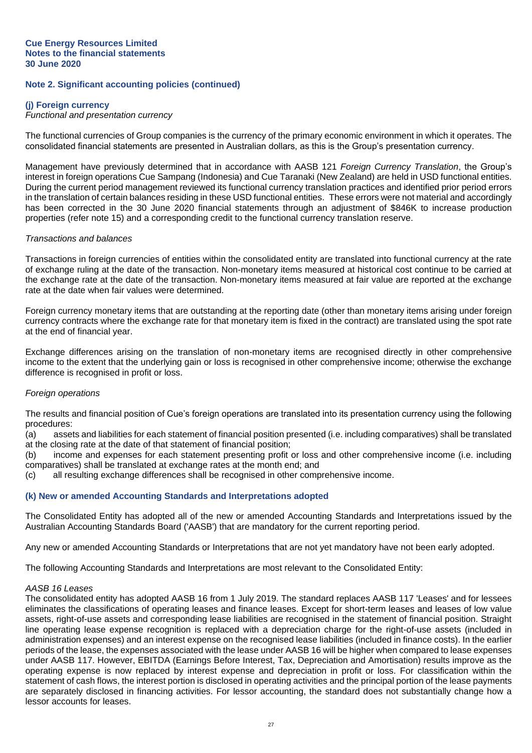## Note 2. Significant accounting policies (continued)

### (j) Foreign currency

*Functional and presentation currency*

The functional currencies of Group companies is the currency of the primary economic environment in which it operates. The consolidated financial statements are presented in Australian dollars, as this is the Group's presentation currency.

Management have previously determined that in accordance with AASB 121 *Foreign Currency Translation*, the Group's interest in foreign operations Cue Sampang (Indonesia) and Cue Taranaki (New Zealand) are held in USD functional entities. During the current period management reviewed its functional currency translation practices and identified prior period errors in the translation of certain balances residing in these USD functional entities. These errors were not material and accordingly has been corrected in the 30 June 2020 financial statements through an adjustment of $846K to increase production properties (refer note 15) and a corresponding credit to the functional currency translation reserve.

*Transactions and balances*

Transactions in foreign currencies of entities within the consolidated entity are translated into functional currency at the rate of exchange ruling at the date of the transaction. Non-monetary items measured at historical cost continue to be carried at the exchange rate at the date of the transaction. Non-monetary items measured at fair value are reported at the exchange rate at the date when fair values were determined.

Foreign currency monetary items that are outstanding at the reporting date (other than monetary items arising under foreign currency contracts where the exchange rate for that monetary item is fixed in the contract) are translated using the spot rate at the end of financial year.

Exchange differences arising on the translation of non-monetary items are recognised directly in other comprehensive income to the extent that the underlying gain or loss is recognised in other comprehensive income; otherwise the exchange difference is recognised in profit or loss.

*Foreign operations*

The results and financial position of Cue's foreign operations are translated into its presentation currency using the following procedures:

(a) assets and liabilities for each statement of financial position presented (i.e. including comparatives) shall be translated at the closing rate at the date of that statement of financial position;

(b) income and expenses for each statement presenting profit or loss and other comprehensive income (i.e. including comparatives) shall be translated at exchange rates at the month end; and

(c) all resulting exchange differences shall be recognised in other comprehensive income.

### (k) New or amended Accounting Standards and Interpretations adopted

The Consolidated Entity has adopted all of the new or amended Accounting Standards and Interpretations issued by the Australian Accounting Standards Board ('AASB') that are mandatory for the current reporting period.

Any new or amended Accounting Standards or Interpretations that are not yet mandatory have not been early adopted.

The following Accounting Standards and Interpretations are most relevant to the Consolidated Entity:

*AASB 16 Leases*

The consolidated entity has adopted AASB 16 from 1 July 2019. The standard replaces AASB 117 'Leases' and for lessees eliminates the classifications of operating leases and finance leases. Except for short-term leases and leases of low value assets, right-of-use assets and corresponding lease liabilities are recognised in the statement of financial position. Straight line operating lease expense recognition is replaced with a depreciation charge for the right-of-use assets (included in administration expenses) and an interest expense on the recognised lease liabilities (included in finance costs). In the earlier periods of the lease, the expenses associated with the lease under AASB 16 will be higher when compared to lease expenses under AASB 117. However, EBITDA (Earnings Before Interest, Tax, Depreciation and Amortisation) results improve as the operating expense is now replaced by interest expense and depreciation in profit or loss. For classification within the statement of cash flows, the interest portion is disclosed in operating activities and the principal portion of the lease payments are separately disclosed in financing activities. For lessor accounting, the standard does not substantially change how a lessor accounts for leases.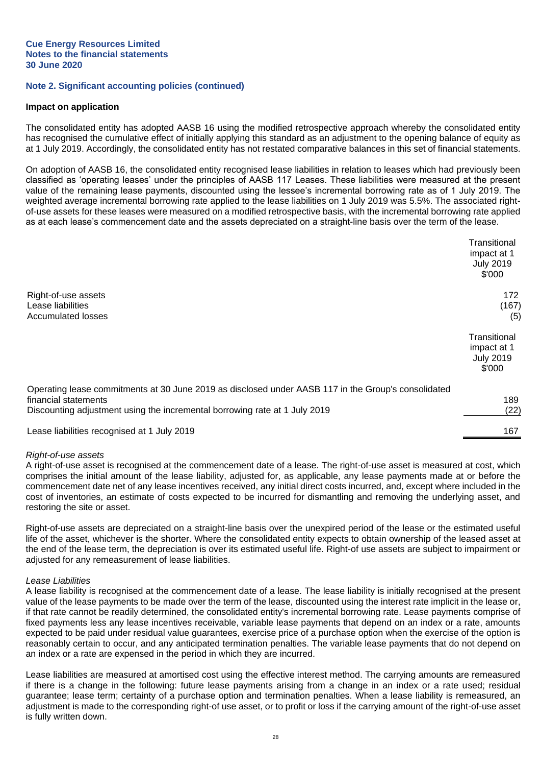**Cue Energy Resources Limited**
**Notes to the financial statements**
**30 June 2020**

## Note 2. Significant accounting policies (continued)

### Impact on application

The consolidated entity has adopted AASB 16 using the modified retrospective approach whereby the consolidated entity has recognised the cumulative effect of initially applying this standard as an adjustment to the opening balance of equity as at 1 July 2019. Accordingly, the consolidated entity has not restated comparative balances in this set of financial statements.

On adoption of AASB 16, the consolidated entity recognised lease liabilities in relation to leases which had previously been classified as 'operating leases' under the principles of AASB 117 Leases. These liabilities were measured at the present value of the remaining lease payments, discounted using the lessee's incremental borrowing rate as of 1 July 2019. The weighted average incremental borrowing rate applied to the lease liabilities on 1 July 2019 was 5.5%. The associated right-of-use assets for these leases were measured on a modified retrospective basis, with the incremental borrowing rate applied as at each lease's commencement date and the assets depreciated on a straight-line basis over the term of the lease.

| | Transitional impact at 1 July 2019 $'000 |
|---|---|
| Right-of-use assets | 172 |
| Lease liabilities | (167) |
| Accumulated losses | (5) |

| | Transitional impact at 1 July 2019 $'000 |
|---|---|
| Operating lease commitments at 30 June 2019 as disclosed under AASB 117 in the Group's consolidated financial statements | 189 |
| Discounting adjustment using the incremental borrowing rate at 1 July 2019 | (22) |
| Lease liabilities recognised at 1 July 2019 | 167 |

*Right-of-use assets*
A right-of-use asset is recognised at the commencement date of a lease. The right-of-use asset is measured at cost, which comprises the initial amount of the lease liability, adjusted for, as applicable, any lease payments made at or before the commencement date net of any lease incentives received, any initial direct costs incurred, and, except where included in the cost of inventories, an estimate of costs expected to be incurred for dismantling and removing the underlying asset, and restoring the site or asset.

Right-of-use assets are depreciated on a straight-line basis over the unexpired period of the lease or the estimated useful life of the asset, whichever is the shorter. Where the consolidated entity expects to obtain ownership of the leased asset at the end of the lease term, the depreciation is over its estimated useful life. Right-of use assets are subject to impairment or adjusted for any remeasurement of lease liabilities.

*Lease Liabilities*
A lease liability is recognised at the commencement date of a lease. The lease liability is initially recognised at the present value of the lease payments to be made over the term of the lease, discounted using the interest rate implicit in the lease or, if that rate cannot be readily determined, the consolidated entity's incremental borrowing rate. Lease payments comprise of fixed payments less any lease incentives receivable, variable lease payments that depend on an index or a rate, amounts expected to be paid under residual value guarantees, exercise price of a purchase option when the exercise of the option is reasonably certain to occur, and any anticipated termination penalties. The variable lease payments that do not depend on an index or a rate are expensed in the period in which they are incurred.

Lease liabilities are measured at amortised cost using the effective interest method. The carrying amounts are remeasured if there is a change in the following: future lease payments arising from a change in an index or a rate used; residual guarantee; lease term; certainty of a purchase option and termination penalties. When a lease liability is remeasured, an adjustment is made to the corresponding right-of use asset, or to profit or loss if the carrying amount of the right-of-use asset is fully written down.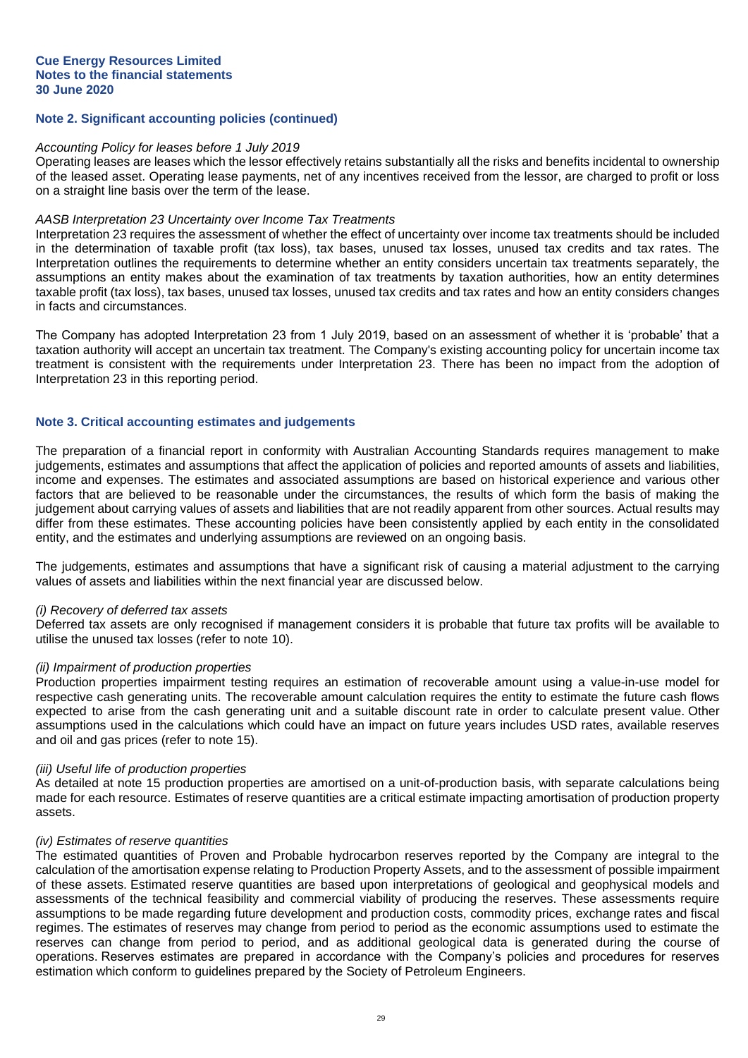## Note 2. Significant accounting policies (continued)

*Accounting Policy for leases before 1 July 2019*

Operating leases are leases which the lessor effectively retains substantially all the risks and benefits incidental to ownership of the leased asset. Operating lease payments, net of any incentives received from the lessor, are charged to profit or loss on a straight line basis over the term of the lease.

*AASB Interpretation 23 Uncertainty over Income Tax Treatments*

Interpretation 23 requires the assessment of whether the effect of uncertainty over income tax treatments should be included in the determination of taxable profit (tax loss), tax bases, unused tax losses, unused tax credits and tax rates. The Interpretation outlines the requirements to determine whether an entity considers uncertain tax treatments separately, the assumptions an entity makes about the examination of tax treatments by taxation authorities, how an entity determines taxable profit (tax loss), tax bases, unused tax losses, unused tax credits and tax rates and how an entity considers changes in facts and circumstances.

The Company has adopted Interpretation 23 from 1 July 2019, based on an assessment of whether it is 'probable' that a taxation authority will accept an uncertain tax treatment. The Company's existing accounting policy for uncertain income tax treatment is consistent with the requirements under Interpretation 23. There has been no impact from the adoption of Interpretation 23 in this reporting period.

## Note 3. Critical accounting estimates and judgements

The preparation of a financial report in conformity with Australian Accounting Standards requires management to make judgements, estimates and assumptions that affect the application of policies and reported amounts of assets and liabilities, income and expenses. The estimates and associated assumptions are based on historical experience and various other factors that are believed to be reasonable under the circumstances, the results of which form the basis of making the judgement about carrying values of assets and liabilities that are not readily apparent from other sources. Actual results may differ from these estimates. These accounting policies have been consistently applied by each entity in the consolidated entity, and the estimates and underlying assumptions are reviewed on an ongoing basis.

The judgements, estimates and assumptions that have a significant risk of causing a material adjustment to the carrying values of assets and liabilities within the next financial year are discussed below.

*(i) Recovery of deferred tax assets*

Deferred tax assets are only recognised if management considers it is probable that future tax profits will be available to utilise the unused tax losses (refer to note 10).

*(ii) Impairment of production properties*

Production properties impairment testing requires an estimation of recoverable amount using a value-in-use model for respective cash generating units. The recoverable amount calculation requires the entity to estimate the future cash flows expected to arise from the cash generating unit and a suitable discount rate in order to calculate present value. Other assumptions used in the calculations which could have an impact on future years includes USD rates, available reserves and oil and gas prices (refer to note 15).

*(iii) Useful life of production properties*

As detailed at note 15 production properties are amortised on a unit-of-production basis, with separate calculations being made for each resource. Estimates of reserve quantities are a critical estimate impacting amortisation of production property assets.

*(iv) Estimates of reserve quantities*

The estimated quantities of Proven and Probable hydrocarbon reserves reported by the Company are integral to the calculation of the amortisation expense relating to Production Property Assets, and to the assessment of possible impairment of these assets. Estimated reserve quantities are based upon interpretations of geological and geophysical models and assessments of the technical feasibility and commercial viability of producing the reserves. These assessments require assumptions to be made regarding future development and production costs, commodity prices, exchange rates and fiscal regimes. The estimates of reserves may change from period to period as the economic assumptions used to estimate the reserves can change from period to period, and as additional geological data is generated during the course of operations. Reserves estimates are prepared in accordance with the Company's policies and procedures for reserves estimation which conform to guidelines prepared by the Society of Petroleum Engineers.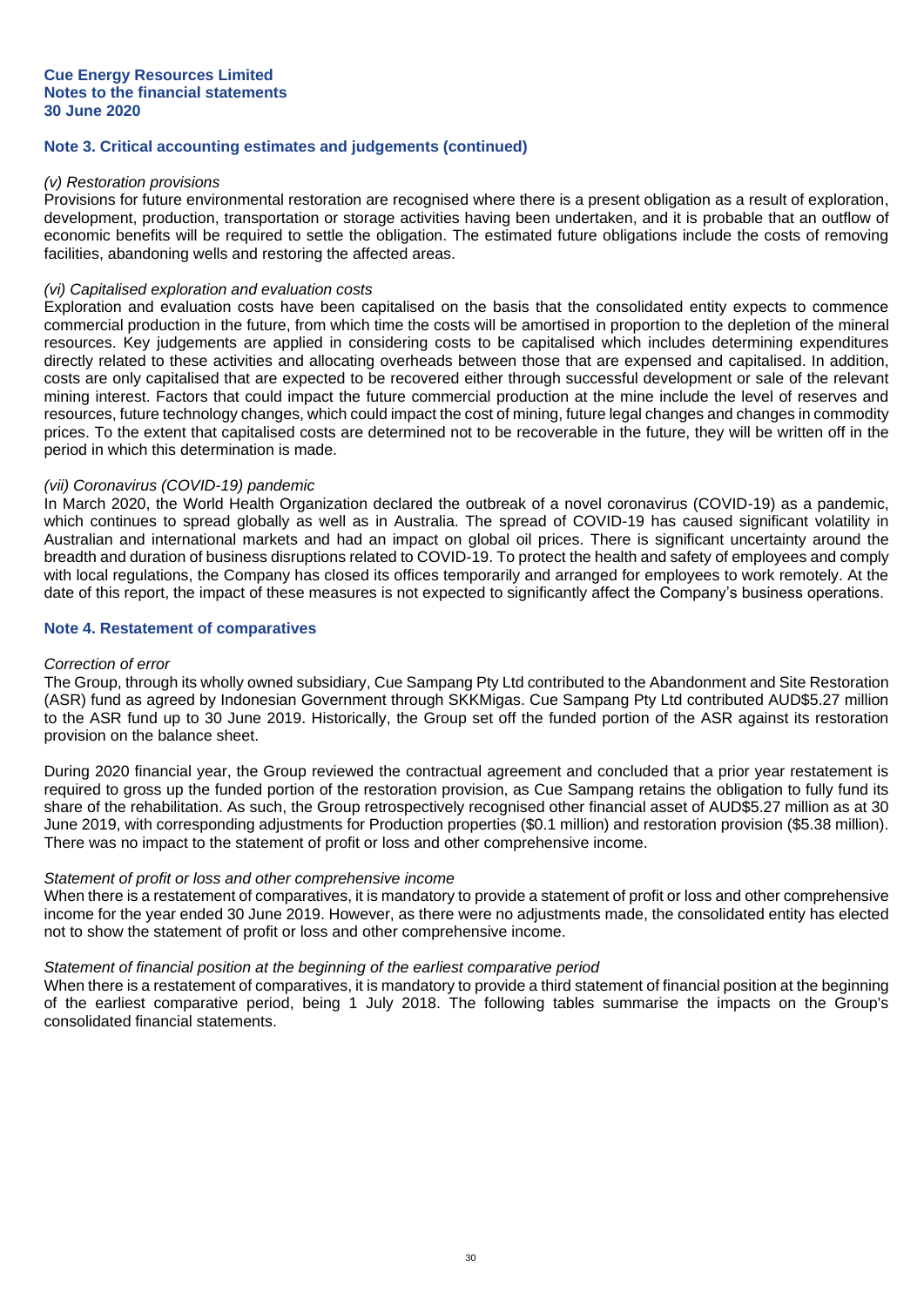## Note 3. Critical accounting estimates and judgements (continued)

*(v) Restoration provisions*

Provisions for future environmental restoration are recognised where there is a present obligation as a result of exploration, development, production, transportation or storage activities having been undertaken, and it is probable that an outflow of economic benefits will be required to settle the obligation. The estimated future obligations include the costs of removing facilities, abandoning wells and restoring the affected areas.

*(vi) Capitalised exploration and evaluation costs*

Exploration and evaluation costs have been capitalised on the basis that the consolidated entity expects to commence commercial production in the future, from which time the costs will be amortised in proportion to the depletion of the mineral resources. Key judgements are applied in considering costs to be capitalised which includes determining expenditures directly related to these activities and allocating overheads between those that are expensed and capitalised. In addition, costs are only capitalised that are expected to be recovered either through successful development or sale of the relevant mining interest. Factors that could impact the future commercial production at the mine include the level of reserves and resources, future technology changes, which could impact the cost of mining, future legal changes and changes in commodity prices. To the extent that capitalised costs are determined not to be recoverable in the future, they will be written off in the period in which this determination is made.

*(vii) Coronavirus (COVID-19) pandemic*

In March 2020, the World Health Organization declared the outbreak of a novel coronavirus (COVID-19) as a pandemic, which continues to spread globally as well as in Australia. The spread of COVID-19 has caused significant volatility in Australian and international markets and had an impact on global oil prices. There is significant uncertainty around the breadth and duration of business disruptions related to COVID-19. To protect the health and safety of employees and comply with local regulations, the Company has closed its offices temporarily and arranged for employees to work remotely. At the date of this report, the impact of these measures is not expected to significantly affect the Company's business operations.

## Note 4. Restatement of comparatives

*Correction of error*

The Group, through its wholly owned subsidiary, Cue Sampang Pty Ltd contributed to the Abandonment and Site Restoration (ASR) fund as agreed by Indonesian Government through SKKMigas. Cue Sampang Pty Ltd contributed AUD$5.27 million to the ASR fund up to 30 June 2019. Historically, the Group set off the funded portion of the ASR against its restoration provision on the balance sheet.

During 2020 financial year, the Group reviewed the contractual agreement and concluded that a prior year restatement is required to gross up the funded portion of the restoration provision, as Cue Sampang retains the obligation to fully fund its share of the rehabilitation. As such, the Group retrospectively recognised other financial asset of AUD$5.27 million as at 30 June 2019, with corresponding adjustments for Production properties ($0.1 million) and restoration provision ($5.38 million). There was no impact to the statement of profit or loss and other comprehensive income.

*Statement of profit or loss and other comprehensive income*

When there is a restatement of comparatives, it is mandatory to provide a statement of profit or loss and other comprehensive income for the year ended 30 June 2019. However, as there were no adjustments made, the consolidated entity has elected not to show the statement of profit or loss and other comprehensive income.

*Statement of financial position at the beginning of the earliest comparative period*

When there is a restatement of comparatives, it is mandatory to provide a third statement of financial position at the beginning of the earliest comparative period, being 1 July 2018. The following tables summarise the impacts on the Group's consolidated financial statements.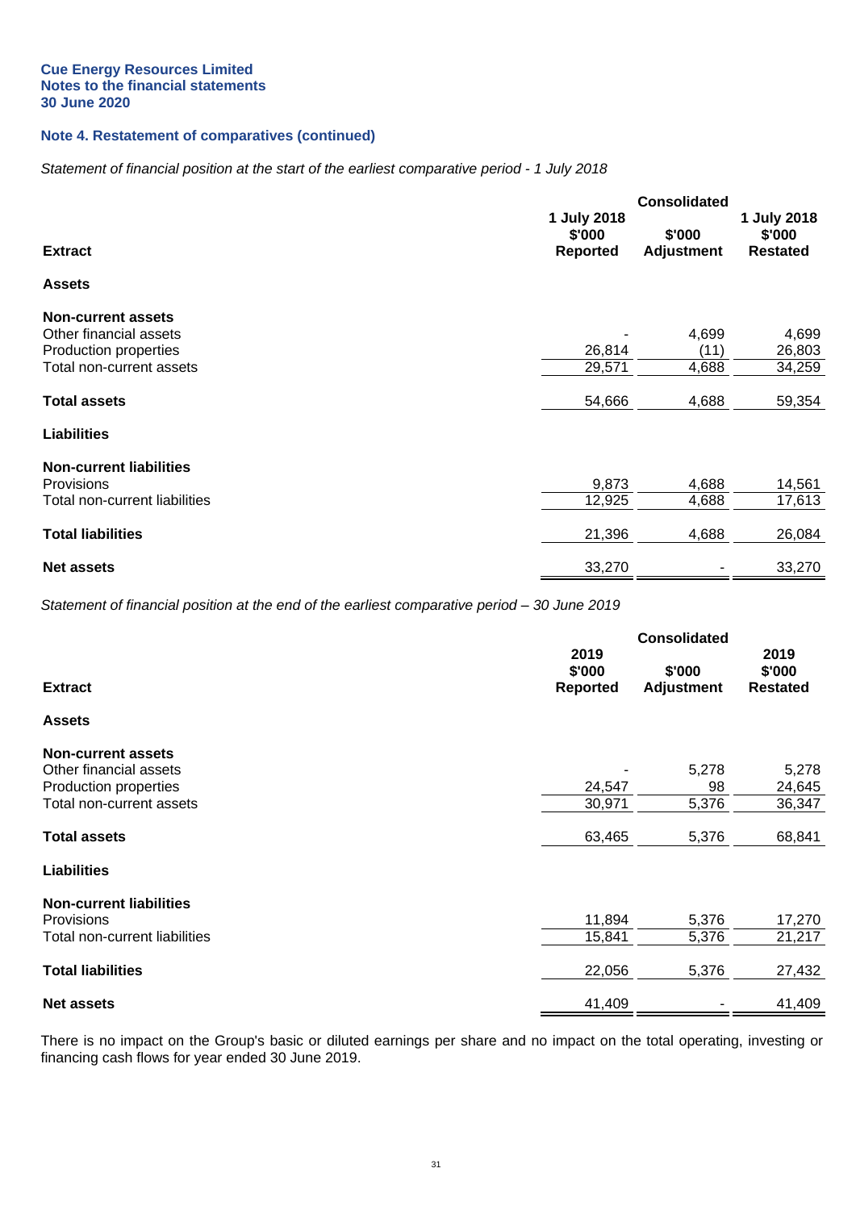Cue Energy Resources Limited
Notes to the financial statements
30 June 2020

## Note 4. Restatement of comparatives (continued)

*Statement of financial position at the start of the earliest comparative period - 1 July 2018*

| | Consolidated | | |
|---|---|---|---|
| **Extract** | **1 July 2018 \$'000 Reported** | **\$'000 Adjustment** | **1 July 2018 \$'000 Restated** |
| **Assets** | | | |
| **Non-current assets** | | | |
| Other financial assets | - | 4,699 | 4,699 |
| Production properties | 26,814 | (11) | 26,803 |
| Total non-current assets | 29,571 | 4,688 | 34,259 |
| **Total assets** | 54,666 | 4,688 | 59,354 |
| **Liabilities** | | | |
| **Non-current liabilities** | | | |
| Provisions | 9,873 | 4,688 | 14,561 |
| Total non-current liabilities | 12,925 | 4,688 | 17,613 |
| **Total liabilities** | 21,396 | 4,688 | 26,084 |
| **Net assets** | 33,270 | - | 33,270 |

*Statement of financial position at the end of the earliest comparative period – 30 June 2019*

| | Consolidated | | |
|---|---|---|---|
| **Extract** | **2019 \$'000 Reported** | **\$'000 Adjustment** | **2019 \$'000 Restated** |
| **Assets** | | | |
| **Non-current assets** | | | |
| Other financial assets | - | 5,278 | 5,278 |
| Production properties | 24,547 | 98 | 24,645 |
| Total non-current assets | 30,971 | 5,376 | 36,347 |
| **Total assets** | 63,465 | 5,376 | 68,841 |
| **Liabilities** | | | |
| **Non-current liabilities** | | | |
| Provisions | 11,894 | 5,376 | 17,270 |
| Total non-current liabilities | 15,841 | 5,376 | 21,217 |
| **Total liabilities** | 22,056 | 5,376 | 27,432 |
| **Net assets** | 41,409 | - | 41,409 |

There is no impact on the Group's basic or diluted earnings per share and no impact on the total operating, investing or financing cash flows for year ended 30 June 2019.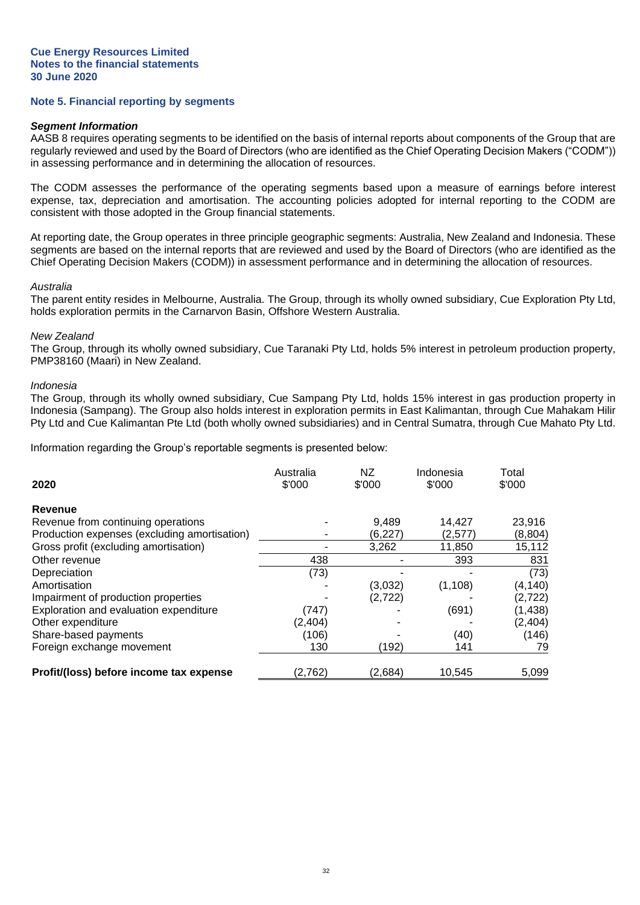**Cue Energy Resources Limited**
**Notes to the financial statements**
**30 June 2020**

## Note 5. Financial reporting by segments

***Segment Information***

AASB 8 requires operating segments to be identified on the basis of internal reports about components of the Group that are regularly reviewed and used by the Board of Directors (who are identified as the Chief Operating Decision Makers ("CODM")) in assessing performance and in determining the allocation of resources.

The CODM assesses the performance of the operating segments based upon a measure of earnings before interest expense, tax, depreciation and amortisation. The accounting policies adopted for internal reporting to the CODM are consistent with those adopted in the Group financial statements.

At reporting date, the Group operates in three principle geographic segments: Australia, New Zealand and Indonesia. These segments are based on the internal reports that are reviewed and used by the Board of Directors (who are identified as the Chief Operating Decision Makers (CODM)) in assessment performance and in determining the allocation of resources.

*Australia*

The parent entity resides in Melbourne, Australia. The Group, through its wholly owned subsidiary, Cue Exploration Pty Ltd, holds exploration permits in the Carnarvon Basin, Offshore Western Australia.

*New Zealand*

The Group, through its wholly owned subsidiary, Cue Taranaki Pty Ltd, holds 5% interest in petroleum production property, PMP38160 (Maari) in New Zealand.

*Indonesia*

The Group, through its wholly owned subsidiary, Cue Sampang Pty Ltd, holds 15% interest in gas production property in Indonesia (Sampang). The Group also holds interest in exploration permits in East Kalimantan, through Cue Mahakam Hilir Pty Ltd and Cue Kalimantan Pte Ltd (both wholly owned subsidiaries) and in Central Sumatra, through Cue Mahato Pty Ltd.

Information regarding the Group's reportable segments is presented below:

| **2020** | Australia $'000 | NZ $'000 | Indonesia $'000 | Total $'000 |
|---|---|---|---|---|
| **Revenue** | | | | |
| Revenue from continuing operations | - | 9,489 | 14,427 | 23,916 |
| Production expenses (excluding amortisation) | - | (6,227) | (2,577) | (8,804) |
| Gross profit (excluding amortisation) | - | 3,262 | 11,850 | 15,112 |
| Other revenue | 438 | - | 393 | 831 |
| Depreciation | (73) | - | - | (73) |
| Amortisation | - | (3,032) | (1,108) | (4,140) |
| Impairment of production properties | - | (2,722) | - | (2,722) |
| Exploration and evaluation expenditure | (747) | - | (691) | (1,438) |
| Other expenditure | (2,404) | - | - | (2,404) |
| Share-based payments | (106) | - | (40) | (146) |
| Foreign exchange movement | 130 | (192) | 141 | 79 |
| **Profit/(loss) before income tax expense** | (2,762) | (2,684) | 10,545 | 5,099 |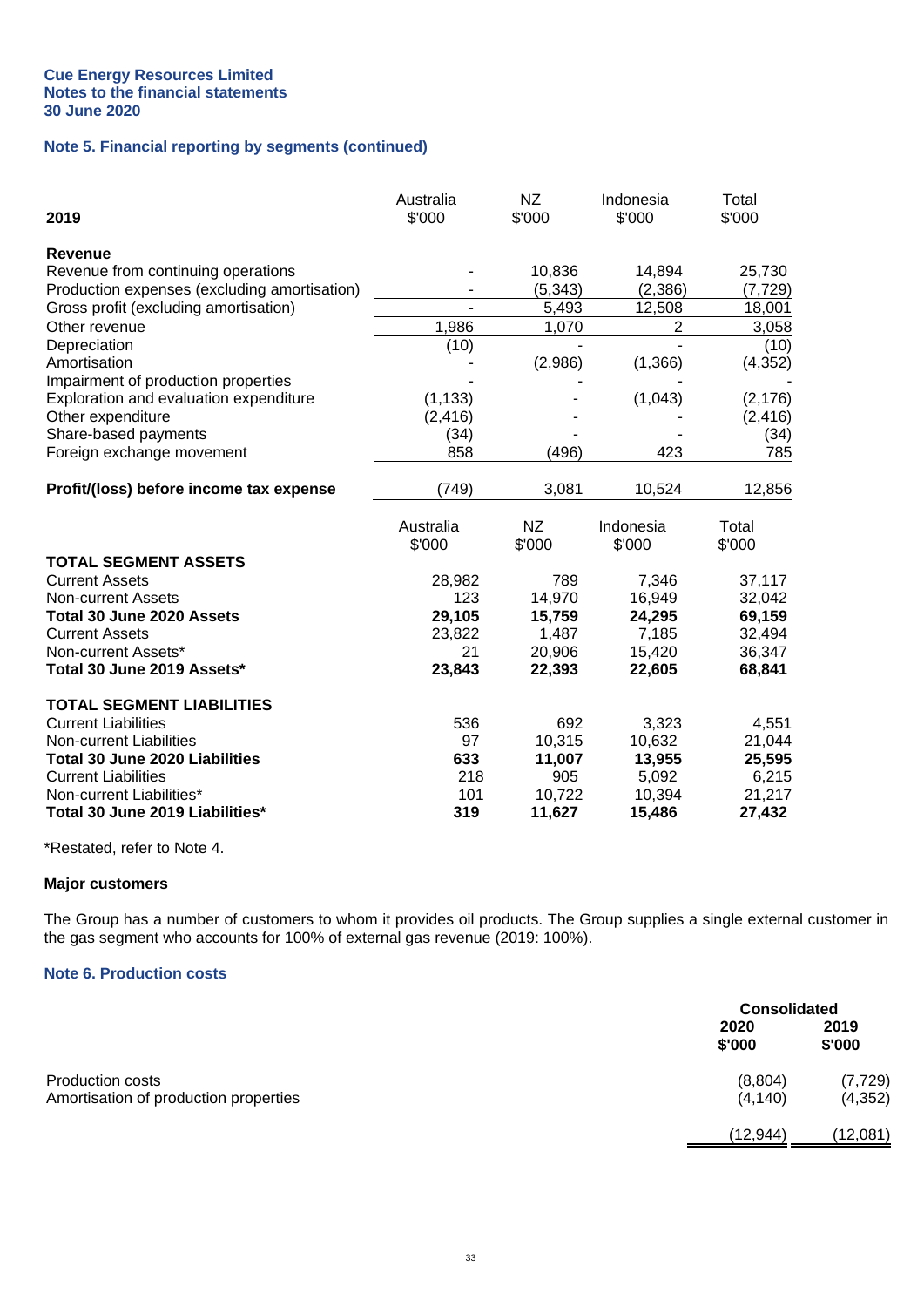**Cue Energy Resources Limited**
**Notes to the financial statements**
**30 June 2020**

## Note 5. Financial reporting by segments (continued)

| 2019 | Australia $'000 | NZ $'000 | Indonesia $'000 | Total $'000 |
|---|---|---|---|---|
| **Revenue** | | | | |
| Revenue from continuing operations | - | 10,836 | 14,894 | 25,730 |
| Production expenses (excluding amortisation) | - | (5,343) | (2,386) | (7,729) |
| Gross profit (excluding amortisation) | - | 5,493 | 12,508 | 18,001 |
| Other revenue | 1,986 | 1,070 | 2 | 3,058 |
| Depreciation | (10) | - | - | (10) |
| Amortisation | - | (2,986) | (1,366) | (4,352) |
| Impairment of production properties | - | - | - | - |
| Exploration and evaluation expenditure | (1,133) | - | (1,043) | (2,176) |
| Other expenditure | (2,416) | - | - | (2,416) |
| Share-based payments | (34) | - | - | (34) |
| Foreign exchange movement | 858 | (496) | 423 | 785 |
| **Profit/(loss) before income tax expense** | (749) | 3,081 | 10,524 | 12,856 |

| | Australia $'000 | NZ $'000 | Indonesia $'000 | Total $'000 |
|---|---|---|---|---|
| **TOTAL SEGMENT ASSETS** | | | | |
| Current Assets | 28,982 | 789 | 7,346 | 37,117 |
| Non-current Assets | 123 | 14,970 | 16,949 | 32,042 |
| **Total 30 June 2020 Assets** | **29,105** | **15,759** | **24,295** | **69,159** |
| Current Assets | 23,822 | 1,487 | 7,185 | 32,494 |
| Non-current Assets* | 21 | 20,906 | 15,420 | 36,347 |
| **Total 30 June 2019 Assets*** | **23,843** | **22,393** | **22,605** | **68,841** |
| **TOTAL SEGMENT LIABILITIES** | | | | |
| Current Liabilities | 536 | 692 | 3,323 | 4,551 |
| Non-current Liabilities | 97 | 10,315 | 10,632 | 21,044 |
| **Total 30 June 2020 Liabilities** | **633** | **11,007** | **13,955** | **25,595** |
| Current Liabilities | 218 | 905 | 5,092 | 6,215 |
| Non-current Liabilities* | 101 | 10,722 | 10,394 | 21,217 |
| **Total 30 June 2019 Liabilities*** | **319** | **11,627** | **15,486** | **27,432** |

*Restated, refer to Note 4.

### Major customers

The Group has a number of customers to whom it provides oil products. The Group supplies a single external customer in the gas segment who accounts for 100% of external gas revenue (2019: 100%).

## Note 6. Production costs

| | Consolidated 2020 $'000 | Consolidated 2019 $'000 |
|---|---|---|
| Production costs | (8,804) | (7,729) |
| Amortisation of production properties | (4,140) | (4,352) |
| | (12,944) | (12,081) |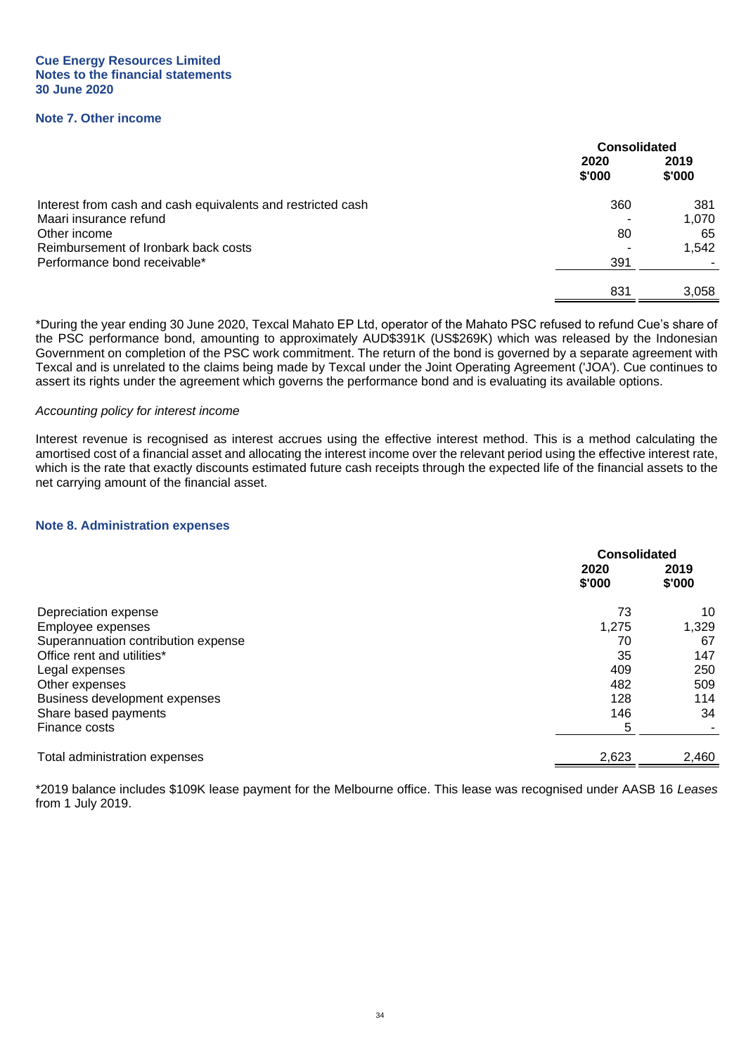**Cue Energy Resources Limited**
**Notes to the financial statements**
**30 June 2020**

## Note 7. Other income

| | Consolidated | |
|---|---|---|
| | 2020 $'000 | 2019 $'000 |
| Interest from cash and cash equivalents and restricted cash | 360 | 381 |
| Maari insurance refund | - | 1,070 |
| Other income | 80 | 65 |
| Reimbursement of Ironbark back costs | - | 1,542 |
| Performance bond receivable* | 391 | - |
| | 831 | 3,058 |

*During the year ending 30 June 2020, Texcal Mahato EP Ltd, operator of the Mahato PSC refused to refund Cue's share of the PSC performance bond, amounting to approximately AUD$391K (US$269K) which was released by the Indonesian Government on completion of the PSC work commitment. The return of the bond is governed by a separate agreement with Texcal and is unrelated to the claims being made by Texcal under the Joint Operating Agreement ('JOA'). Cue continues to assert its rights under the agreement which governs the performance bond and is evaluating its available options.

*Accounting policy for interest income*

Interest revenue is recognised as interest accrues using the effective interest method. This is a method calculating the amortised cost of a financial asset and allocating the interest income over the relevant period using the effective interest rate, which is the rate that exactly discounts estimated future cash receipts through the expected life of the financial assets to the net carrying amount of the financial asset.

## Note 8. Administration expenses

| | Consolidated | |
|---|---|---|
| | 2020 $'000 | 2019 $'000 |
| Depreciation expense | 73 | 10 |
| Employee expenses | 1,275 | 1,329 |
| Superannuation contribution expense | 70 | 67 |
| Office rent and utilities* | 35 | 147 |
| Legal expenses | 409 | 250 |
| Other expenses | 482 | 509 |
| Business development expenses | 128 | 114 |
| Share based payments | 146 | 34 |
| Finance costs | 5 | - |
| Total administration expenses | 2,623 | 2,460 |

*2019 balance includes $109K lease payment for the Melbourne office. This lease was recognised under AASB 16 *Leases* from 1 July 2019.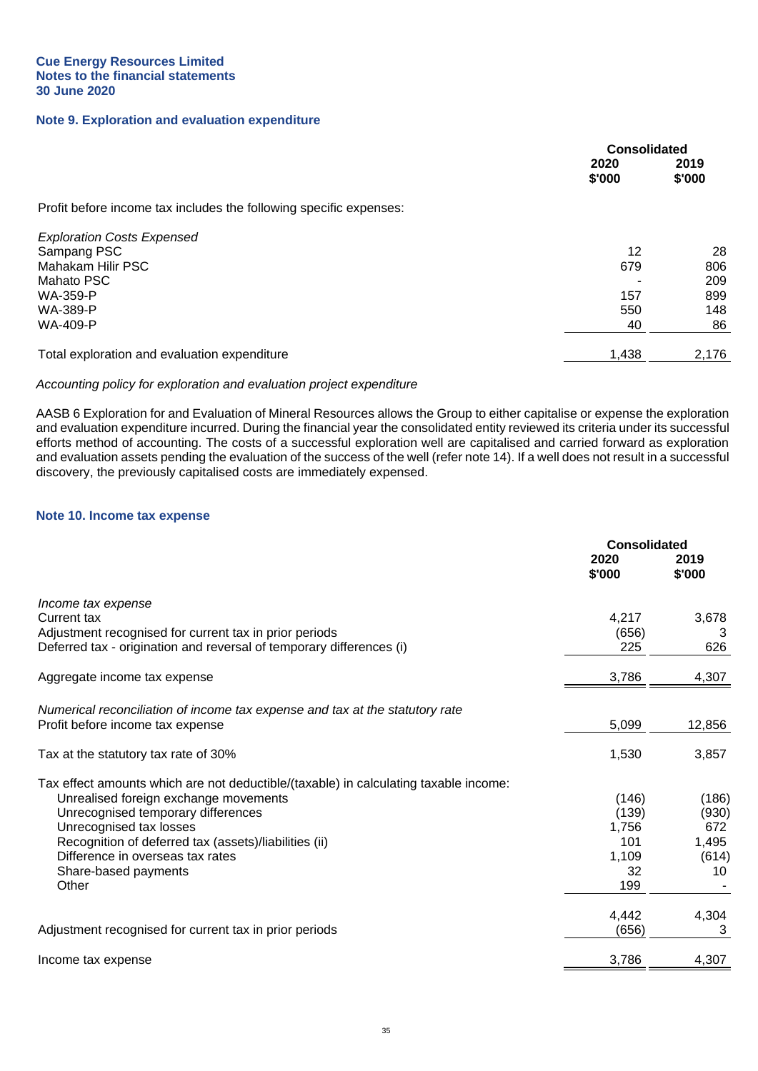Cue Energy Resources Limited
Notes to the financial statements
30 June 2020

## Note 9. Exploration and evaluation expenditure

| | Consolidated | |
|---|---|---|
| | 2020 | 2019 |
| | $'000 | $'000 |
| Profit before income tax includes the following specific expenses: | | |
| *Exploration Costs Expensed* | | |
| Sampang PSC | 12 | 28 |
| Mahakam Hilir PSC | 679 | 806 |
| Mahato PSC | - | 209 |
| WA-359-P | 157 | 899 |
| WA-389-P | 550 | 148 |
| WA-409-P | 40 | 86 |
| Total exploration and evaluation expenditure | 1,438 | 2,176 |

*Accounting policy for exploration and evaluation project expenditure*

AASB 6 Exploration for and Evaluation of Mineral Resources allows the Group to either capitalise or expense the exploration and evaluation expenditure incurred. During the financial year the consolidated entity reviewed its criteria under its successful efforts method of accounting. The costs of a successful exploration well are capitalised and carried forward as exploration and evaluation assets pending the evaluation of the success of the well (refer note 14). If a well does not result in a successful discovery, the previously capitalised costs are immediately expensed.

## Note 10. Income tax expense

| | Consolidated | |
|---|---|---|
| | 2020 | 2019 |
| | $'000 | $'000 |
| *Income tax expense* | | |
| Current tax | 4,217 | 3,678 |
| Adjustment recognised for current tax in prior periods | (656) | 3 |
| Deferred tax - origination and reversal of temporary differences (i) | 225 | 626 |
| Aggregate income tax expense | 3,786 | 4,307 |
| *Numerical reconciliation of income tax expense and tax at the statutory rate* | | |
| Profit before income tax expense | 5,099 | 12,856 |
| Tax at the statutory tax rate of 30% | 1,530 | 3,857 |
| Tax effect amounts which are not deductible/(taxable) in calculating taxable income: | | |
| Unrealised foreign exchange movements | (146) | (186) |
| Unrecognised temporary differences | (139) | (930) |
| Unrecognised tax losses | 1,756 | 672 |
| Recognition of deferred tax (assets)/liabilities (ii) | 101 | 1,495 |
| Difference in overseas tax rates | 1,109 | (614) |
| Share-based payments | 32 | 10 |
| Other | 199 | - |
| | 4,442 | 4,304 |
| Adjustment recognised for current tax in prior periods | (656) | 3 |
| Income tax expense | 3,786 | 4,307 |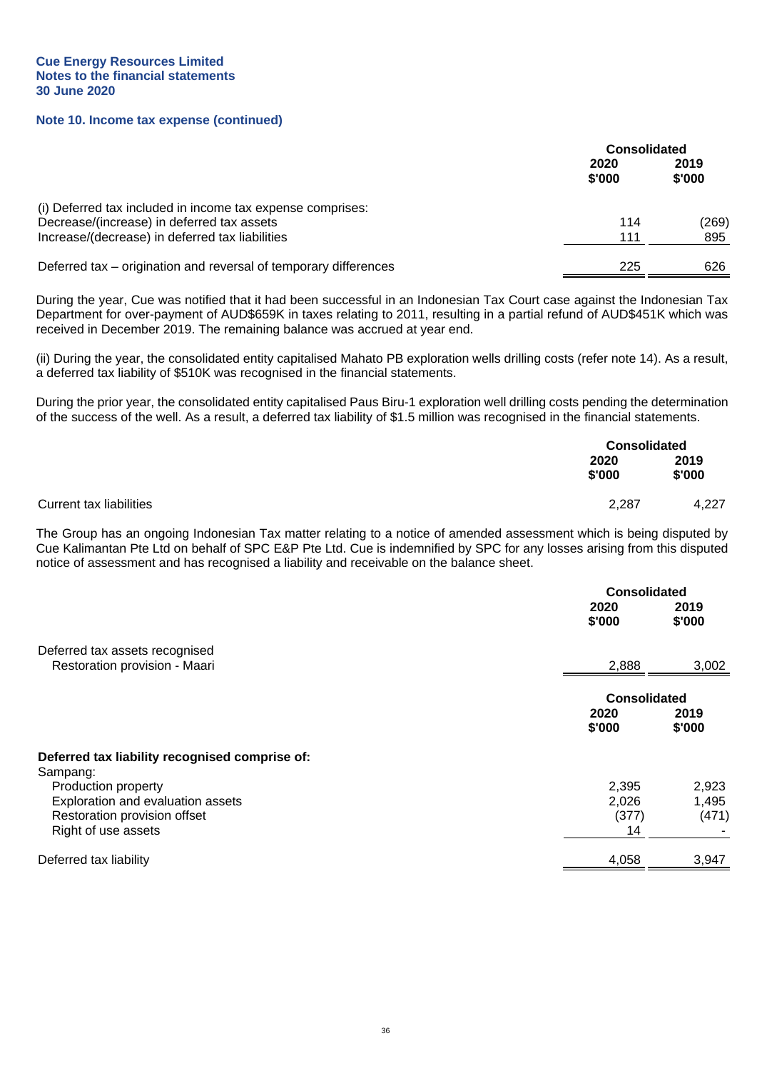**Cue Energy Resources Limited**
**Notes to the financial statements**
**30 June 2020**

### Note 10. Income tax expense (continued)

| | Consolidated | |
|---|---|---|
| | 2020 $'000 | 2019 $'000 |
| (i) Deferred tax included in income tax expense comprises: | | |
| Decrease/(increase) in deferred tax assets | 114 | (269) |
| Increase/(decrease) in deferred tax liabilities | 111 | 895 |
| Deferred tax – origination and reversal of temporary differences | 225 | 626 |

During the year, Cue was notified that it had been successful in an Indonesian Tax Court case against the Indonesian Tax Department for over-payment of AUD$659K in taxes relating to 2011, resulting in a partial refund of AUD$451K which was received in December 2019. The remaining balance was accrued at year end.

(ii) During the year, the consolidated entity capitalised Mahato PB exploration wells drilling costs (refer note 14). As a result, a deferred tax liability of $510K was recognised in the financial statements.

During the prior year, the consolidated entity capitalised Paus Biru-1 exploration well drilling costs pending the determination of the success of the well. As a result, a deferred tax liability of $1.5 million was recognised in the financial statements.

| | Consolidated | |
|---|---|---|
| | 2020 $'000 | 2019 $'000 |
| Current tax liabilities | 2,287 | 4,227 |

The Group has an ongoing Indonesian Tax matter relating to a notice of amended assessment which is being disputed by Cue Kalimantan Pte Ltd on behalf of SPC E&P Pte Ltd. Cue is indemnified by SPC for any losses arising from this disputed notice of assessment and has recognised a liability and receivable on the balance sheet.

| | Consolidated | |
|---|---|---|
| | 2020 $'000 | 2019 $'000 |
| Deferred tax assets recognised | | |
| Restoration provision - Maari | 2,888 | 3,002 |

| | Consolidated | |
|---|---|---|
| | 2020 $'000 | 2019 $'000 |
| **Deferred tax liability recognised comprise of:** | | |
| Sampang: | | |
| Production property | 2,395 | 2,923 |
| Exploration and evaluation assets | 2,026 | 1,495 |
| Restoration provision offset | (377) | (471) |
| Right of use assets | 14 | - |
| Deferred tax liability | 4,058 | 3,947 |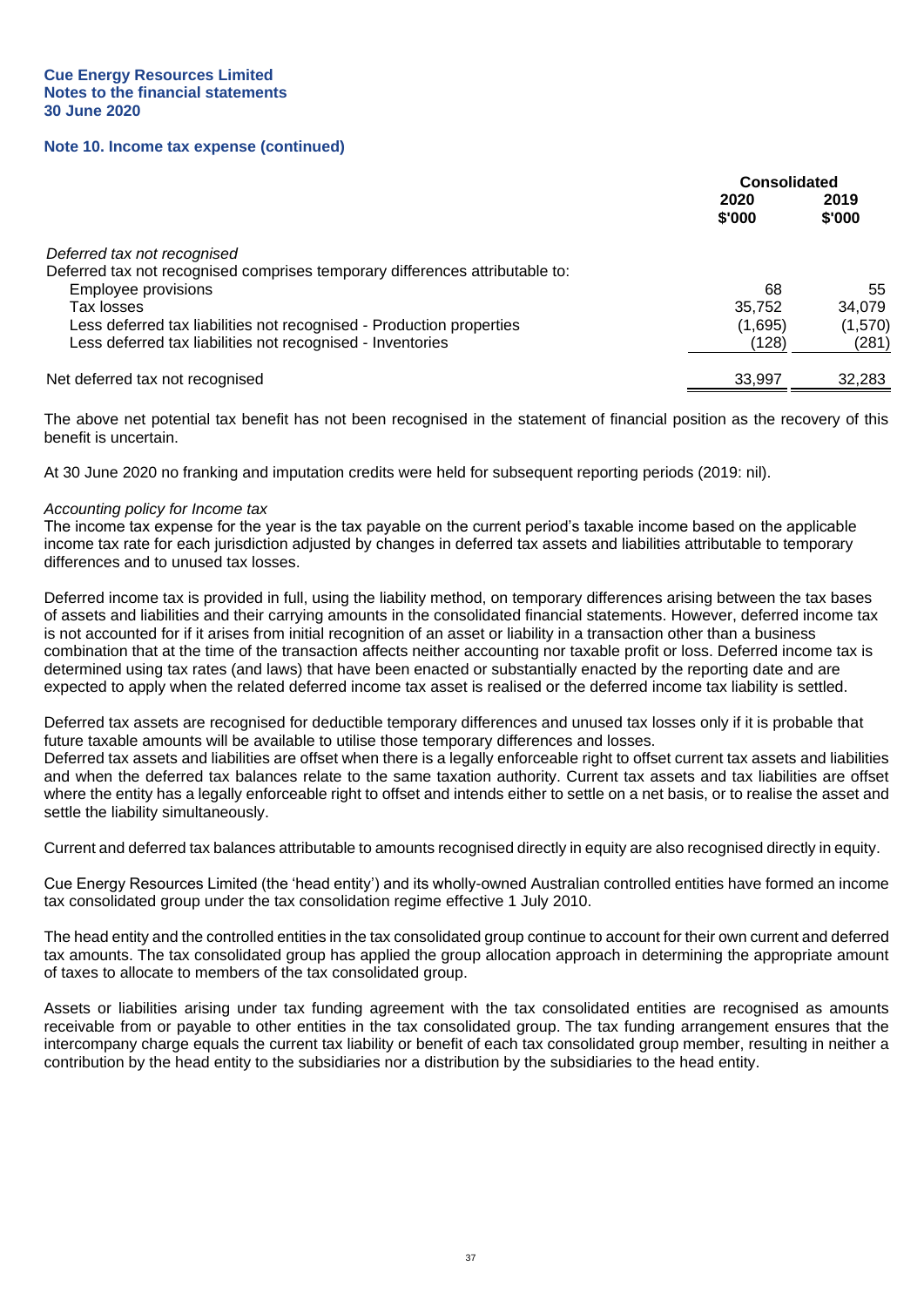**Cue Energy Resources Limited**
**Notes to the financial statements**
**30 June 2020**

## Note 10. Income tax expense (continued)

| | Consolidated | |
|---|---|---|
| | 2020 $'000 | 2019 $'000 |
| *Deferred tax not recognised* | | |
| Deferred tax not recognised comprises temporary differences attributable to: | | |
| Employee provisions | 68 | 55 |
| Tax losses | 35,752 | 34,079 |
| Less deferred tax liabilities not recognised - Production properties | (1,695) | (1,570) |
| Less deferred tax liabilities not recognised - Inventories | (128) | (281) |
| Net deferred tax not recognised | 33,997 | 32,283 |

The above net potential tax benefit has not been recognised in the statement of financial position as the recovery of this benefit is uncertain.

At 30 June 2020 no franking and imputation credits were held for subsequent reporting periods (2019: nil).

*Accounting policy for Income tax*
The income tax expense for the year is the tax payable on the current period's taxable income based on the applicable income tax rate for each jurisdiction adjusted by changes in deferred tax assets and liabilities attributable to temporary differences and to unused tax losses.

Deferred income tax is provided in full, using the liability method, on temporary differences arising between the tax bases of assets and liabilities and their carrying amounts in the consolidated financial statements. However, deferred income tax is not accounted for if it arises from initial recognition of an asset or liability in a transaction other than a business combination that at the time of the transaction affects neither accounting nor taxable profit or loss. Deferred income tax is determined using tax rates (and laws) that have been enacted or substantially enacted by the reporting date and are expected to apply when the related deferred income tax asset is realised or the deferred income tax liability is settled.

Deferred tax assets are recognised for deductible temporary differences and unused tax losses only if it is probable that future taxable amounts will be available to utilise those temporary differences and losses.
Deferred tax assets and liabilities are offset when there is a legally enforceable right to offset current tax assets and liabilities and when the deferred tax balances relate to the same taxation authority. Current tax assets and tax liabilities are offset where the entity has a legally enforceable right to offset and intends either to settle on a net basis, or to realise the asset and settle the liability simultaneously.

Current and deferred tax balances attributable to amounts recognised directly in equity are also recognised directly in equity.

Cue Energy Resources Limited (the 'head entity') and its wholly-owned Australian controlled entities have formed an income tax consolidated group under the tax consolidation regime effective 1 July 2010.

The head entity and the controlled entities in the tax consolidated group continue to account for their own current and deferred tax amounts. The tax consolidated group has applied the group allocation approach in determining the appropriate amount of taxes to allocate to members of the tax consolidated group.

Assets or liabilities arising under tax funding agreement with the tax consolidated entities are recognised as amounts receivable from or payable to other entities in the tax consolidated group. The tax funding arrangement ensures that the intercompany charge equals the current tax liability or benefit of each tax consolidated group member, resulting in neither a contribution by the head entity to the subsidiaries nor a distribution by the subsidiaries to the head entity.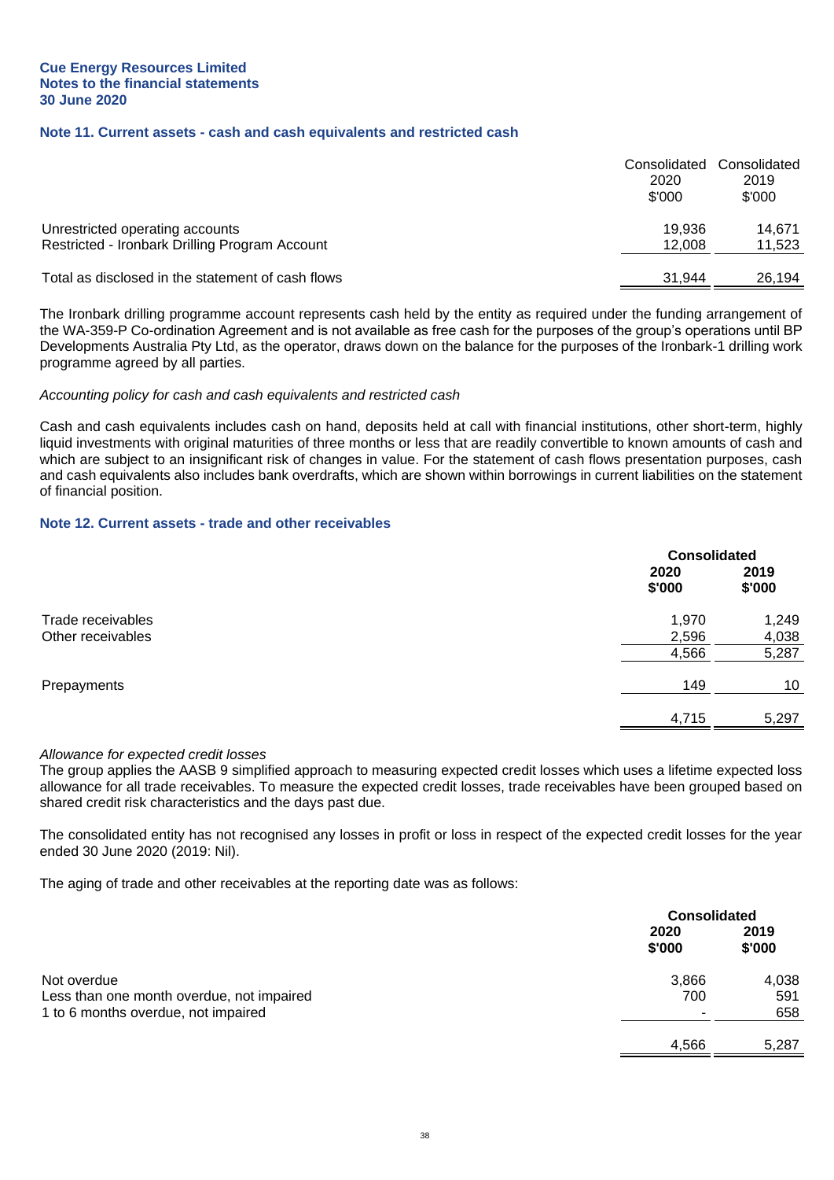**Cue Energy Resources Limited**
**Notes to the financial statements**
**30 June 2020**

## Note 11. Current assets - cash and cash equivalents and restricted cash

| | Consolidated 2020 $'000 | Consolidated 2019 $'000 |
|---|---|---|
| Unrestricted operating accounts | 19,936 | 14,671 |
| Restricted - Ironbark Drilling Program Account | 12,008 | 11,523 |
| Total as disclosed in the statement of cash flows | 31,944 | 26,194 |

The Ironbark drilling programme account represents cash held by the entity as required under the funding arrangement of the WA-359-P Co-ordination Agreement and is not available as free cash for the purposes of the group's operations until BP Developments Australia Pty Ltd, as the operator, draws down on the balance for the purposes of the Ironbark-1 drilling work programme agreed by all parties.

*Accounting policy for cash and cash equivalents and restricted cash*

Cash and cash equivalents includes cash on hand, deposits held at call with financial institutions, other short-term, highly liquid investments with original maturities of three months or less that are readily convertible to known amounts of cash and which are subject to an insignificant risk of changes in value. For the statement of cash flows presentation purposes, cash and cash equivalents also includes bank overdrafts, which are shown within borrowings in current liabilities on the statement of financial position.

## Note 12. Current assets - trade and other receivables

| | Consolidated | |
|---|---|---|
| | **2020 $'000** | **2019 $'000** |
| Trade receivables | 1,970 | 1,249 |
| Other receivables | 2,596 | 4,038 |
| | 4,566 | 5,287 |
| Prepayments | 149 | 10 |
| | 4,715 | 5,297 |

*Allowance for expected credit losses*
The group applies the AASB 9 simplified approach to measuring expected credit losses which uses a lifetime expected loss allowance for all trade receivables. To measure the expected credit losses, trade receivables have been grouped based on shared credit risk characteristics and the days past due.

The consolidated entity has not recognised any losses in profit or loss in respect of the expected credit losses for the year ended 30 June 2020 (2019: Nil).

The aging of trade and other receivables at the reporting date was as follows:

| | Consolidated | |
|---|---|---|
| | **2020 $'000** | **2019 $'000** |
| Not overdue | 3,866 | 4,038 |
| Less than one month overdue, not impaired | 700 | 591 |
| 1 to 6 months overdue, not impaired | - | 658 |
| | 4,566 | 5,287 |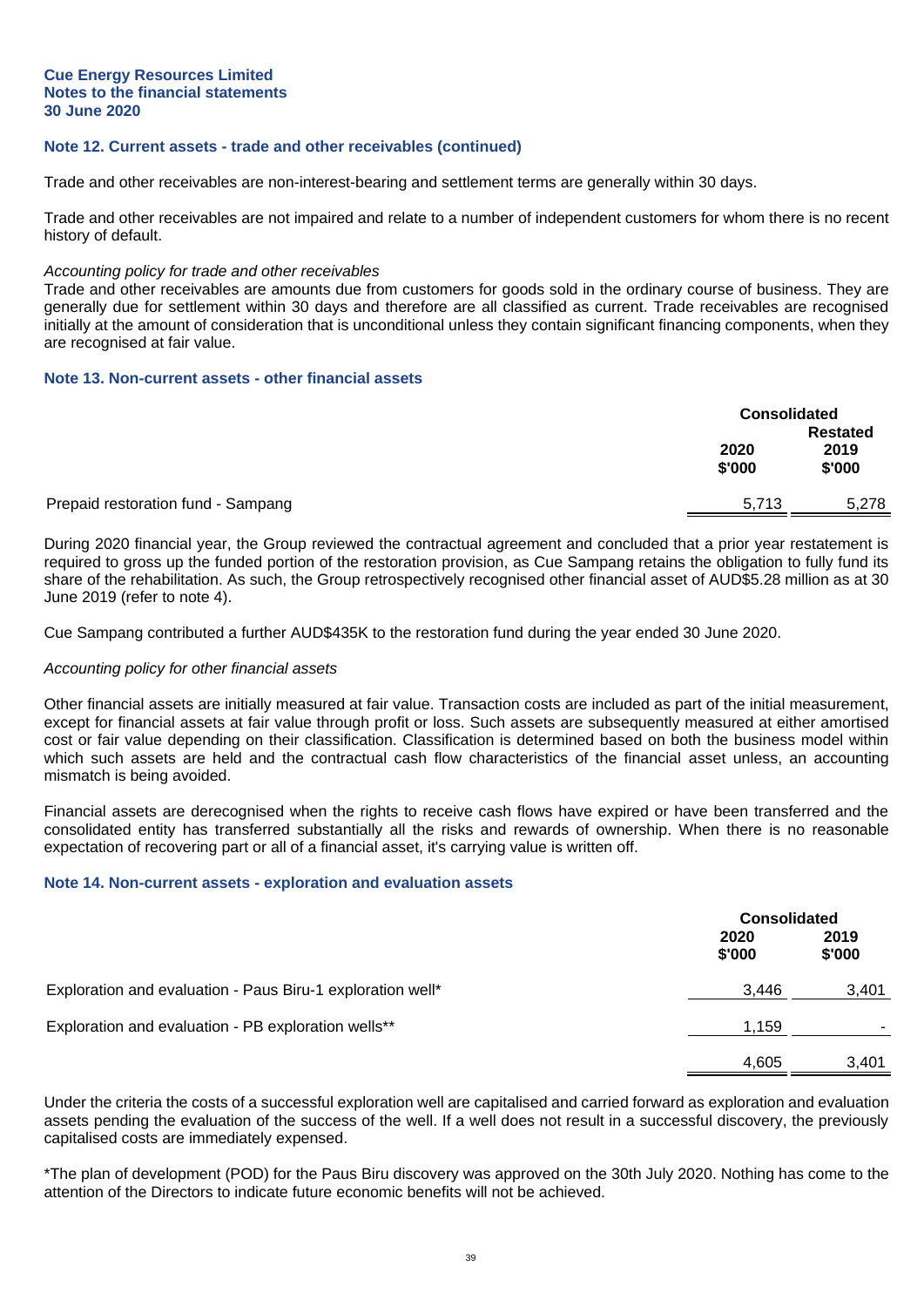## Note 12. Current assets - trade and other receivables (continued)

Trade and other receivables are non-interest-bearing and settlement terms are generally within 30 days.

Trade and other receivables are not impaired and relate to a number of independent customers for whom there is no recent history of default.

*Accounting policy for trade and other receivables*

Trade and other receivables are amounts due from customers for goods sold in the ordinary course of business. They are generally due for settlement within 30 days and therefore are all classified as current. Trade receivables are recognised initially at the amount of consideration that is unconditional unless they contain significant financing components, when they are recognised at fair value.

## Note 13. Non-current assets - other financial assets

| | Consolidated | |
|---|---|---|
| | 2020 $'000 | Restated 2019 $'000 |
| Prepaid restoration fund - Sampang | 5,713 | 5,278 |

During 2020 financial year, the Group reviewed the contractual agreement and concluded that a prior year restatement is required to gross up the funded portion of the restoration provision, as Cue Sampang retains the obligation to fully fund its share of the rehabilitation. As such, the Group retrospectively recognised other financial asset of AUD$5.28 million as at 30 June 2019 (refer to note 4).

Cue Sampang contributed a further AUD$435K to the restoration fund during the year ended 30 June 2020.

*Accounting policy for other financial assets*

Other financial assets are initially measured at fair value. Transaction costs are included as part of the initial measurement, except for financial assets at fair value through profit or loss. Such assets are subsequently measured at either amortised cost or fair value depending on their classification. Classification is determined based on both the business model within which such assets are held and the contractual cash flow characteristics of the financial asset unless, an accounting mismatch is being avoided.

Financial assets are derecognised when the rights to receive cash flows have expired or have been transferred and the consolidated entity has transferred substantially all the risks and rewards of ownership. When there is no reasonable expectation of recovering part or all of a financial asset, it's carrying value is written off.

## Note 14. Non-current assets - exploration and evaluation assets

| | Consolidated | |
|---|---|---|
| | 2020 $'000 | 2019 $'000 |
| Exploration and evaluation - Paus Biru-1 exploration well* | 3,446 | 3,401 |
| Exploration and evaluation - PB exploration wells** | 1,159 | - |
| | 4,605 | 3,401 |

Under the criteria the costs of a successful exploration well are capitalised and carried forward as exploration and evaluation assets pending the evaluation of the success of the well. If a well does not result in a successful discovery, the previously capitalised costs are immediately expensed.

*The plan of development (POD) for the Paus Biru discovery was approved on the 30th July 2020. Nothing has come to the attention of the Directors to indicate future economic benefits will not be achieved.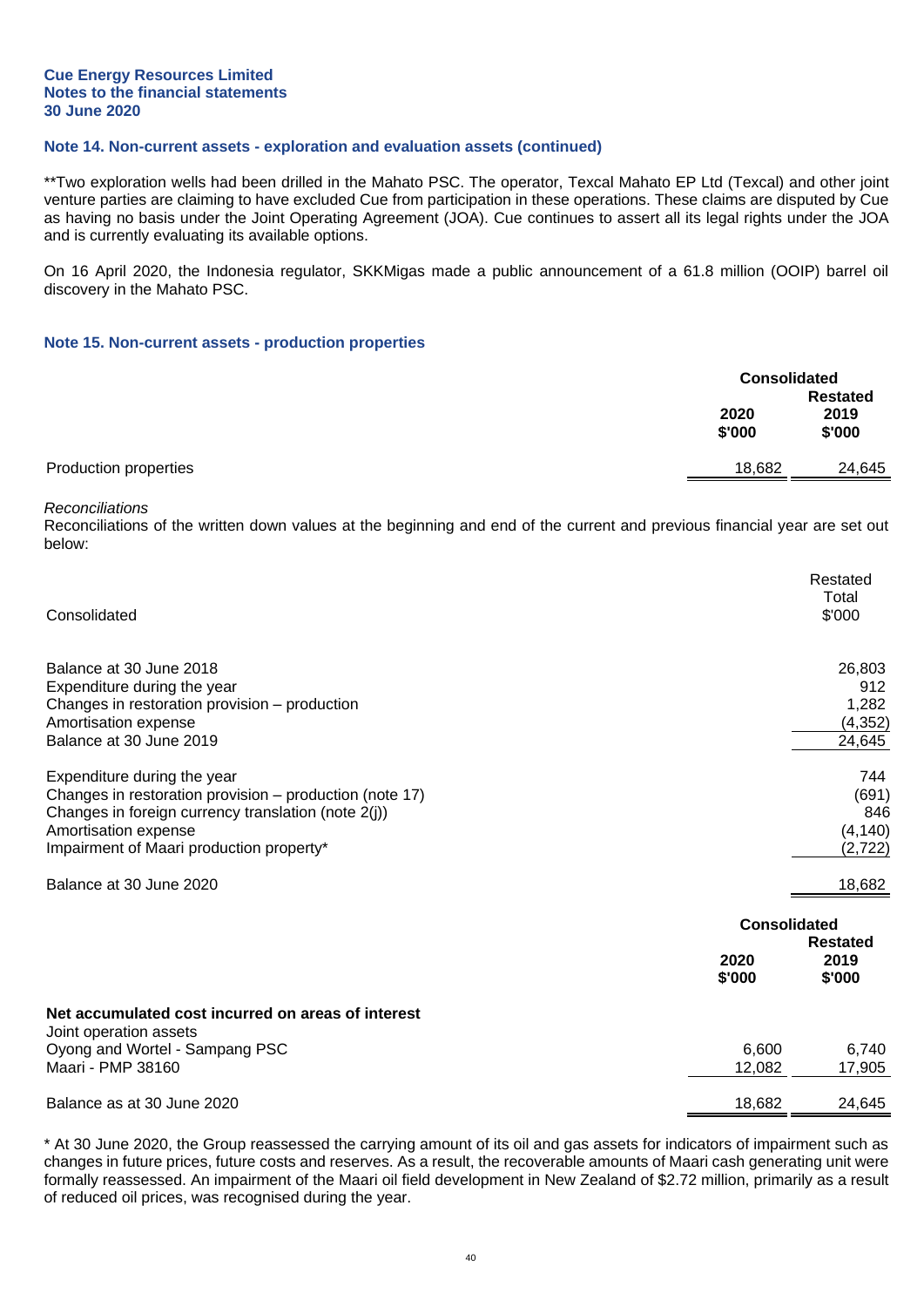**Cue Energy Resources Limited**
**Notes to the financial statements**
**30 June 2020**

## Note 14. Non-current assets - exploration and evaluation assets (continued)

**Two exploration wells had been drilled in the Mahato PSC. The operator, Texcal Mahato EP Ltd (Texcal) and other joint venture parties are claiming to have excluded Cue from participation in these operations. These claims are disputed by Cue as having no basis under the Joint Operating Agreement (JOA). Cue continues to assert all its legal rights under the JOA and is currently evaluating its available options.

On 16 April 2020, the Indonesia regulator, SKKMigas made a public announcement of a 61.8 million (OOIP) barrel oil discovery in the Mahato PSC.

## Note 15. Non-current assets - production properties

| | Consolidated | |
|---|---|---|
| | **2020 $'000** | **Restated 2019 $'000** |
| Production properties | 18,682 | 24,645 |

*Reconciliations*

Reconciliations of the written down values at the beginning and end of the current and previous financial year are set out below:

| Consolidated | Restated Total $'000 |
|---|---|
| Balance at 30 June 2018 | 26,803 |
| Expenditure during the year | 912 |
| Changes in restoration provision – production | 1,282 |
| Amortisation expense | (4,352) |
| Balance at 30 June 2019 | 24,645 |
| | |
| Expenditure during the year | 744 |
| Changes in restoration provision – production (note 17) | (691) |
| Changes in foreign currency translation (note 2(j)) | 846 |
| Amortisation expense | (4,140) |
| Impairment of Maari production property* | (2,722) |
| | |
| Balance at 30 June 2020 | 18,682 |

| | Consolidated | |
|---|---|---|
| | **2020 $'000** | **Restated 2019 $'000** |
| **Net accumulated cost incurred on areas of interest** | | |
| Joint operation assets | | |
| Oyong and Wortel - Sampang PSC | 6,600 | 6,740 |
| Maari - PMP 38160 | 12,082 | 17,905 |
| | | |
| Balance as at 30 June 2020 | 18,682 | 24,645 |

\* At 30 June 2020, the Group reassessed the carrying amount of its oil and gas assets for indicators of impairment such as changes in future prices, future costs and reserves. As a result, the recoverable amounts of Maari cash generating unit were formally reassessed. An impairment of the Maari oil field development in New Zealand of $2.72 million, primarily as a result of reduced oil prices, was recognised during the year.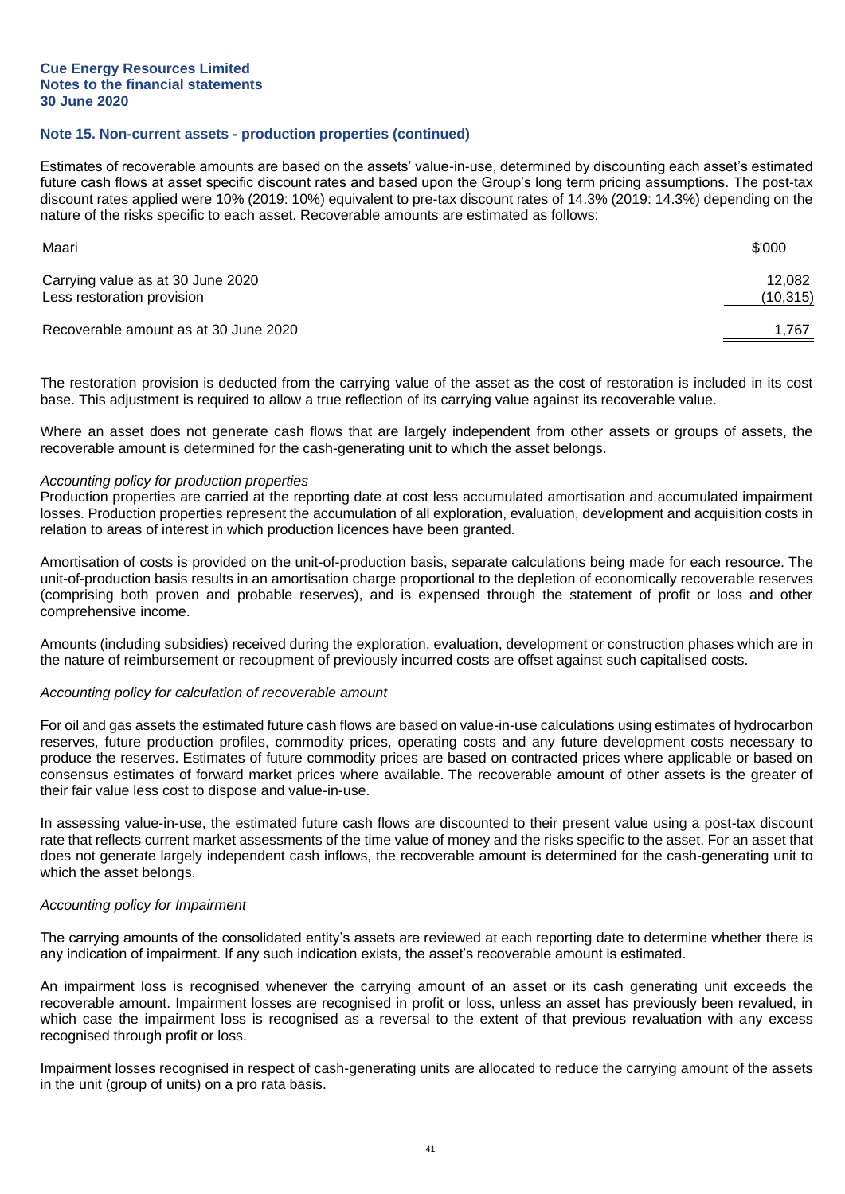Cue Energy Resources Limited
Notes to the financial statements
30 June 2020

### Note 15. Non-current assets - production properties (continued)

Estimates of recoverable amounts are based on the assets' value-in-use, determined by discounting each asset's estimated future cash flows at asset specific discount rates and based upon the Group's long term pricing assumptions. The post-tax discount rates applied were 10% (2019: 10%) equivalent to pre-tax discount rates of 14.3% (2019: 14.3%) depending on the nature of the risks specific to each asset. Recoverable amounts are estimated as follows:

| Maari | $'000 |
|---|---|
| Carrying value as at 30 June 2020 | 12,082 |
| Less restoration provision | (10,315) |
| Recoverable amount as at 30 June 2020 | 1,767 |

The restoration provision is deducted from the carrying value of the asset as the cost of restoration is included in its cost base. This adjustment is required to allow a true reflection of its carrying value against its recoverable value.

Where an asset does not generate cash flows that are largely independent from other assets or groups of assets, the recoverable amount is determined for the cash-generating unit to which the asset belongs.

*Accounting policy for production properties*

Production properties are carried at the reporting date at cost less accumulated amortisation and accumulated impairment losses. Production properties represent the accumulation of all exploration, evaluation, development and acquisition costs in relation to areas of interest in which production licences have been granted.

Amortisation of costs is provided on the unit-of-production basis, separate calculations being made for each resource. The unit-of-production basis results in an amortisation charge proportional to the depletion of economically recoverable reserves (comprising both proven and probable reserves), and is expensed through the statement of profit or loss and other comprehensive income.

Amounts (including subsidies) received during the exploration, evaluation, development or construction phases which are in the nature of reimbursement or recoupment of previously incurred costs are offset against such capitalised costs.

*Accounting policy for calculation of recoverable amount*

For oil and gas assets the estimated future cash flows are based on value-in-use calculations using estimates of hydrocarbon reserves, future production profiles, commodity prices, operating costs and any future development costs necessary to produce the reserves. Estimates of future commodity prices are based on contracted prices where applicable or based on consensus estimates of forward market prices where available. The recoverable amount of other assets is the greater of their fair value less cost to dispose and value-in-use.

In assessing value-in-use, the estimated future cash flows are discounted to their present value using a post-tax discount rate that reflects current market assessments of the time value of money and the risks specific to the asset. For an asset that does not generate largely independent cash inflows, the recoverable amount is determined for the cash-generating unit to which the asset belongs.

*Accounting policy for Impairment*

The carrying amounts of the consolidated entity's assets are reviewed at each reporting date to determine whether there is any indication of impairment. If any such indication exists, the asset's recoverable amount is estimated.

An impairment loss is recognised whenever the carrying amount of an asset or its cash generating unit exceeds the recoverable amount. Impairment losses are recognised in profit or loss, unless an asset has previously been revalued, in which case the impairment loss is recognised as a reversal to the extent of that previous revaluation with any excess recognised through profit or loss.

Impairment losses recognised in respect of cash-generating units are allocated to reduce the carrying amount of the assets in the unit (group of units) on a pro rata basis.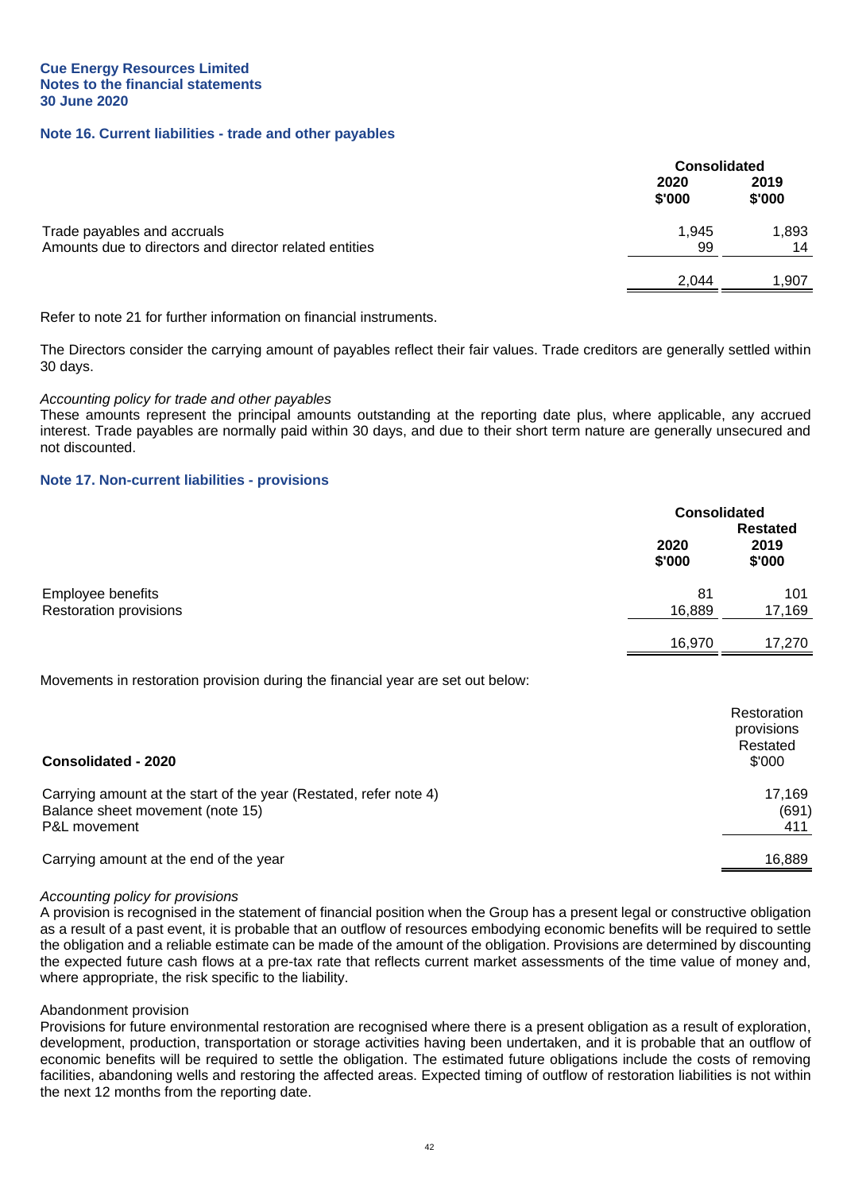**Cue Energy Resources Limited**
**Notes to the financial statements**
**30 June 2020**

## Note 16. Current liabilities - trade and other payables

| | Consolidated | |
|---|---|---|
| | 2020 $'000 | 2019 $'000 |
| Trade payables and accruals | 1,945 | 1,893 |
| Amounts due to directors and director related entities | 99 | 14 |
| | 2,044 | 1,907 |

Refer to note 21 for further information on financial instruments.

The Directors consider the carrying amount of payables reflect their fair values. Trade creditors are generally settled within 30 days.

*Accounting policy for trade and other payables*
These amounts represent the principal amounts outstanding at the reporting date plus, where applicable, any accrued interest. Trade payables are normally paid within 30 days, and due to their short term nature are generally unsecured and not discounted.

## Note 17. Non-current liabilities - provisions

| | Consolidated | |
|---|---|---|
| | 2020 $'000 | Restated 2019 $'000 |
| Employee benefits | 81 | 101 |
| Restoration provisions | 16,889 | 17,169 |
| | 16,970 | 17,270 |

Movements in restoration provision during the financial year are set out below:

| **Consolidated - 2020** | Restoration provisions Restated $'000 |
|---|---|
| Carrying amount at the start of the year (Restated, refer note 4) | 17,169 |
| Balance sheet movement (note 15) | (691) |
| P&L movement | 411 |
| Carrying amount at the end of the year | 16,889 |

*Accounting policy for provisions*
A provision is recognised in the statement of financial position when the Group has a present legal or constructive obligation as a result of a past event, it is probable that an outflow of resources embodying economic benefits will be required to settle the obligation and a reliable estimate can be made of the amount of the obligation. Provisions are determined by discounting the expected future cash flows at a pre-tax rate that reflects current market assessments of the time value of money and, where appropriate, the risk specific to the liability.

Abandonment provision
Provisions for future environmental restoration are recognised where there is a present obligation as a result of exploration, development, production, transportation or storage activities having been undertaken, and it is probable that an outflow of economic benefits will be required to settle the obligation. The estimated future obligations include the costs of removing facilities, abandoning wells and restoring the affected areas. Expected timing of outflow of restoration liabilities is not within the next 12 months from the reporting date.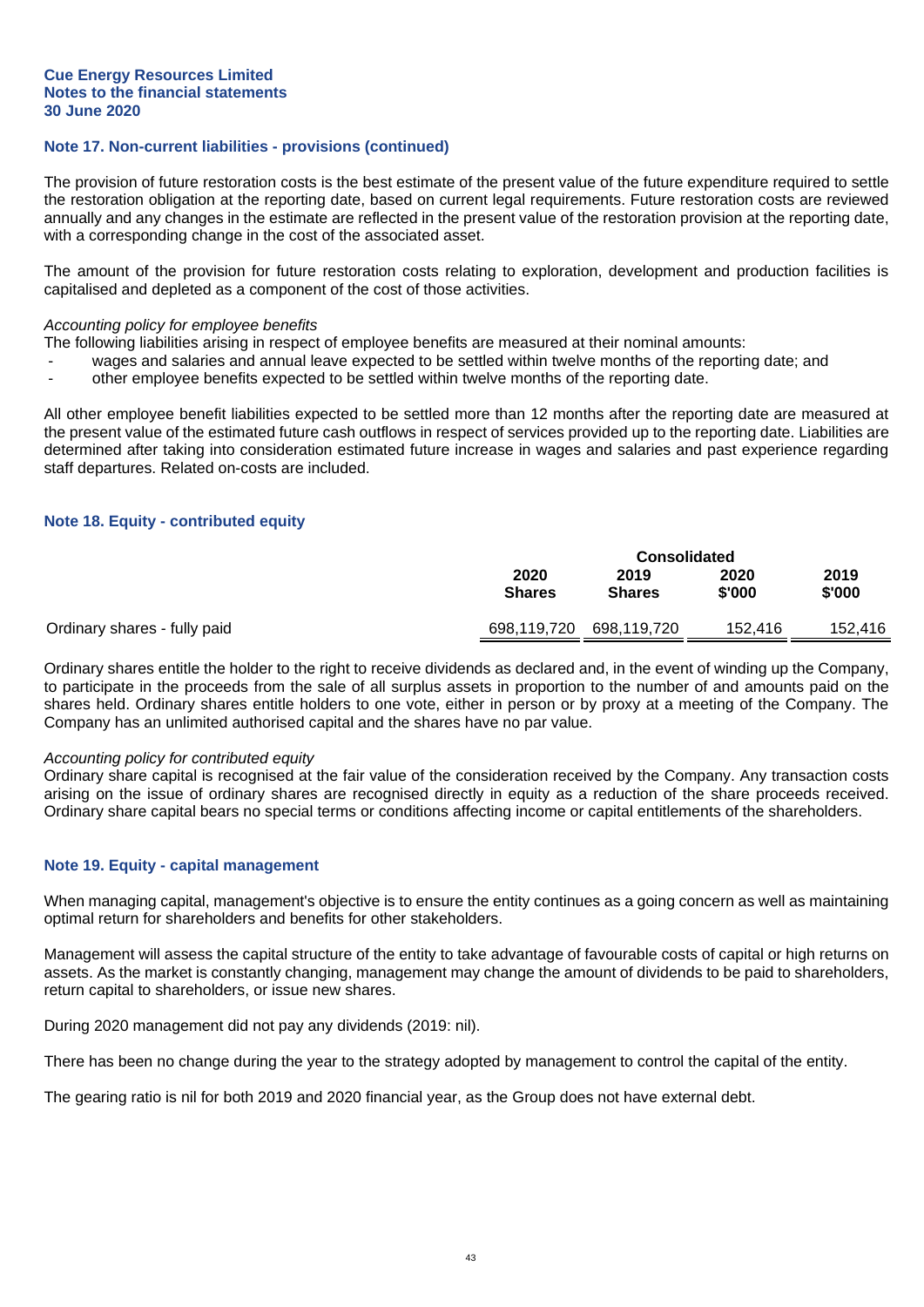### Note 17. Non-current liabilities - provisions (continued)

The provision of future restoration costs is the best estimate of the present value of the future expenditure required to settle the restoration obligation at the reporting date, based on current legal requirements. Future restoration costs are reviewed annually and any changes in the estimate are reflected in the present value of the restoration provision at the reporting date, with a corresponding change in the cost of the associated asset.

The amount of the provision for future restoration costs relating to exploration, development and production facilities is capitalised and depleted as a component of the cost of those activities.

*Accounting policy for employee benefits*
The following liabilities arising in respect of employee benefits are measured at their nominal amounts:
- wages and salaries and annual leave expected to be settled within twelve months of the reporting date; and
- other employee benefits expected to be settled within twelve months of the reporting date.

All other employee benefit liabilities expected to be settled more than 12 months after the reporting date are measured at the present value of the estimated future cash outflows in respect of services provided up to the reporting date. Liabilities are determined after taking into consideration estimated future increase in wages and salaries and past experience regarding staff departures. Related on-costs are included.

### Note 18. Equity - contributed equity

| | Consolidated | | | |
|---|---|---|---|---|
| | **2020 Shares** | **2019 Shares** | **2020 \$'000** | **2019 \$'000** |
| Ordinary shares - fully paid | 698,119,720 | 698,119,720 | 152,416 | 152,416 |

Ordinary shares entitle the holder to the right to receive dividends as declared and, in the event of winding up the Company, to participate in the proceeds from the sale of all surplus assets in proportion to the number of and amounts paid on the shares held. Ordinary shares entitle holders to one vote, either in person or by proxy at a meeting of the Company. The Company has an unlimited authorised capital and the shares have no par value.

*Accounting policy for contributed equity*
Ordinary share capital is recognised at the fair value of the consideration received by the Company. Any transaction costs arising on the issue of ordinary shares are recognised directly in equity as a reduction of the share proceeds received. Ordinary share capital bears no special terms or conditions affecting income or capital entitlements of the shareholders.

### Note 19. Equity - capital management

When managing capital, management's objective is to ensure the entity continues as a going concern as well as maintaining optimal return for shareholders and benefits for other stakeholders.

Management will assess the capital structure of the entity to take advantage of favourable costs of capital or high returns on assets. As the market is constantly changing, management may change the amount of dividends to be paid to shareholders, return capital to shareholders, or issue new shares.

During 2020 management did not pay any dividends (2019: nil).

There has been no change during the year to the strategy adopted by management to control the capital of the entity.

The gearing ratio is nil for both 2019 and 2020 financial year, as the Group does not have external debt.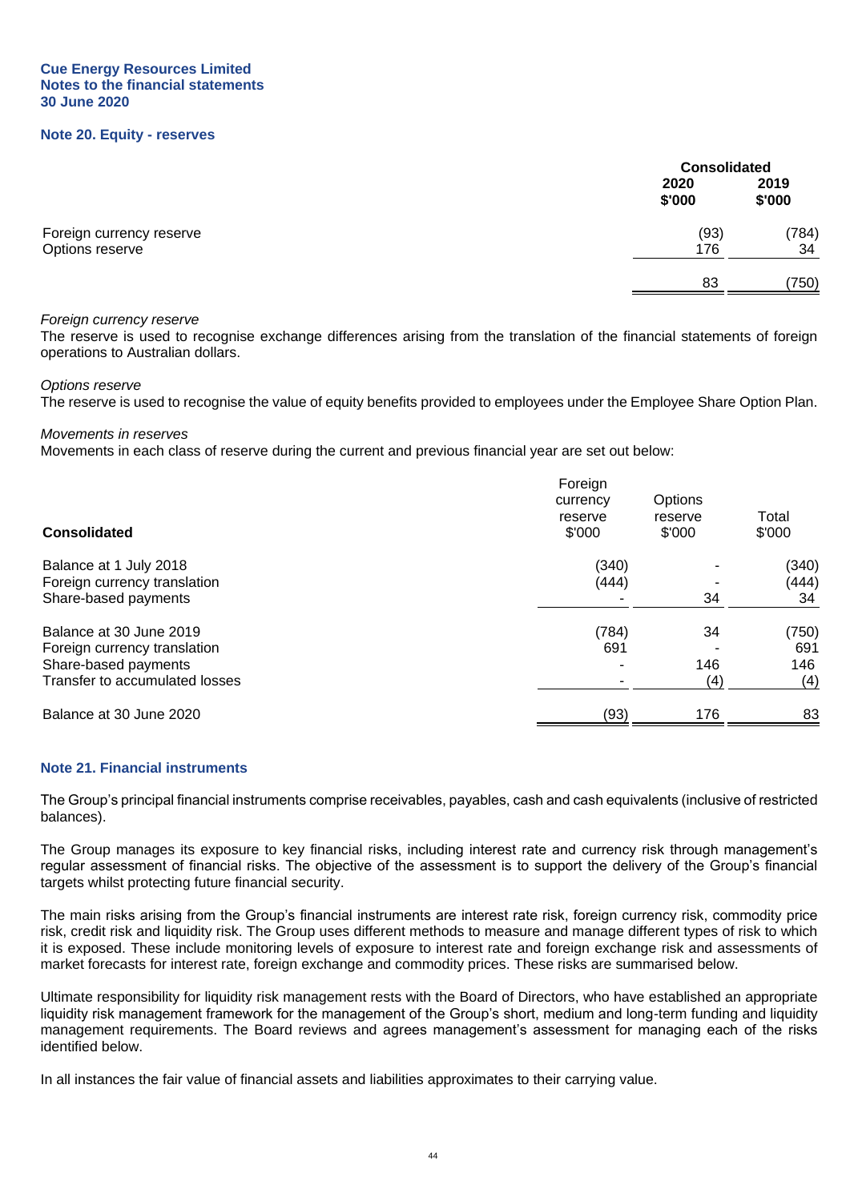**Cue Energy Resources Limited**
**Notes to the financial statements**
**30 June 2020**

## Note 20. Equity - reserves

| | Consolidated | |
|---|---|---|
| | **2020 $'000** | **2019 $'000** |
| Foreign currency reserve | (93) | (784) |
| Options reserve | 176 | 34 |
| | 83 | (750) |

*Foreign currency reserve*
The reserve is used to recognise exchange differences arising from the translation of the financial statements of foreign operations to Australian dollars.

*Options reserve*
The reserve is used to recognise the value of equity benefits provided to employees under the Employee Share Option Plan.

*Movements in reserves*
Movements in each class of reserve during the current and previous financial year are set out below:

| **Consolidated** | Foreign currency reserve $'000 | Options reserve $'000 | Total $'000 |
|---|---|---|---|
| Balance at 1 July 2018 | (340) | - | (340) |
| Foreign currency translation | (444) | - | (444) |
| Share-based payments | - | 34 | 34 |
| Balance at 30 June 2019 | (784) | 34 | (750) |
| Foreign currency translation | 691 | - | 691 |
| Share-based payments | - | 146 | 146 |
| Transfer to accumulated losses | - | (4) | (4) |
| Balance at 30 June 2020 | (93) | 176 | 83 |

## Note 21. Financial instruments

The Group's principal financial instruments comprise receivables, payables, cash and cash equivalents (inclusive of restricted balances).

The Group manages its exposure to key financial risks, including interest rate and currency risk through management's regular assessment of financial risks. The objective of the assessment is to support the delivery of the Group's financial targets whilst protecting future financial security.

The main risks arising from the Group's financial instruments are interest rate risk, foreign currency risk, commodity price risk, credit risk and liquidity risk. The Group uses different methods to measure and manage different types of risk to which it is exposed. These include monitoring levels of exposure to interest rate and foreign exchange risk and assessments of market forecasts for interest rate, foreign exchange and commodity prices. These risks are summarised below.

Ultimate responsibility for liquidity risk management rests with the Board of Directors, who have established an appropriate liquidity risk management framework for the management of the Group's short, medium and long-term funding and liquidity management requirements. The Board reviews and agrees management's assessment for managing each of the risks identified below.

In all instances the fair value of financial assets and liabilities approximates to their carrying value.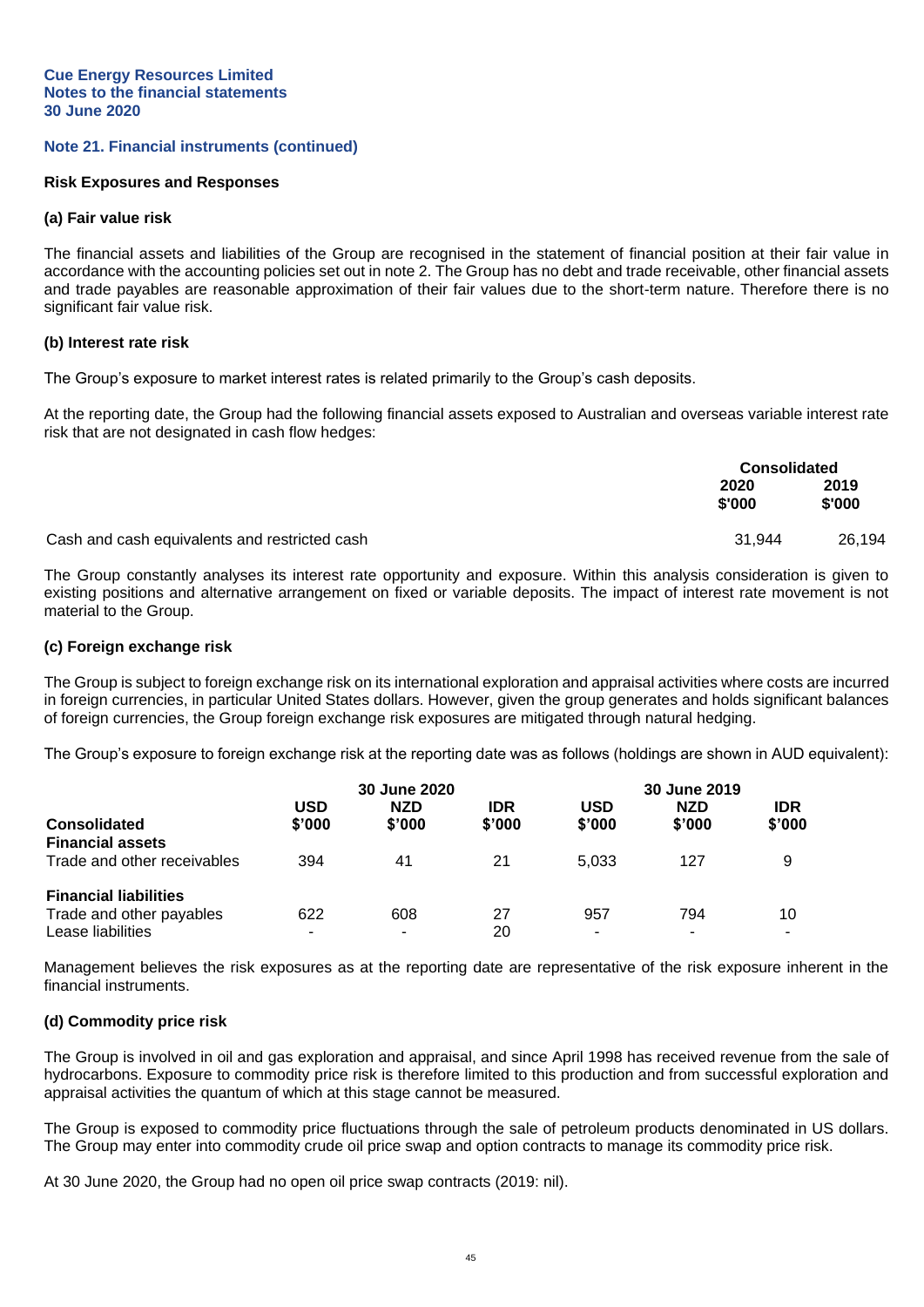**Cue Energy Resources Limited**
**Notes to the financial statements**
**30 June 2020**

## Note 21. Financial instruments (continued)

### Risk Exposures and Responses

#### (a) Fair value risk

The financial assets and liabilities of the Group are recognised in the statement of financial position at their fair value in accordance with the accounting policies set out in note 2. The Group has no debt and trade receivable, other financial assets and trade payables are reasonable approximation of their fair values due to the short-term nature. Therefore there is no significant fair value risk.

#### (b) Interest rate risk

The Group's exposure to market interest rates is related primarily to the Group's cash deposits.

At the reporting date, the Group had the following financial assets exposed to Australian and overseas variable interest rate risk that are not designated in cash flow hedges:

| | Consolidated | |
|---|---|---|
| | 2020 $'000 | 2019 $'000 |
| Cash and cash equivalents and restricted cash | 31,944 | 26,194 |

The Group constantly analyses its interest rate opportunity and exposure. Within this analysis consideration is given to existing positions and alternative arrangement on fixed or variable deposits. The impact of interest rate movement is not material to the Group.

#### (c) Foreign exchange risk

The Group is subject to foreign exchange risk on its international exploration and appraisal activities where costs are incurred in foreign currencies, in particular United States dollars. However, given the group generates and holds significant balances of foreign currencies, the Group foreign exchange risk exposures are mitigated through natural hedging.

The Group's exposure to foreign exchange risk at the reporting date was as follows (holdings are shown in AUD equivalent):

| | 30 June 2020 | | | 30 June 2019 | | |
|---|---|---|---|---|---|---|
| **Consolidated** | **USD $'000** | **NZD $'000** | **IDR $'000** | **USD $'000** | **NZD $'000** | **IDR $'000** |
| **Financial assets** | | | | | | |
| Trade and other receivables | 394 | 41 | 21 | 5,033 | 127 | 9 |
| **Financial liabilities** | | | | | | |
| Trade and other payables | 622 | 608 | 27 | 957 | 794 | 10 |
| Lease liabilities | - | - | 20 | - | - | - |

Management believes the risk exposures as at the reporting date are representative of the risk exposure inherent in the financial instruments.

#### (d) Commodity price risk

The Group is involved in oil and gas exploration and appraisal, and since April 1998 has received revenue from the sale of hydrocarbons. Exposure to commodity price risk is therefore limited to this production and from successful exploration and appraisal activities the quantum of which at this stage cannot be measured.

The Group is exposed to commodity price fluctuations through the sale of petroleum products denominated in US dollars. The Group may enter into commodity crude oil price swap and option contracts to manage its commodity price risk.

At 30 June 2020, the Group had no open oil price swap contracts (2019: nil).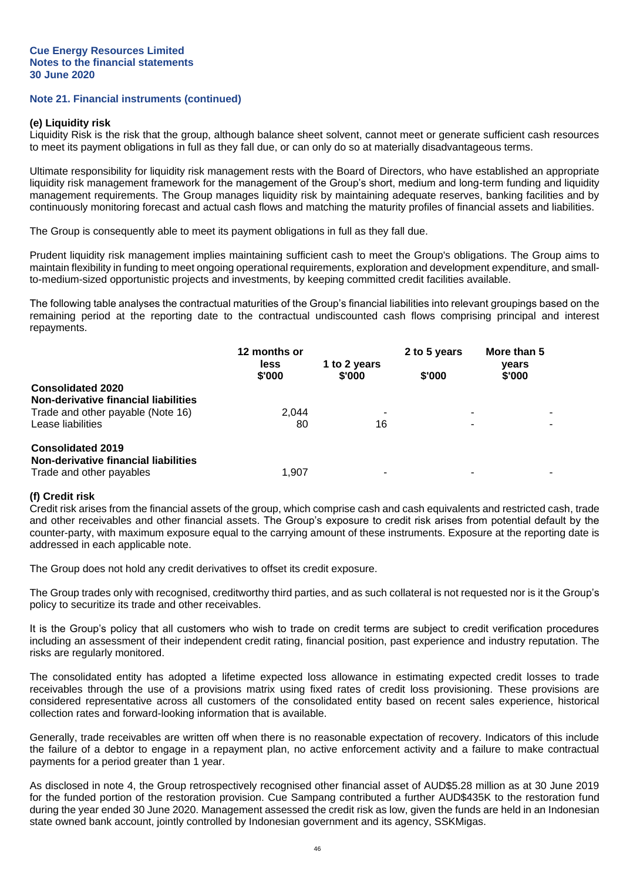## Note 21. Financial instruments (continued)

### (e) Liquidity risk

Liquidity Risk is the risk that the group, although balance sheet solvent, cannot meet or generate sufficient cash resources to meet its payment obligations in full as they fall due, or can only do so at materially disadvantageous terms.

Ultimate responsibility for liquidity risk management rests with the Board of Directors, who have established an appropriate liquidity risk management framework for the management of the Group's short, medium and long-term funding and liquidity management requirements. The Group manages liquidity risk by maintaining adequate reserves, banking facilities and by continuously monitoring forecast and actual cash flows and matching the maturity profiles of financial assets and liabilities.

The Group is consequently able to meet its payment obligations in full as they fall due.

Prudent liquidity risk management implies maintaining sufficient cash to meet the Group's obligations. The Group aims to maintain flexibility in funding to meet ongoing operational requirements, exploration and development expenditure, and small-to-medium-sized opportunistic projects and investments, by keeping committed credit facilities available.

The following table analyses the contractual maturities of the Group's financial liabilities into relevant groupings based on the remaining period at the reporting date to the contractual undiscounted cash flows comprising principal and interest repayments.

| | 12 months or less $'000 | 1 to 2 years $'000 | 2 to 5 years $'000 | More than 5 years $'000 |
|---|---|---|---|---|
| **Consolidated 2020** | | | | |
| **Non-derivative financial liabilities** | | | | |
| Trade and other payable (Note 16) | 2,044 | - | - | - |
| Lease liabilities | 80 | 16 | - | - |
| | | | | |
| **Consolidated 2019** | | | | |
| **Non-derivative financial liabilities** | | | | |
| Trade and other payables | 1,907 | - | - | - |

### (f) Credit risk

Credit risk arises from the financial assets of the group, which comprise cash and cash equivalents and restricted cash, trade and other receivables and other financial assets. The Group's exposure to credit risk arises from potential default by the counter-party, with maximum exposure equal to the carrying amount of these instruments. Exposure at the reporting date is addressed in each applicable note.

The Group does not hold any credit derivatives to offset its credit exposure.

The Group trades only with recognised, creditworthy third parties, and as such collateral is not requested nor is it the Group's policy to securitize its trade and other receivables.

It is the Group's policy that all customers who wish to trade on credit terms are subject to credit verification procedures including an assessment of their independent credit rating, financial position, past experience and industry reputation. The risks are regularly monitored.

The consolidated entity has adopted a lifetime expected loss allowance in estimating expected credit losses to trade receivables through the use of a provisions matrix using fixed rates of credit loss provisioning. These provisions are considered representative across all customers of the consolidated entity based on recent sales experience, historical collection rates and forward-looking information that is available.

Generally, trade receivables are written off when there is no reasonable expectation of recovery. Indicators of this include the failure of a debtor to engage in a repayment plan, no active enforcement activity and a failure to make contractual payments for a period greater than 1 year.

As disclosed in note 4, the Group retrospectively recognised other financial asset of AUD$5.28 million as at 30 June 2019 for the funded portion of the restoration provision. Cue Sampang contributed a further AUD$435K to the restoration fund during the year ended 30 June 2020. Management assessed the credit risk as low, given the funds are held in an Indonesian state owned bank account, jointly controlled by Indonesian government and its agency, SSKMigas.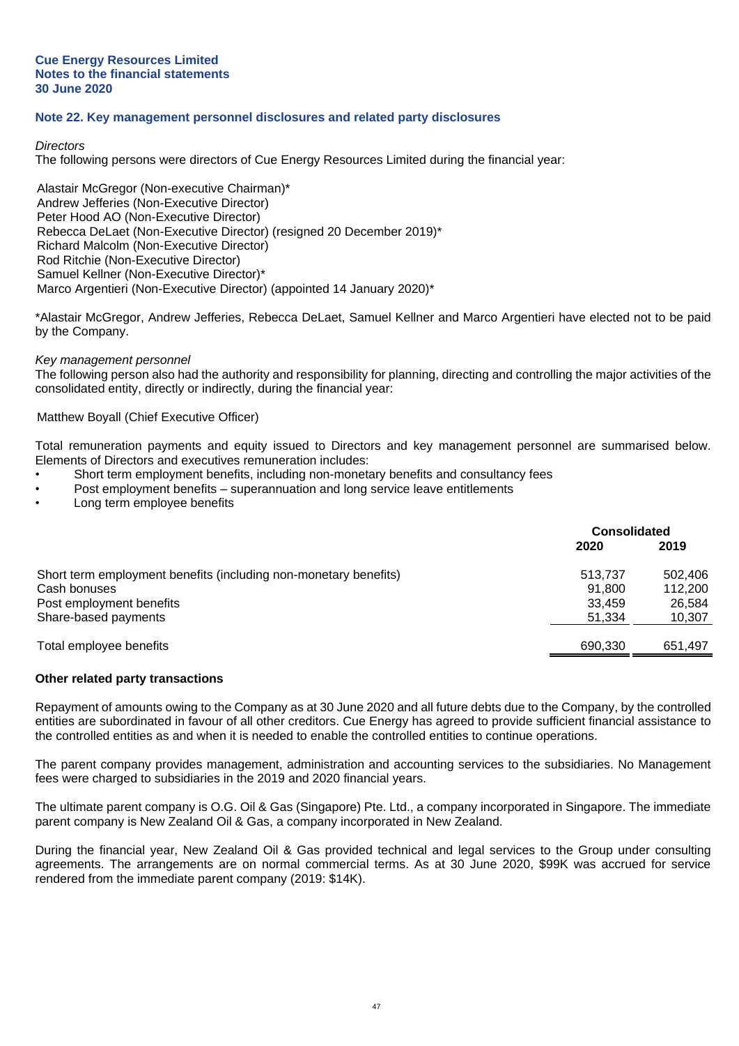## Note 22. Key management personnel disclosures and related party disclosures

*Directors*

The following persons were directors of Cue Energy Resources Limited during the financial year:

Alastair McGregor (Non-executive Chairman)*
Andrew Jefferies (Non-Executive Director)
Peter Hood AO (Non-Executive Director)
Rebecca DeLaet (Non-Executive Director) (resigned 20 December 2019)*
Richard Malcolm (Non-Executive Director)
Rod Ritchie (Non-Executive Director)
Samuel Kellner (Non-Executive Director)*
Marco Argentieri (Non-Executive Director) (appointed 14 January 2020)*

*Alastair McGregor, Andrew Jefferies, Rebecca DeLaet, Samuel Kellner and Marco Argentieri have elected not to be paid by the Company.

*Key management personnel*

The following person also had the authority and responsibility for planning, directing and controlling the major activities of the consolidated entity, directly or indirectly, during the financial year:

Matthew Boyall (Chief Executive Officer)

Total remuneration payments and equity issued to Directors and key management personnel are summarised below. Elements of Directors and executives remuneration includes:

- Short term employment benefits, including non-monetary benefits and consultancy fees
- Post employment benefits – superannuation and long service leave entitlements
- Long term employee benefits

| | Consolidated | |
|---|---|---|
| | 2020 | 2019 |
| Short term employment benefits (including non-monetary benefits) | 513,737 | 502,406 |
| Cash bonuses | 91,800 | 112,200 |
| Post employment benefits | 33,459 | 26,584 |
| Share-based payments | 51,334 | 10,307 |
| Total employee benefits | 690,330 | 651,497 |

### Other related party transactions

Repayment of amounts owing to the Company as at 30 June 2020 and all future debts due to the Company, by the controlled entities are subordinated in favour of all other creditors. Cue Energy has agreed to provide sufficient financial assistance to the controlled entities as and when it is needed to enable the controlled entities to continue operations.

The parent company provides management, administration and accounting services to the subsidiaries. No Management fees were charged to subsidiaries in the 2019 and 2020 financial years.

The ultimate parent company is O.G. Oil & Gas (Singapore) Pte. Ltd., a company incorporated in Singapore. The immediate parent company is New Zealand Oil & Gas, a company incorporated in New Zealand.

During the financial year, New Zealand Oil & Gas provided technical and legal services to the Group under consulting agreements. The arrangements are on normal commercial terms. As at 30 June 2020, $99K was accrued for service rendered from the immediate parent company (2019: $14K).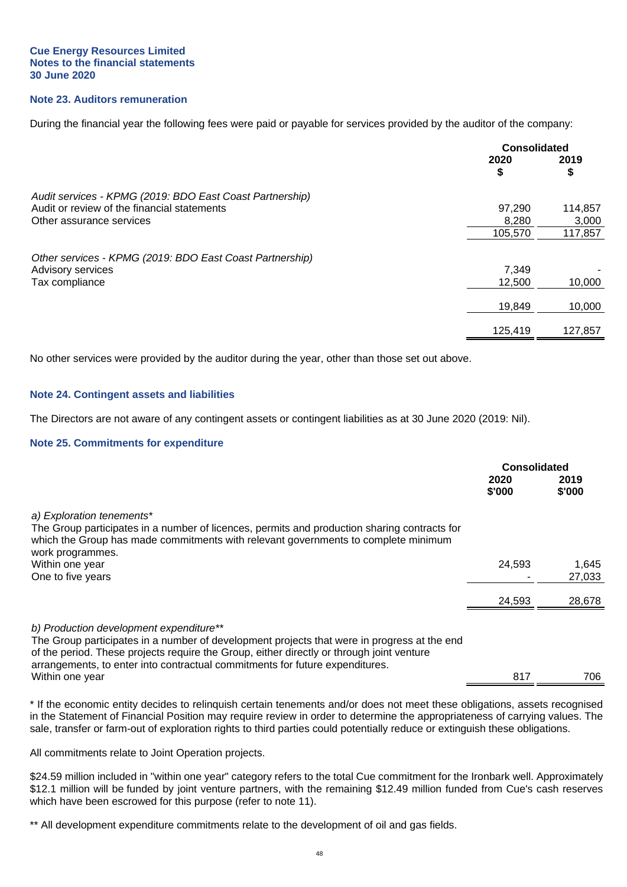**Cue Energy Resources Limited**
**Notes to the financial statements**
**30 June 2020**

### Note 23. Auditors remuneration

During the financial year the following fees were paid or payable for services provided by the auditor of the company:

| | Consolidated | |
|---|---|---|
| | 2020<br>$ | 2019<br>$ |
| *Audit services - KPMG (2019: BDO East Coast Partnership)* | | |
| Audit or review of the financial statements | 97,290 | 114,857 |
| Other assurance services | 8,280 | 3,000 |
| | 105,570 | 117,857 |
| *Other services - KPMG (2019: BDO East Coast Partnership)* | | |
| Advisory services | 7,349 | - |
| Tax compliance | 12,500 | 10,000 |
| | 19,849 | 10,000 |
| | 125,419 | 127,857 |

No other services were provided by the auditor during the year, other than those set out above.

### Note 24. Contingent assets and liabilities

The Directors are not aware of any contingent assets or contingent liabilities as at 30 June 2020 (2019: Nil).

### Note 25. Commitments for expenditure

| | Consolidated | |
|---|---|---|
| | 2020<br>$'000 | 2019<br>$'000 |
| *a) Exploration tenements** <br>The Group participates in a number of licences, permits and production sharing contracts for which the Group has made commitments with relevant governments to complete minimum work programmes. | | |
| Within one year | 24,593 | 1,645 |
| One to five years | - | 27,033 |
| | 24,593 | 28,678 |
| *b) Production development expenditure*** <br>The Group participates in a number of development projects that were in progress at the end of the period. These projects require the Group, either directly or through joint venture arrangements, to enter into contractual commitments for future expenditures. | | |
| Within one year | 817 | 706 |

\* If the economic entity decides to relinquish certain tenements and/or does not meet these obligations, assets recognised in the Statement of Financial Position may require review in order to determine the appropriateness of carrying values. The sale, transfer or farm-out of exploration rights to third parties could potentially reduce or extinguish these obligations.

All commitments relate to Joint Operation projects.

$24.59 million included in "within one year" category refers to the total Cue commitment for the Ironbark well. Approximately $12.1 million will be funded by joint venture partners, with the remaining $12.49 million funded from Cue's cash reserves which have been escrowed for this purpose (refer to note 11).

** All development expenditure commitments relate to the development of oil and gas fields.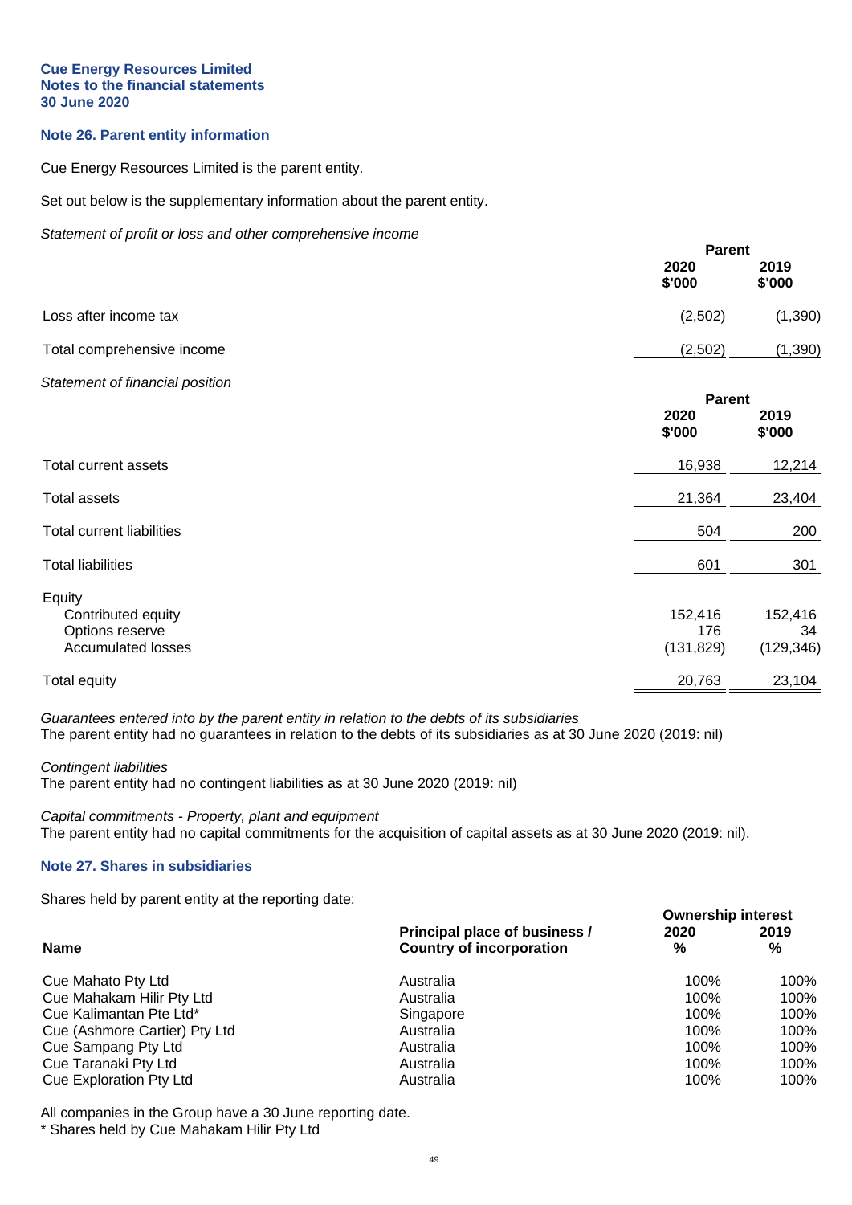**Cue Energy Resources Limited**
**Notes to the financial statements**
**30 June 2020**

## Note 26. Parent entity information

Cue Energy Resources Limited is the parent entity.

Set out below is the supplementary information about the parent entity.

*Statement of profit or loss and other comprehensive income*

| | Parent | |
|---|---|---|
| | **2020** | **2019** |
| | **$'000** | **$'000** |
| Loss after income tax | (2,502) | (1,390) |
| Total comprehensive income | (2,502) | (1,390) |

*Statement of financial position*

| | Parent | |
|---|---|---|
| | **2020** | **2019** |
| | **$'000** | **$'000** |
| Total current assets | 16,938 | 12,214 |
| Total assets | 21,364 | 23,404 |
| Total current liabilities | 504 | 200 |
| Total liabilities | 601 | 301 |
| Equity | | |
| Contributed equity | 152,416 | 152,416 |
| Options reserve | 176 | 34 |
| Accumulated losses | (131,829) | (129,346) |
| Total equity | 20,763 | 23,104 |

*Guarantees entered into by the parent entity in relation to the debts of its subsidiaries*
The parent entity had no guarantees in relation to the debts of its subsidiaries as at 30 June 2020 (2019: nil)

*Contingent liabilities*
The parent entity had no contingent liabilities as at 30 June 2020 (2019: nil)

*Capital commitments - Property, plant and equipment*
The parent entity had no capital commitments for the acquisition of capital assets as at 30 June 2020 (2019: nil).

## Note 27. Shares in subsidiaries

Shares held by parent entity at the reporting date:

| | | Ownership interest | |
|---|---|---|---|
| **Name** | **Principal place of business / Country of incorporation** | **2020 %** | **2019 %** |
| Cue Mahato Pty Ltd | Australia | 100% | 100% |
| Cue Mahakam Hilir Pty Ltd | Australia | 100% | 100% |
| Cue Kalimantan Pte Ltd* | Singapore | 100% | 100% |
| Cue (Ashmore Cartier) Pty Ltd | Australia | 100% | 100% |
| Cue Sampang Pty Ltd | Australia | 100% | 100% |
| Cue Taranaki Pty Ltd | Australia | 100% | 100% |
| Cue Exploration Pty Ltd | Australia | 100% | 100% |

All companies in the Group have a 30 June reporting date.
* Shares held by Cue Mahakam Hilir Pty Ltd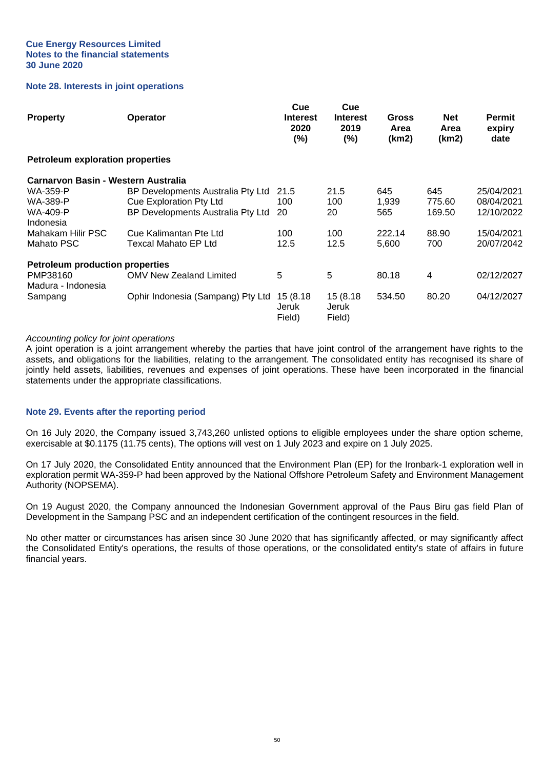**Cue Energy Resources Limited**
**Notes to the financial statements**
**30 June 2020**

### Note 28. Interests in joint operations

| Property | Operator | Cue Interest 2020 (%) | Cue Interest 2019 (%) | Gross Area (km2) | Net Area (km2) | Permit expiry date |
|---|---|---|---|---|---|---|
| **Petroleum exploration properties** | | | | | | |
| **Carnarvon Basin - Western Australia** | | | | | | |
| WA-359-P | BP Developments Australia Pty Ltd | 21.5 | 21.5 | 645 | 645 | 25/04/2021 |
| WA-389-P | Cue Exploration Pty Ltd | 100 | 100 | 1,939 | 775.60 | 08/04/2021 |
| WA-409-P | BP Developments Australia Pty Ltd | 20 | 20 | 565 | 169.50 | 12/10/2022 |
| Indonesia | | | | | | |
| Mahakam Hilir PSC | Cue Kalimantan Pte Ltd | 100 | 100 | 222.14 | 88.90 | 15/04/2021 |
| Mahato PSC | Texcal Mahato EP Ltd | 12.5 | 12.5 | 5,600 | 700 | 20/07/2042 |
| **Petroleum production properties** | | | | | | |
| PMP38160 | OMV New Zealand Limited | 5 | 5 | 80.18 | 4 | 02/12/2027 |
| Madura - Indonesia | | | | | | |
| Sampang | Ophir Indonesia (Sampang) Pty Ltd | 15 (8.18 Jeruk Field) | 15 (8.18 Jeruk Field) | 534.50 | 80.20 | 04/12/2027 |

*Accounting policy for joint operations*

A joint operation is a joint arrangement whereby the parties that have joint control of the arrangement have rights to the assets, and obligations for the liabilities, relating to the arrangement. The consolidated entity has recognised its share of jointly held assets, liabilities, revenues and expenses of joint operations. These have been incorporated in the financial statements under the appropriate classifications.

### Note 29. Events after the reporting period

On 16 July 2020, the Company issued 3,743,260 unlisted options to eligible employees under the share option scheme, exercisable at $0.1175 (11.75 cents), The options will vest on 1 July 2023 and expire on 1 July 2025.

On 17 July 2020, the Consolidated Entity announced that the Environment Plan (EP) for the Ironbark-1 exploration well in exploration permit WA-359-P had been approved by the National Offshore Petroleum Safety and Environment Management Authority (NOPSEMA).

On 19 August 2020, the Company announced the Indonesian Government approval of the Paus Biru gas field Plan of Development in the Sampang PSC and an independent certification of the contingent resources in the field.

No other matter or circumstances has arisen since 30 June 2020 that has significantly affected, or may significantly affect the Consolidated Entity's operations, the results of those operations, or the consolidated entity's state of affairs in future financial years.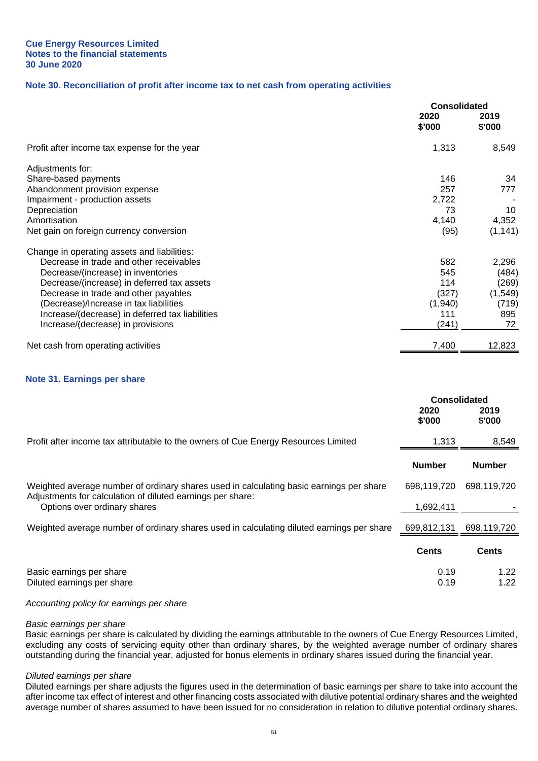**Cue Energy Resources Limited**
**Notes to the financial statements**
**30 June 2020**

## Note 30. Reconciliation of profit after income tax to net cash from operating activities

| | Consolidated | |
|---|---|---|
| | 2020 $'000 | 2019 $'000 |
| Profit after income tax expense for the year | 1,313 | 8,549 |
| Adjustments for: | | |
| Share-based payments | 146 | 34 |
| Abandonment provision expense | 257 | 777 |
| Impairment - production assets | 2,722 | - |
| Depreciation | 73 | 10 |
| Amortisation | 4,140 | 4,352 |
| Net gain on foreign currency conversion | (95) | (1,141) |
| Change in operating assets and liabilities: | | |
| Decrease in trade and other receivables | 582 | 2,296 |
| Decrease/(increase) in inventories | 545 | (484) |
| Decrease/(increase) in deferred tax assets | 114 | (269) |
| Decrease in trade and other payables | (327) | (1,549) |
| (Decrease)/Increase in tax liabilities | (1,940) | (719) |
| Increase/(decrease) in deferred tax liabilities | 111 | 895 |
| Increase/(decrease) in provisions | (241) | 72 |
| Net cash from operating activities | 7,400 | 12,823 |

## Note 31. Earnings per share

| | Consolidated | |
|---|---|---|
| | 2020 $'000 | 2019 $'000 |
| Profit after income tax attributable to the owners of Cue Energy Resources Limited | 1,313 | 8,549 |
| | **Number** | **Number** |
| Weighted average number of ordinary shares used in calculating basic earnings per share | 698,119,720 | 698,119,720 |
| Adjustments for calculation of diluted earnings per share: | | |
| Options over ordinary shares | 1,692,411 | - |
| Weighted average number of ordinary shares used in calculating diluted earnings per share | 699,812,131 | 698,119,720 |
| | **Cents** | **Cents** |
| Basic earnings per share | 0.19 | 1.22 |
| Diluted earnings per share | 0.19 | 1.22 |

*Accounting policy for earnings per share*

*Basic earnings per share*
Basic earnings per share is calculated by dividing the earnings attributable to the owners of Cue Energy Resources Limited, excluding any costs of servicing equity other than ordinary shares, by the weighted average number of ordinary shares outstanding during the financial year, adjusted for bonus elements in ordinary shares issued during the financial year.

*Diluted earnings per share*
Diluted earnings per share adjusts the figures used in the determination of basic earnings per share to take into account the after income tax effect of interest and other financing costs associated with dilutive potential ordinary shares and the weighted average number of shares assumed to have been issued for no consideration in relation to dilutive potential ordinary shares.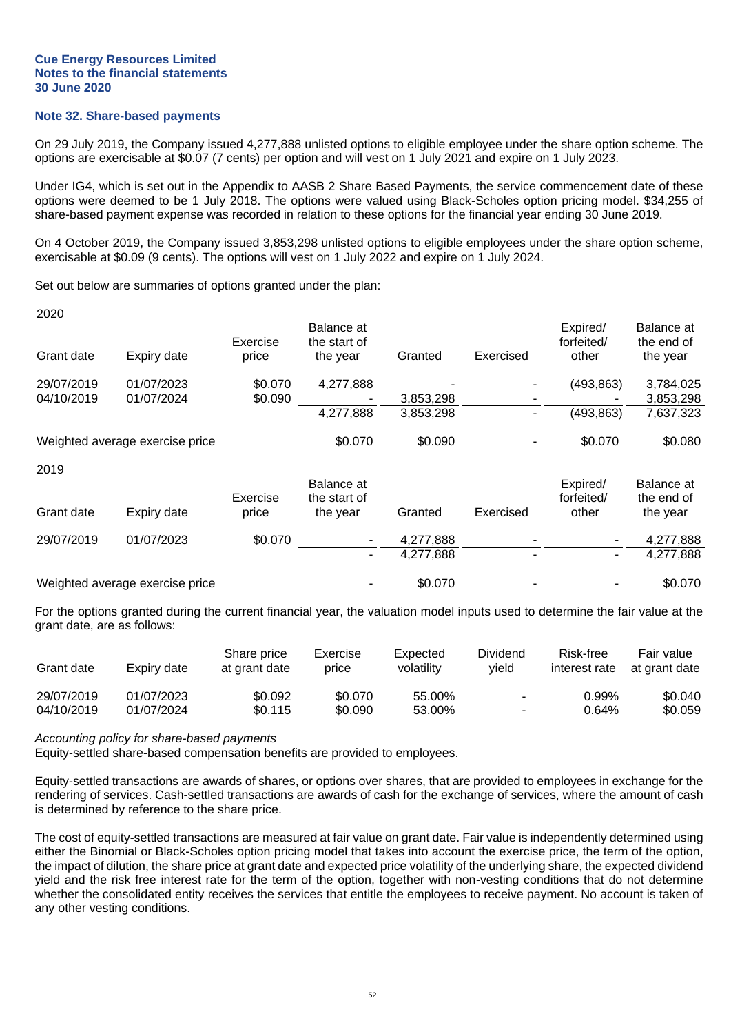Cue Energy Resources Limited
Notes to the financial statements
30 June 2020

## Note 32. Share-based payments

On 29 July 2019, the Company issued 4,277,888 unlisted options to eligible employee under the share option scheme. The options are exercisable at $0.07 (7 cents) per option and will vest on 1 July 2021 and expire on 1 July 2023.

Under IG4, which is set out in the Appendix to AASB 2 Share Based Payments, the service commencement date of these options were deemed to be 1 July 2018. The options were valued using Black-Scholes option pricing model. $34,255 of share-based payment expense was recorded in relation to these options for the financial year ending 30 June 2019.

On 4 October 2019, the Company issued 3,853,298 unlisted options to eligible employees under the share option scheme, exercisable at $0.09 (9 cents). The options will vest on 1 July 2022 and expire on 1 July 2024.

Set out below are summaries of options granted under the plan:

2020

| Grant date | Expiry date | Exercise price | Balance at the start of the year | Granted | Exercised | Expired/ forfeited/ other | Balance at the end of the year |
|---|---|---|---|---|---|---|---|
| 29/07/2019 | 01/07/2023 | $0.070 | 4,277,888 | - | - | (493,863) | 3,784,025 |
| 04/10/2019 | 01/07/2024 | $0.090 | - | 3,853,298 | - | - | 3,853,298 |
| | | | 4,277,888 | 3,853,298 | - | (493,863) | 7,637,323 |
| Weighted average exercise price | | | $0.070 | $0.090 | - | $0.070 | $0.080 |

2019

| Grant date | Expiry date | Exercise price | Balance at the start of the year | Granted | Exercised | Expired/ forfeited/ other | Balance at the end of the year |
|---|---|---|---|---|---|---|---|
| 29/07/2019 | 01/07/2023 | $0.070 | - | 4,277,888 | - | - | 4,277,888 |
| | | | - | 4,277,888 | - | - | 4,277,888 |
| Weighted average exercise price | | | - | $0.070 | - | - | $0.070 |

For the options granted during the current financial year, the valuation model inputs used to determine the fair value at the grant date, are as follows:

| Grant date | Expiry date | Share price at grant date | Exercise price | Expected volatility | Dividend yield | Risk-free interest rate | Fair value at grant date |
|---|---|---|---|---|---|---|---|
| 29/07/2019 | 01/07/2023 | $0.092 | $0.070 | 55.00% | - | 0.99% | $0.040 |
| 04/10/2019 | 01/07/2024 | $0.115 | $0.090 | 53.00% | - | 0.64% | $0.059 |

*Accounting policy for share-based payments*

Equity-settled share-based compensation benefits are provided to employees.

Equity-settled transactions are awards of shares, or options over shares, that are provided to employees in exchange for the rendering of services. Cash-settled transactions are awards of cash for the exchange of services, where the amount of cash is determined by reference to the share price.

The cost of equity-settled transactions are measured at fair value on grant date. Fair value is independently determined using either the Binomial or Black-Scholes option pricing model that takes into account the exercise price, the term of the option, the impact of dilution, the share price at grant date and expected price volatility of the underlying share, the expected dividend yield and the risk free interest rate for the term of the option, together with non-vesting conditions that do not determine whether the consolidated entity receives the services that entitle the employees to receive payment. No account is taken of any other vesting conditions.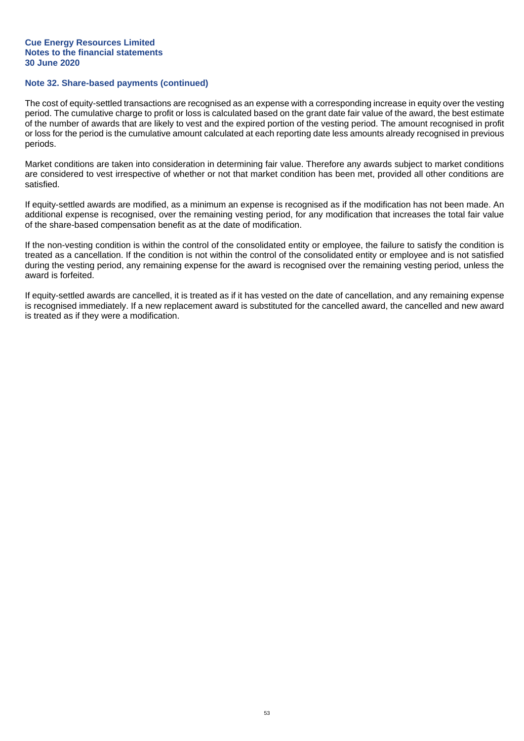## Note 32. Share-based payments (continued)

The cost of equity-settled transactions are recognised as an expense with a corresponding increase in equity over the vesting period. The cumulative charge to profit or loss is calculated based on the grant date fair value of the award, the best estimate of the number of awards that are likely to vest and the expired portion of the vesting period. The amount recognised in profit or loss for the period is the cumulative amount calculated at each reporting date less amounts already recognised in previous periods.

Market conditions are taken into consideration in determining fair value. Therefore any awards subject to market conditions are considered to vest irrespective of whether or not that market condition has been met, provided all other conditions are satisfied.

If equity-settled awards are modified, as a minimum an expense is recognised as if the modification has not been made. An additional expense is recognised, over the remaining vesting period, for any modification that increases the total fair value of the share-based compensation benefit as at the date of modification.

If the non-vesting condition is within the control of the consolidated entity or employee, the failure to satisfy the condition is treated as a cancellation. If the condition is not within the control of the consolidated entity or employee and is not satisfied during the vesting period, any remaining expense for the award is recognised over the remaining vesting period, unless the award is forfeited.

If equity-settled awards are cancelled, it is treated as if it has vested on the date of cancellation, and any remaining expense is recognised immediately. If a new replacement award is substituted for the cancelled award, the cancelled and new award is treated as if they were a modification.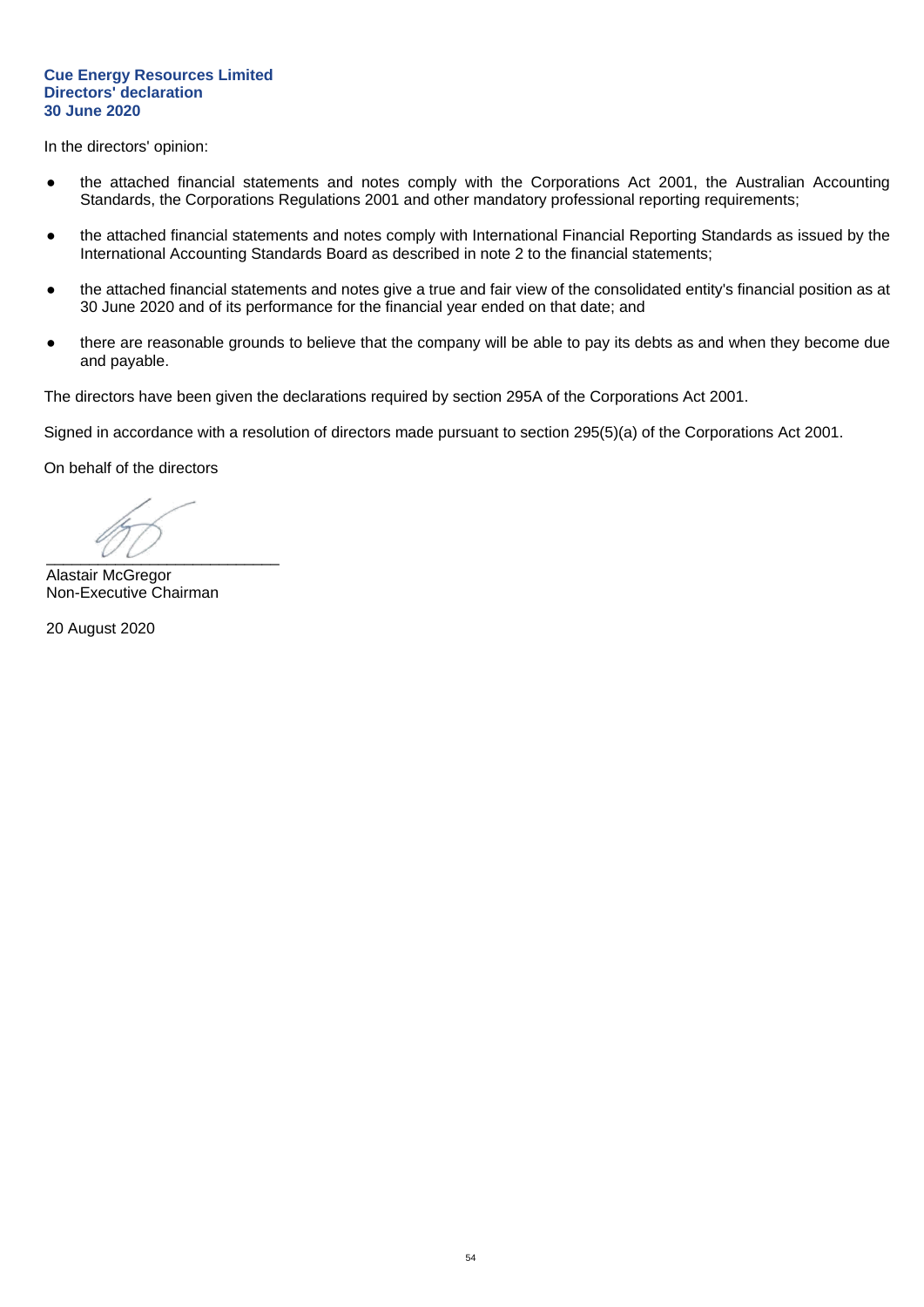**Cue Energy Resources Limited**
**Directors' declaration**
**30 June 2020**

In the directors' opinion:

- the attached financial statements and notes comply with the Corporations Act 2001, the Australian Accounting Standards, the Corporations Regulations 2001 and other mandatory professional reporting requirements;
- the attached financial statements and notes comply with International Financial Reporting Standards as issued by the International Accounting Standards Board as described in note 2 to the financial statements;
- the attached financial statements and notes give a true and fair view of the consolidated entity's financial position as at 30 June 2020 and of its performance for the financial year ended on that date; and
- there are reasonable grounds to believe that the company will be able to pay its debts as and when they become due and payable.

The directors have been given the declarations required by section 295A of the Corporations Act 2001.

Signed in accordance with a resolution of directors made pursuant to section 295(5)(a) of the Corporations Act 2001.

On behalf of the directors

___________________________
Alastair McGregor
Non-Executive Chairman

20 August 2020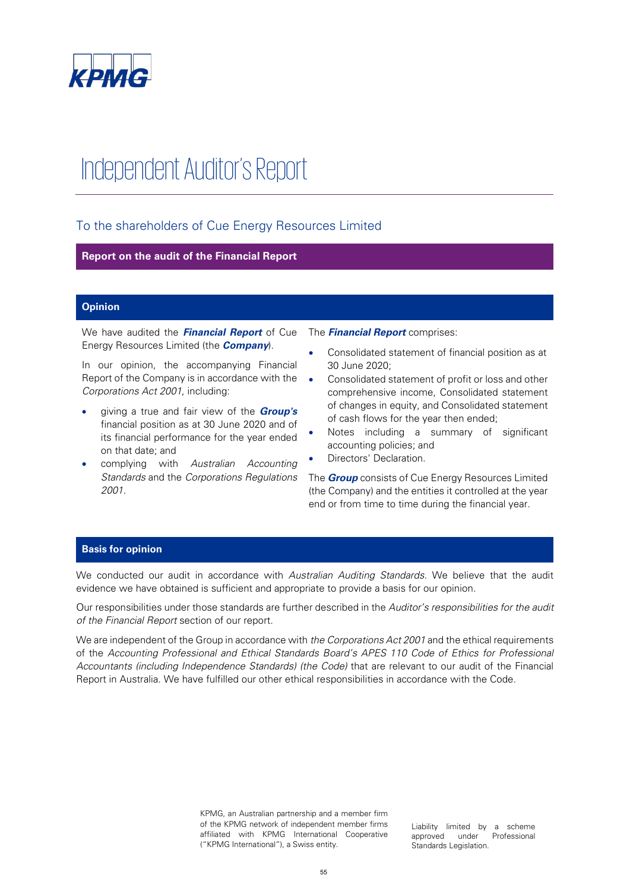# Independent Auditor's Report

## To the shareholders of Cue Energy Resources Limited

### Report on the audit of the Financial Report

### Opinion

We have audited the ***Financial Report*** of Cue Energy Resources Limited (the ***Company***).

In our opinion, the accompanying Financial Report of the Company is in accordance with the *Corporations Act 2001*, including:

- giving a true and fair view of the ***Group's*** financial position as at 30 June 2020 and of its financial performance for the year ended on that date; and
- complying with *Australian Accounting Standards* and the *Corporations Regulations 2001*.

The ***Financial Report*** comprises:

- Consolidated statement of financial position as at 30 June 2020;
- Consolidated statement of profit or loss and other comprehensive income, Consolidated statement of changes in equity, and Consolidated statement of cash flows for the year then ended;
- Notes including a summary of significant accounting policies; and
- Directors' Declaration.

The ***Group*** consists of Cue Energy Resources Limited (the Company) and the entities it controlled at the year end or from time to time during the financial year.

### Basis for opinion

We conducted our audit in accordance with *Australian Auditing Standards*. We believe that the audit evidence we have obtained is sufficient and appropriate to provide a basis for our opinion.

Our responsibilities under those standards are further described in the *Auditor's responsibilities for the audit of the Financial Report* section of our report.

We are independent of the Group in accordance with *the Corporations Act 2001* and the ethical requirements of the *Accounting Professional and Ethical Standards Board's APES 110 Code of Ethics for Professional Accountants (including Independence Standards) (the Code)* that are relevant to our audit of the Financial Report in Australia. We have fulfilled our other ethical responsibilities in accordance with the Code.

KPMG, an Australian partnership and a member firm of the KPMG network of independent member firms affiliated with KPMG International Cooperative ("KPMG International"), a Swiss entity.

Liability limited by a scheme approved under Professional Standards Legislation.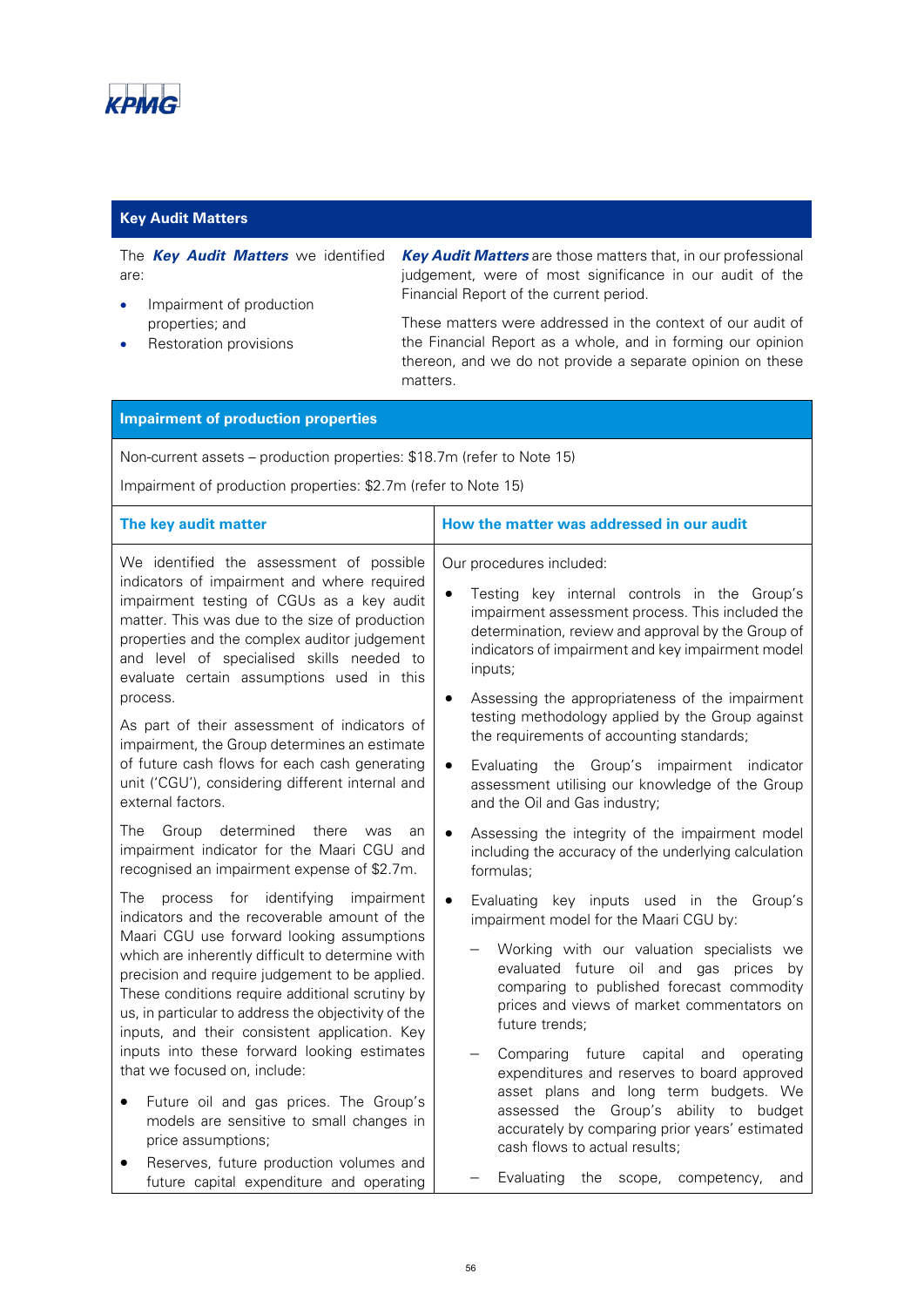KPMG

## Key Audit Matters

The ***Key Audit Matters*** we identified are:

- Impairment of production properties; and
- Restoration provisions

***Key Audit Matters*** are those matters that, in our professional judgement, were of most significance in our audit of the Financial Report of the current period.

These matters were addressed in the context of our audit of the Financial Report as a whole, and in forming our opinion thereon, and we do not provide a separate opinion on these matters.

### Impairment of production properties

Non-current assets – production properties: $18.7m (refer to Note 15)

Impairment of production properties: $2.7m (refer to Note 15)

| The key audit matter | How the matter was addressed in our audit |
|---|---|
| We identified the assessment of possible indicators of impairment and where required impairment testing of CGUs as a key audit matter. This was due to the size of production properties and the complex auditor judgement and level of specialised skills needed to evaluate certain assumptions used in this process.<br><br>As part of their assessment of indicators of impairment, the Group determines an estimate of future cash flows for each cash generating unit ('CGU'), considering different internal and external factors.<br><br>The Group determined there was an impairment indicator for the Maari CGU and recognised an impairment expense of $2.7m.<br><br>The process for identifying impairment indicators and the recoverable amount of the Maari CGU use forward looking assumptions which are inherently difficult to determine with precision and require judgement to be applied. These conditions require additional scrutiny by us, in particular to address the objectivity of the inputs, and their consistent application. Key inputs into these forward looking estimates that we focused on, include:<br><br>• Future oil and gas prices. The Group's models are sensitive to small changes in price assumptions;<br>• Reserves, future production volumes and future capital expenditure and operating | Our procedures included:<br><br>• Testing key internal controls in the Group's impairment assessment process. This included the determination, review and approval by the Group of indicators of impairment and key impairment model inputs;<br>• Assessing the appropriateness of the impairment testing methodology applied by the Group against the requirements of accounting standards;<br>• Evaluating the Group's impairment indicator assessment utilising our knowledge of the Group and the Oil and Gas industry;<br>• Assessing the integrity of the impairment model including the accuracy of the underlying calculation formulas;<br>• Evaluating key inputs used in the Group's impairment model for the Maari CGU by:<br>  – Working with our valuation specialists we evaluated future oil and gas prices by comparing to published forecast commodity prices and views of market commentators on future trends;<br>  – Comparing future capital and operating expenditures and reserves to board approved asset plans and long term budgets. We assessed the Group's ability to budget accurately by comparing prior years' estimated cash flows to actual results;<br>  – Evaluating the scope, competency, and |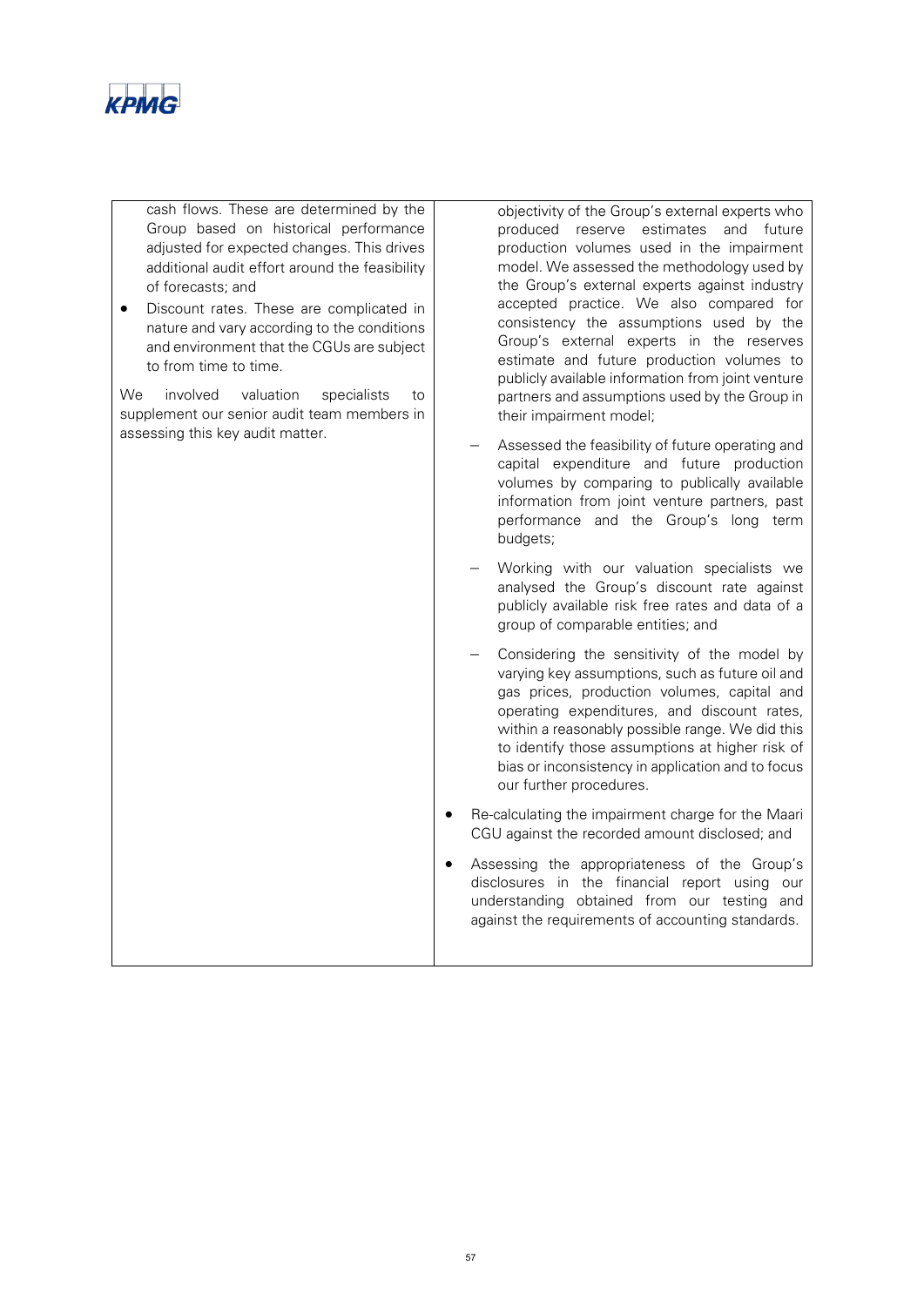| | |
|---|---|
| cash flows. These are determined by the Group based on historical performance adjusted for expected changes. This drives additional audit effort around the feasibility of forecasts; and<br>• Discount rates. These are complicated in nature and vary according to the conditions and environment that the CGUs are subject to from time to time.<br><br>We involved valuation specialists to supplement our senior audit team members in assessing this key audit matter. | objectivity of the Group's external experts who produced reserve estimates and future production volumes used in the impairment model. We assessed the methodology used by the Group's external experts against industry accepted practice. We also compared for consistency the assumptions used by the Group's external experts in the reserves estimate and future production volumes to publicly available information from joint venture partners and assumptions used by the Group in their impairment model;<br><br>– Assessed the feasibility of future operating and capital expenditure and future production volumes by comparing to publically available information from joint venture partners, past performance and the Group's long term budgets;<br><br>– Working with our valuation specialists we analysed the Group's discount rate against publicly available risk free rates and data of a group of comparable entities; and<br><br>– Considering the sensitivity of the model by varying key assumptions, such as future oil and gas prices, production volumes, capital and operating expenditures, and discount rates, within a reasonably possible range. We did this to identify those assumptions at higher risk of bias or inconsistency in application and to focus our further procedures.<br><br>• Re-calculating the impairment charge for the Maari CGU against the recorded amount disclosed; and<br><br>• Assessing the appropriateness of the Group's disclosures in the financial report using our understanding obtained from our testing and against the requirements of accounting standards. |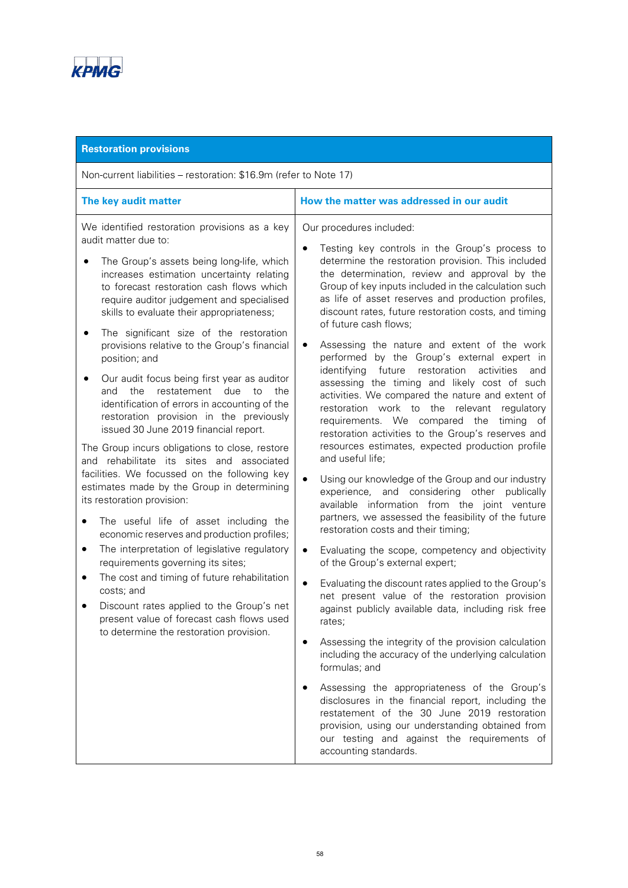| Restoration provisions | |
|---|---|
| Non-current liabilities – restoration: $16.9m (refer to Note 17) | |
| **The key audit matter** | **How the matter was addressed in our audit** |
| We identified restoration provisions as a key audit matter due to:<br><br>• The Group's assets being long-life, which increases estimation uncertainty relating to forecast restoration cash flows which require auditor judgement and specialised skills to evaluate their appropriateness;<br><br>• The significant size of the restoration provisions relative to the Group's financial position; and<br><br>• Our audit focus being first year as auditor and the restatement due to the identification of errors in accounting of the restoration provision in the previously issued 30 June 2019 financial report.<br><br>The Group incurs obligations to close, restore and rehabilitate its sites and associated facilities. We focussed on the following key estimates made by the Group in determining its restoration provision:<br><br>• The useful life of asset including the economic reserves and production profiles;<br>• The interpretation of legislative regulatory requirements governing its sites;<br>• The cost and timing of future rehabilitation costs; and<br>• Discount rates applied to the Group's net present value of forecast cash flows used to determine the restoration provision. | Our procedures included:<br><br>• Testing key controls in the Group's process to determine the restoration provision. This included the determination, review and approval by the Group of key inputs included in the calculation such as life of asset reserves and production profiles, discount rates, future restoration costs, and timing of future cash flows;<br><br>• Assessing the nature and extent of the work performed by the Group's external expert in identifying future restoration activities and assessing the timing and likely cost of such activities. We compared the nature and extent of restoration work to the relevant regulatory requirements. We compared the timing of restoration activities to the Group's reserves and resources estimates, expected production profile and useful life;<br><br>• Using our knowledge of the Group and our industry experience, and considering other publically available information from the joint venture partners, we assessed the feasibility of the future restoration costs and their timing;<br><br>• Evaluating the scope, competency and objectivity of the Group's external expert;<br><br>• Evaluating the discount rates applied to the Group's net present value of the restoration provision against publicly available data, including risk free rates;<br><br>• Assessing the integrity of the provision calculation including the accuracy of the underlying calculation formulas; and<br><br>• Assessing the appropriateness of the Group's disclosures in the financial report, including the restatement of the 30 June 2019 restoration provision, using our understanding obtained from our testing and against the requirements of accounting standards. |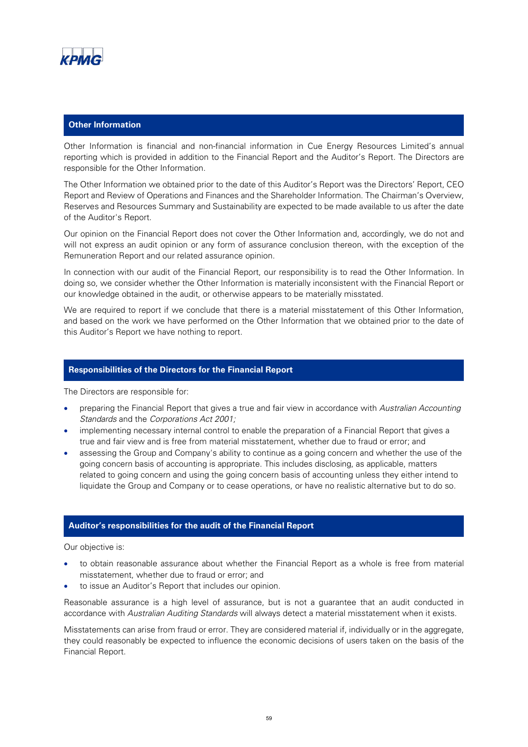## Other Information

Other Information is financial and non-financial information in Cue Energy Resources Limited's annual reporting which is provided in addition to the Financial Report and the Auditor's Report. The Directors are responsible for the Other Information.

The Other Information we obtained prior to the date of this Auditor's Report was the Directors' Report, CEO Report and Review of Operations and Finances and the Shareholder Information. The Chairman's Overview, Reserves and Resources Summary and Sustainability are expected to be made available to us after the date of the Auditor's Report.

Our opinion on the Financial Report does not cover the Other Information and, accordingly, we do not and will not express an audit opinion or any form of assurance conclusion thereon, with the exception of the Remuneration Report and our related assurance opinion.

In connection with our audit of the Financial Report, our responsibility is to read the Other Information. In doing so, we consider whether the Other Information is materially inconsistent with the Financial Report or our knowledge obtained in the audit, or otherwise appears to be materially misstated.

We are required to report if we conclude that there is a material misstatement of this Other Information, and based on the work we have performed on the Other Information that we obtained prior to the date of this Auditor's Report we have nothing to report.

## Responsibilities of the Directors for the Financial Report

The Directors are responsible for:

- preparing the Financial Report that gives a true and fair view in accordance with *Australian Accounting Standards* and the *Corporations Act 2001;*
- implementing necessary internal control to enable the preparation of a Financial Report that gives a true and fair view and is free from material misstatement, whether due to fraud or error; and
- assessing the Group and Company's ability to continue as a going concern and whether the use of the going concern basis of accounting is appropriate. This includes disclosing, as applicable, matters related to going concern and using the going concern basis of accounting unless they either intend to liquidate the Group and Company or to cease operations, or have no realistic alternative but to do so.

## Auditor's responsibilities for the audit of the Financial Report

Our objective is:

- to obtain reasonable assurance about whether the Financial Report as a whole is free from material misstatement, whether due to fraud or error; and
- to issue an Auditor's Report that includes our opinion.

Reasonable assurance is a high level of assurance, but is not a guarantee that an audit conducted in accordance with *Australian Auditing Standards* will always detect a material misstatement when it exists.

Misstatements can arise from fraud or error. They are considered material if, individually or in the aggregate, they could reasonably be expected to influence the economic decisions of users taken on the basis of the Financial Report.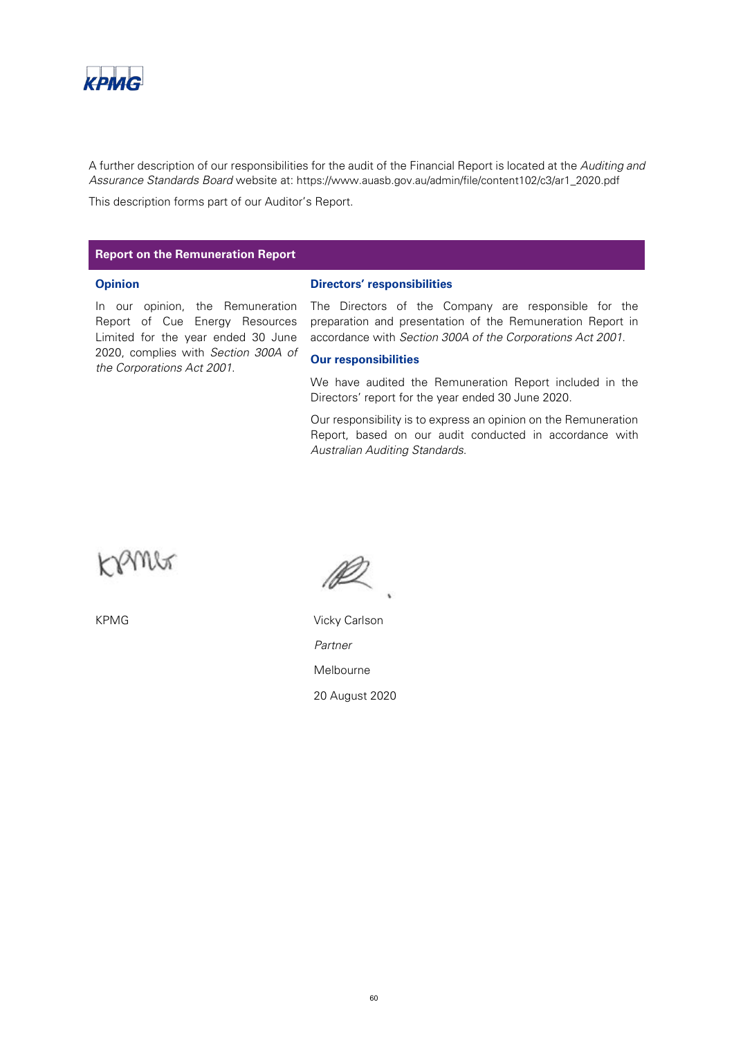A further description of our responsibilities for the audit of the Financial Report is located at the *Auditing and Assurance Standards Board* website at: https://www.auasb.gov.au/admin/file/content102/c3/ar1_2020.pdf

This description forms part of our Auditor's Report.

## Report on the Remuneration Report

### Opinion

In our opinion, the Remuneration Report of Cue Energy Resources Limited for the year ended 30 June 2020, complies with *Section 300A of the Corporations Act 2001*.

### Directors' responsibilities

The Directors of the Company are responsible for the preparation and presentation of the Remuneration Report in accordance with *Section 300A of the Corporations Act 2001*.

### Our responsibilities

We have audited the Remuneration Report included in the Directors' report for the year ended 30 June 2020.

Our responsibility is to express an opinion on the Remuneration Report, based on our audit conducted in accordance with *Australian Auditing Standards*.

KPMG

Vicky Carlson

*Partner*

Melbourne

20 August 2020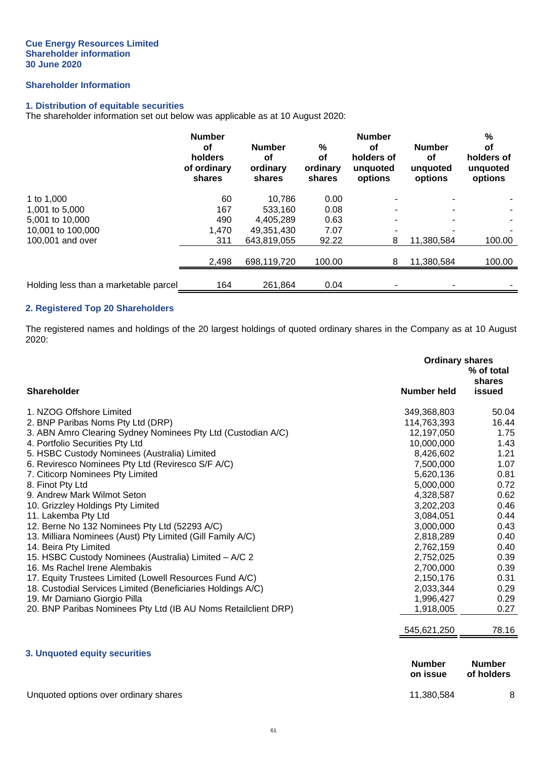**Cue Energy Resources Limited**
**Shareholder information**
**30 June 2020**

## Shareholder Information

### 1. Distribution of equitable securities

The shareholder information set out below was applicable as at 10 August 2020:

| | Number of holders of ordinary shares | Number of ordinary shares | % of ordinary shares | Number of holders of unquoted options | Number of unquoted options | % of holders of unquoted options |
|---|---|---|---|---|---|---|
| 1 to 1,000 | 60 | 10,786 | 0.00 | - | - | - |
| 1,001 to 5,000 | 167 | 533,160 | 0.08 | - | - | - |
| 5,001 to 10,000 | 490 | 4,405,289 | 0.63 | - | - | - |
| 10,001 to 100,000 | 1,470 | 49,351,430 | 7.07 | - | - | - |
| 100,001 and over | 311 | 643,819,055 | 92.22 | 8 | 11,380,584 | 100.00 |
| | 2,498 | 698,119,720 | 100.00 | 8 | 11,380,584 | 100.00 |
| Holding less than a marketable parcel | 164 | 261,864 | 0.04 | - | - | - |

### 2. Registered Top 20 Shareholders

The registered names and holdings of the 20 largest holdings of quoted ordinary shares in the Company as at 10 August 2020:

| Shareholder | Ordinary shares Number held | % of total shares issued |
|---|---|---|
| 1. NZOG Offshore Limited | 349,368,803 | 50.04 |
| 2. BNP Paribas Noms Pty Ltd (DRP) | 114,763,393 | 16.44 |
| 3. ABN Amro Clearing Sydney Nominees Pty Ltd (Custodian A/C) | 12,197,050 | 1.75 |
| 4. Portfolio Securities Pty Ltd | 10,000,000 | 1.43 |
| 5. HSBC Custody Nominees (Australia) Limited | 8,426,602 | 1.21 |
| 6. Reviresco Nominees Pty Ltd (Reviresco S/F A/C) | 7,500,000 | 1.07 |
| 7. Citicorp Nominees Pty Limited | 5,620,136 | 0.81 |
| 8. Finot Pty Ltd | 5,000,000 | 0.72 |
| 9. Andrew Mark Wilmot Seton | 4,328,587 | 0.62 |
| 10. Grizzley Holdings Pty Limited | 3,202,203 | 0.46 |
| 11. Lakemba Pty Ltd | 3,084,051 | 0.44 |
| 12. Berne No 132 Nominees Pty Ltd (52293 A/C) | 3,000,000 | 0.43 |
| 13. Milliara Nominees (Aust) Pty Limited (Gill Family A/C) | 2,818,289 | 0.40 |
| 14. Beira Pty Limited | 2,762,159 | 0.40 |
| 15. HSBC Custody Nominees (Australia) Limited – A/C 2 | 2,752,025 | 0.39 |
| 16. Ms Rachel Irene Alembakis | 2,700,000 | 0.39 |
| 17. Equity Trustees Limited (Lowell Resources Fund A/C) | 2,150,176 | 0.31 |
| 18. Custodial Services Limited (Beneficiaries Holdings A/C) | 2,033,344 | 0.29 |
| 19. Mr Damiano Giorgio Pilla | 1,996,427 | 0.29 |
| 20. BNP Paribas Nominees Pty Ltd (IB AU Noms Retailclient DRP) | 1,918,005 | 0.27 |
| | 545,621,250 | 78.16 |

### 3. Unquoted equity securities

| | Number on issue | Number of holders |
|---|---|---|
| Unquoted options over ordinary shares | 11,380,584 | 8 |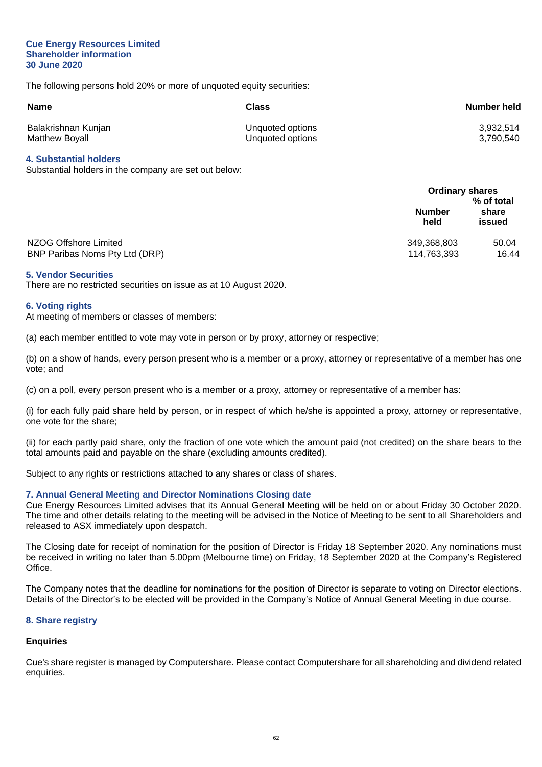**Cue Energy Resources Limited**
**Shareholder information**
**30 June 2020**

The following persons hold 20% or more of unquoted equity securities:

| Name | Class | Number held |
|---|---|---|
| Balakrishnan Kunjan | Unquoted options | 3,932,514 |
| Matthew Boyall | Unquoted options | 3,790,540 |

## 4. Substantial holders

Substantial holders in the company are set out below:

| | Ordinary shares | |
|---|---|---|
| | Number held | % of total share issued |
| NZOG Offshore Limited | 349,368,803 | 50.04 |
| BNP Paribas Noms Pty Ltd (DRP) | 114,763,393 | 16.44 |

## 5. Vendor Securities

There are no restricted securities on issue as at 10 August 2020.

## 6. Voting rights

At meeting of members or classes of members:

(a) each member entitled to vote may vote in person or by proxy, attorney or respective;

(b) on a show of hands, every person present who is a member or a proxy, attorney or representative of a member has one vote; and

(c) on a poll, every person present who is a member or a proxy, attorney or representative of a member has:

(i) for each fully paid share held by person, or in respect of which he/she is appointed a proxy, attorney or representative, one vote for the share;

(ii) for each partly paid share, only the fraction of one vote which the amount paid (not credited) on the share bears to the total amounts paid and payable on the share (excluding amounts credited).

Subject to any rights or restrictions attached to any shares or class of shares.

## 7. Annual General Meeting and Director Nominations Closing date

Cue Energy Resources Limited advises that its Annual General Meeting will be held on or about Friday 30 October 2020. The time and other details relating to the meeting will be advised in the Notice of Meeting to be sent to all Shareholders and released to ASX immediately upon despatch.

The Closing date for receipt of nomination for the position of Director is Friday 18 September 2020. Any nominations must be received in writing no later than 5.00pm (Melbourne time) on Friday, 18 September 2020 at the Company's Registered Office.

The Company notes that the deadline for nominations for the position of Director is separate to voting on Director elections. Details of the Director's to be elected will be provided in the Company's Notice of Annual General Meeting in due course.

## 8. Share registry

**Enquiries**

Cue's share register is managed by Computershare. Please contact Computershare for all shareholding and dividend related enquiries.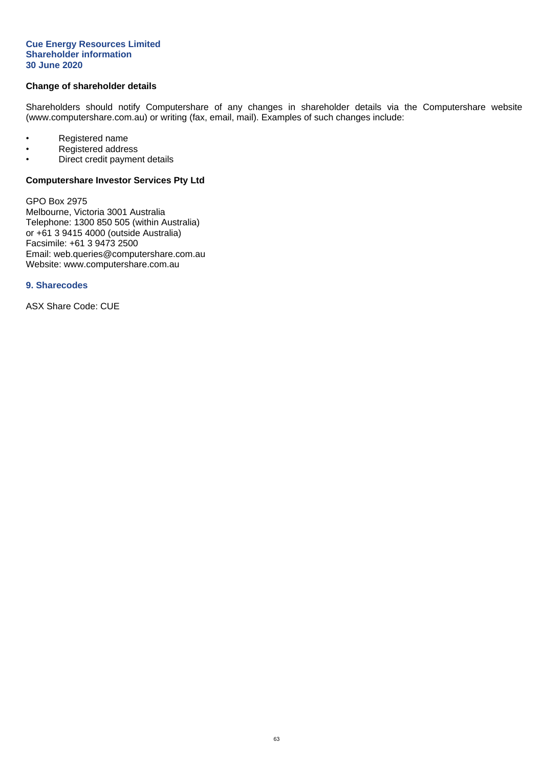**Cue Energy Resources Limited**
**Shareholder information**
**30 June 2020**

### Change of shareholder details

Shareholders should notify Computershare of any changes in shareholder details via the Computershare website (www.computershare.com.au) or writing (fax, email, mail). Examples of such changes include:

- Registered name
- Registered address
- Direct credit payment details

### Computershare Investor Services Pty Ltd

GPO Box 2975
Melbourne, Victoria 3001 Australia
Telephone: 1300 850 505 (within Australia)
or +61 3 9415 4000 (outside Australia)
Facsimile: +61 3 9473 2500
Email: web.queries@computershare.com.au
Website: www.computershare.com.au

## 9. Sharecodes

ASX Share Code: CUE